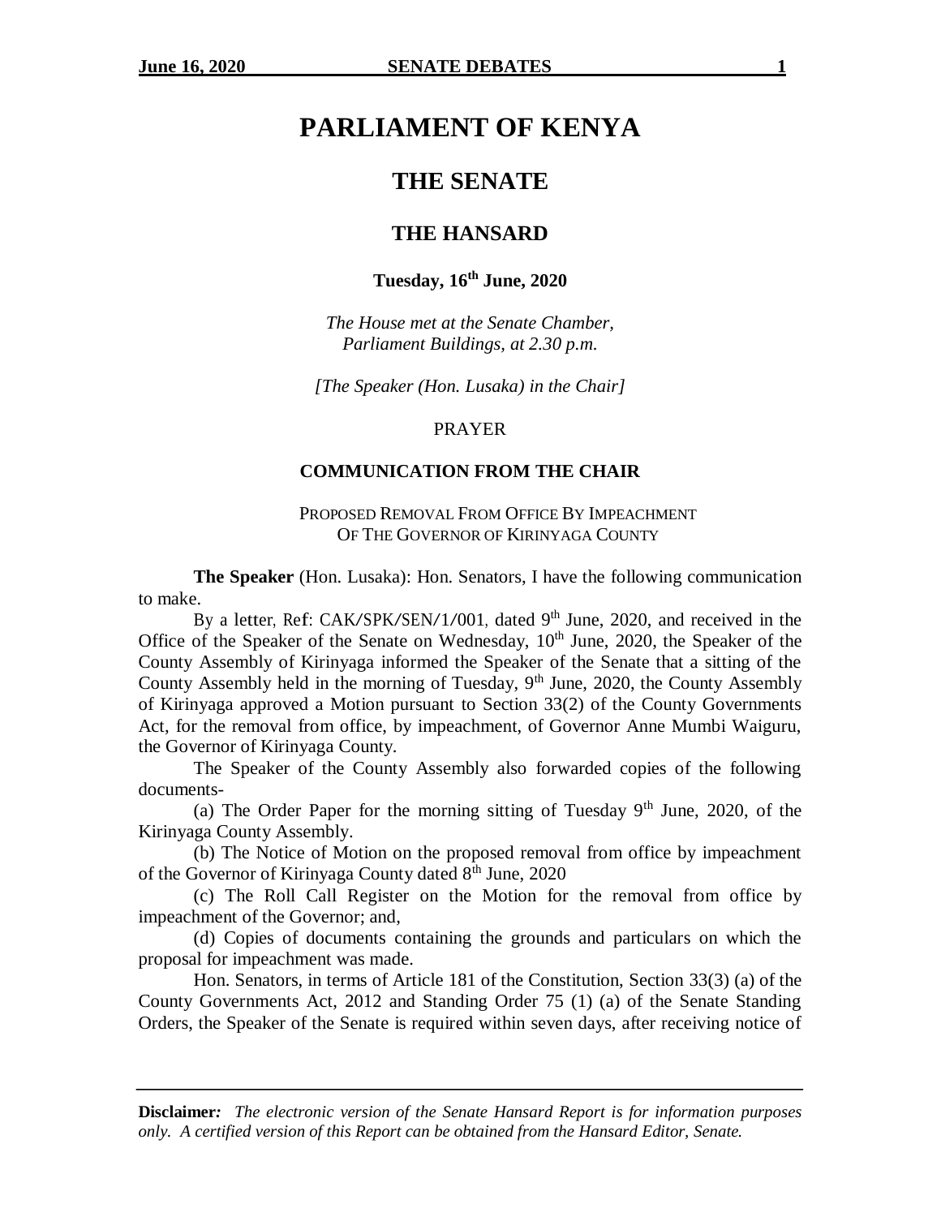# PARLIAMENT OF KENYA

## THE SENATE

## THE HANSARD

**Tuesday, 16th June, 2020**

*The House met at the Senate Chamber, Parliament Buildings, at 2.30 p.m.*

*[The Speaker (Hon. Lusaka) in the Chair]*

PRAYER

### COMMUNICATION FROM THE CHAIR

PROPOSED REMOVAL FROM OFFICE BY IMPEACHMENT OF THE GOVERNOR OF KIRINYAGA COUNTY

**The Speaker** (Hon. Lusaka): Hon. Senators, I have the following communication to make.

By a letter, Ref: CAK/SPK/SEN/1/001, dated 9th June, 2020, and received in the Office of the Speaker of the Senate on Wednesday, 10th June, 2020, the Speaker of the County Assembly of Kirinyaga informed the Speaker of the Senate that a sitting of the County Assembly held in the morning of Tuesday, 9th June, 2020, the County Assembly of Kirinyaga approved a Motion pursuant to Section 33(2) of the County Governments Act, for the removal from office, by impeachment, of Governor Anne Mumbi Waiguru, the Governor of Kirinyaga County.

The Speaker of the County Assembly also forwarded copies of the following documents-

(a) The Order Paper for the morning sitting of Tuesday 9th June, 2020, of the Kirinyaga County Assembly.

(b) The Notice of Motion on the proposed removal from office by impeachment of the Governor of Kirinyaga County dated 8th June, 2020

(c) The Roll Call Register on the Motion for the removal from office by impeachment of the Governor; and,

(d) Copies of documents containing the grounds and particulars on which the proposal for impeachment was made.

Hon. Senators, in terms of Article 181 of the Constitution, Section 33(3) (a) of the County Governments Act, 2012 and Standing Order 75 (1) (a) of the Senate Standing Orders, the Speaker of the Senate is required within seven days, after receiving notice of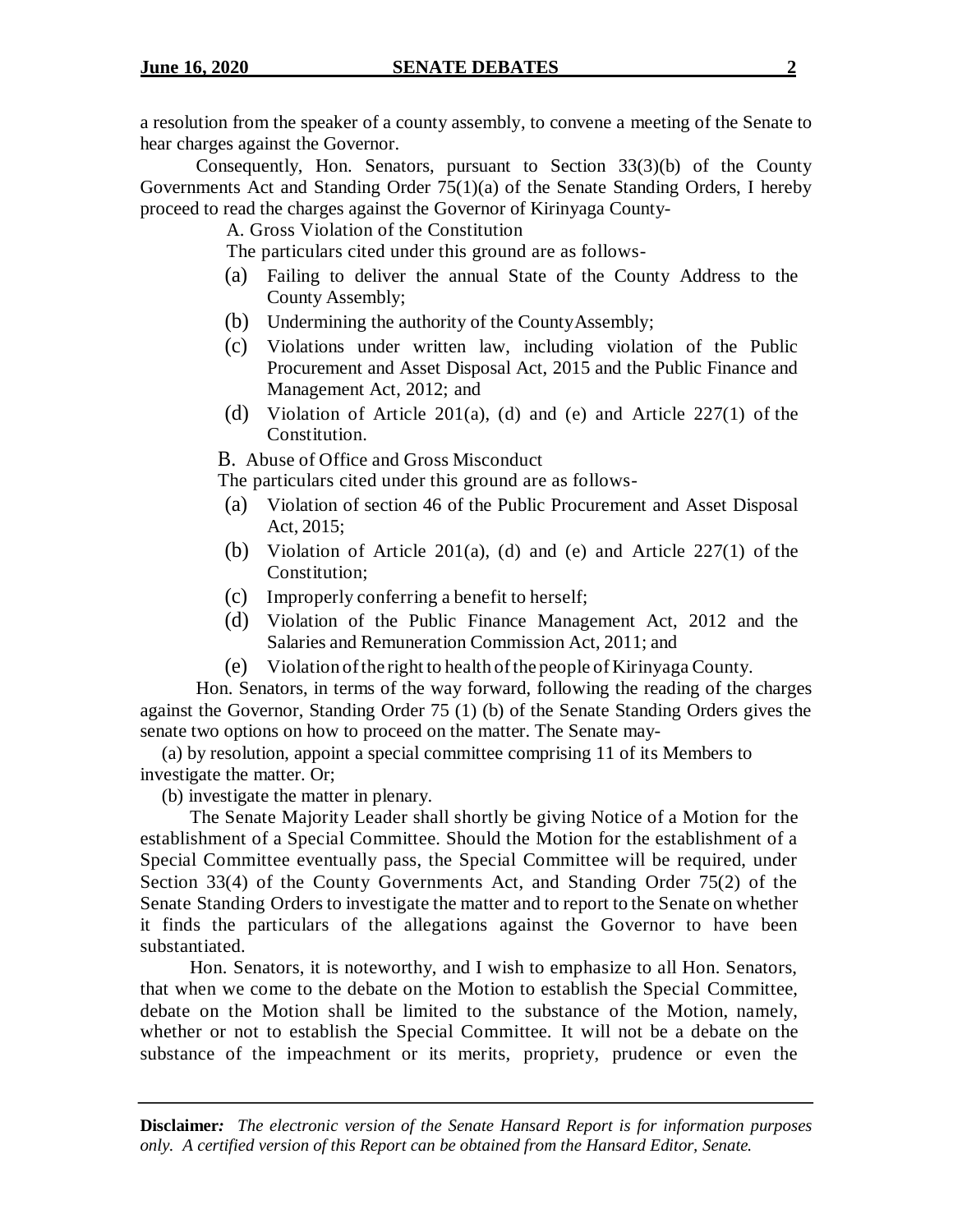a resolution from the speaker of a county assembly, to convene a meeting of the Senate to hear charges against the Governor.

Consequently, Hon. Senators, pursuant to Section 33(3)(b) of the County Governments Act and Standing Order 75(1)(a) of the Senate Standing Orders, I hereby proceed to read the charges against the Governor of Kirinyaga County-

A. Gross Violation of the Constitution

The particulars cited under this ground are as follows-

(a) Failing to deliver the annual State of the County Address to the County Assembly;

(b) Undermining the authority of the County Assembly;

(c) Violations under written law, including violation of the Public Procurement and Asset Disposal Act, 2015 and the Public Finance and Management Act, 2012; and

(d) Violation of Article 201(a), (d) and (e) and Article 227(1) of the Constitution.

B. Abuse of Office and Gross Misconduct

The particulars cited under this ground are as follows-

(a) Violation of section 46 of the Public Procurement and Asset Disposal Act, 2015;

(b) Violation of Article 201(a), (d) and (e) and Article 227(1) of the Constitution;

(c) Improperly conferring a benefit to herself;

(d) Violation of the Public Finance Management Act, 2012 and the Salaries and Remuneration Commission Act, 2011; and

(e) Violation of the right to health of the people of Kirinyaga County.

Hon. Senators, in terms of the way forward, following the reading of the charges against the Governor, Standing Order 75 (1) (b) of the Senate Standing Orders gives the senate two options on how to proceed on the matter. The Senate may-

(a) by resolution, appoint a special committee comprising 11 of its Members to investigate the matter. Or;

(b) investigate the matter in plenary.

The Senate Majority Leader shall shortly be giving Notice of a Motion for the establishment of a Special Committee. Should the Motion for the establishment of a Special Committee eventually pass, the Special Committee will be required, under Section 33(4) of the County Governments Act, and Standing Order 75(2) of the Senate Standing Orders to investigate the matter and to report to the Senate on whether it finds the particulars of the allegations against the Governor to have been substantiated.

Hon. Senators, it is noteworthy, and I wish to emphasize to all Hon. Senators, that when we come to the debate on the Motion to establish the Special Committee, debate on the Motion shall be limited to the substance of the Motion, namely, whether or not to establish the Special Committee. It will not be a debate on the substance of the impeachment or its merits, propriety, prudence or even the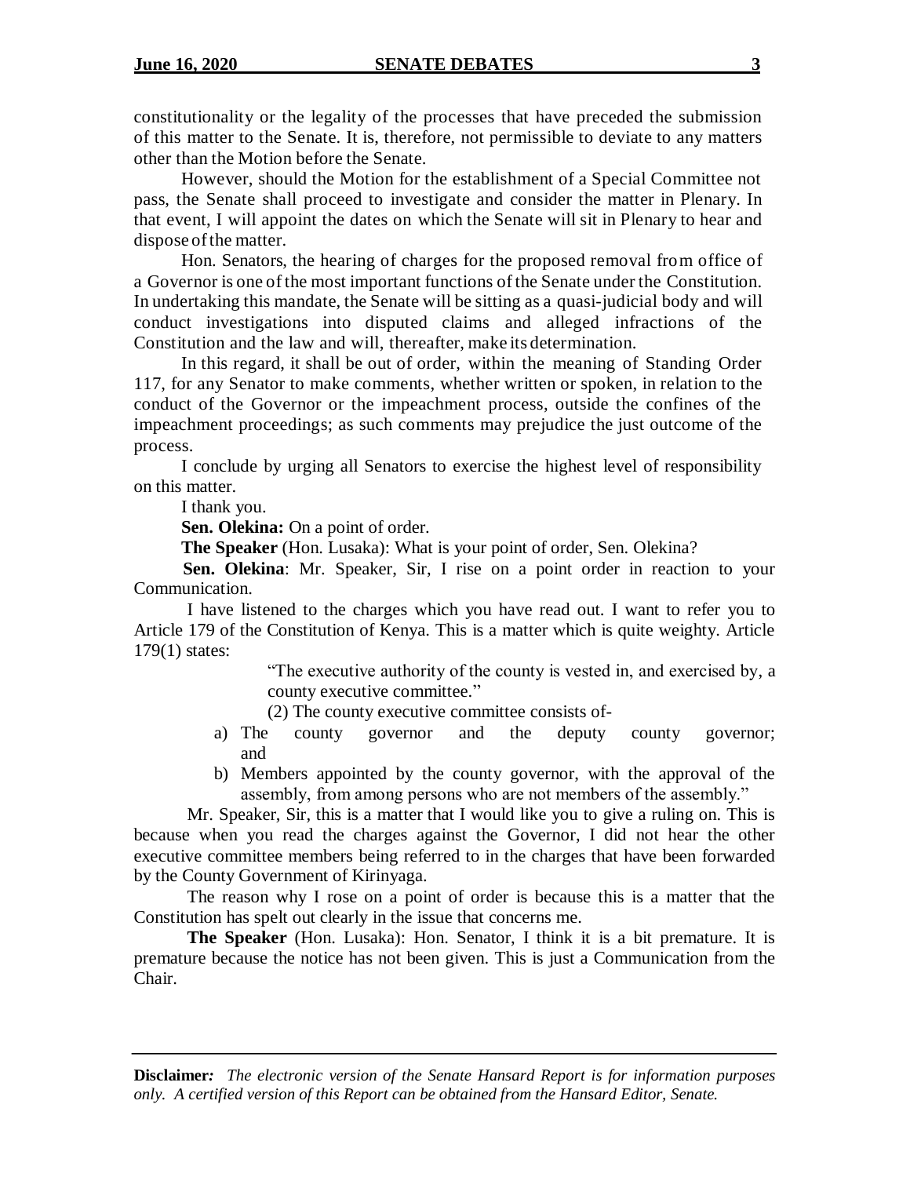constitutionality or the legality of the processes that have preceded the submission of this matter to the Senate. It is, therefore, not permissible to deviate to any matters other than the Motion before the Senate.

However, should the Motion for the establishment of a Special Committee not pass, the Senate shall proceed to investigate and consider the matter in Plenary. In that event, I will appoint the dates on which the Senate will sit in Plenary to hear and dispose of the matter.

Hon. Senators, the hearing of charges for the proposed removal from office of a Governor is one of the most important functions of the Senate under the Constitution. In undertaking this mandate, the Senate will be sitting as a quasi-judicial body and will conduct investigations into disputed claims and alleged infractions of the Constitution and the law and will, thereafter, make its determination.

In this regard, it shall be out of order, within the meaning of Standing Order 117, for any Senator to make comments, whether written or spoken, in relation to the conduct of the Governor or the impeachment process, outside the confines of the impeachment proceedings; as such comments may prejudice the just outcome of the process.

I conclude by urging all Senators to exercise the highest level of responsibility on this matter.

I thank you.

**Sen. Olekina:** On a point of order.

**The Speaker** (Hon. Lusaka): What is your point of order, Sen. Olekina?

**Sen. Olekina**: Mr. Speaker, Sir, I rise on a point order in reaction to your Communication.

I have listened to the charges which you have read out. I want to refer you to Article 179 of the Constitution of Kenya. This is a matter which is quite weighty. Article 179(1) states:

> "The executive authority of the county is vested in, and exercised by, a county executive committee."
>
> (2) The county executive committee consists of-
>
> a) The county governor and the deputy county governor; and
>
> b) Members appointed by the county governor, with the approval of the assembly, from among persons who are not members of the assembly."

Mr. Speaker, Sir, this is a matter that I would like you to give a ruling on. This is because when you read the charges against the Governor, I did not hear the other executive committee members being referred to in the charges that have been forwarded by the County Government of Kirinyaga.

The reason why I rose on a point of order is because this is a matter that the Constitution has spelt out clearly in the issue that concerns me.

**The Speaker** (Hon. Lusaka): Hon. Senator, I think it is a bit premature. It is premature because the notice has not been given. This is just a Communication from the Chair.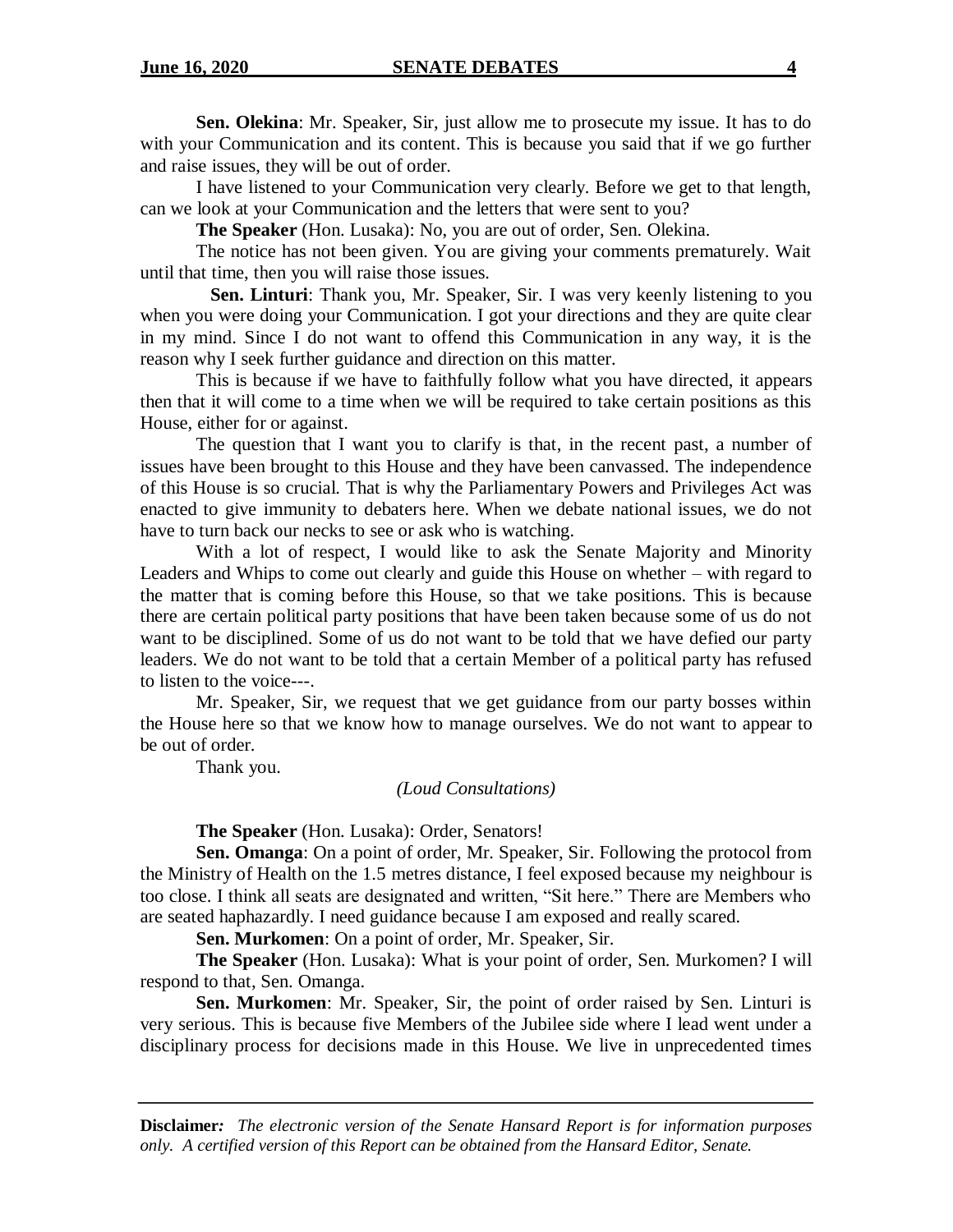**Sen. Olekina**: Mr. Speaker, Sir, just allow me to prosecute my issue. It has to do with your Communication and its content. This is because you said that if we go further and raise issues, they will be out of order.

I have listened to your Communication very clearly. Before we get to that length, can we look at your Communication and the letters that were sent to you?

**The Speaker** (Hon. Lusaka): No, you are out of order, Sen. Olekina.

The notice has not been given. You are giving your comments prematurely. Wait until that time, then you will raise those issues.

**Sen. Linturi**: Thank you, Mr. Speaker, Sir. I was very keenly listening to you when you were doing your Communication. I got your directions and they are quite clear in my mind. Since I do not want to offend this Communication in any way, it is the reason why I seek further guidance and direction on this matter.

This is because if we have to faithfully follow what you have directed, it appears then that it will come to a time when we will be required to take certain positions as this House, either for or against.

The question that I want you to clarify is that, in the recent past, a number of issues have been brought to this House and they have been canvassed. The independence of this House is so crucial. That is why the Parliamentary Powers and Privileges Act was enacted to give immunity to debaters here. When we debate national issues, we do not have to turn back our necks to see or ask who is watching.

With a lot of respect, I would like to ask the Senate Majority and Minority Leaders and Whips to come out clearly and guide this House on whether – with regard to the matter that is coming before this House, so that we take positions. This is because there are certain political party positions that have been taken because some of us do not want to be disciplined. Some of us do not want to be told that we have defied our party leaders. We do not want to be told that a certain Member of a political party has refused to listen to the voice---.

Mr. Speaker, Sir, we request that we get guidance from our party bosses within the House here so that we know how to manage ourselves. We do not want to appear to be out of order.

Thank you.

*(Loud Consultations)*

**The Speaker** (Hon. Lusaka): Order, Senators!

**Sen. Omanga**: On a point of order, Mr. Speaker, Sir. Following the protocol from the Ministry of Health on the 1.5 metres distance, I feel exposed because my neighbour is too close. I think all seats are designated and written, "Sit here." There are Members who are seated haphazardly. I need guidance because I am exposed and really scared.

**Sen. Murkomen**: On a point of order, Mr. Speaker, Sir.

**The Speaker** (Hon. Lusaka): What is your point of order, Sen. Murkomen? I will respond to that, Sen. Omanga.

**Sen. Murkomen**: Mr. Speaker, Sir, the point of order raised by Sen. Linturi is very serious. This is because five Members of the Jubilee side where I lead went under a disciplinary process for decisions made in this House. We live in unprecedented times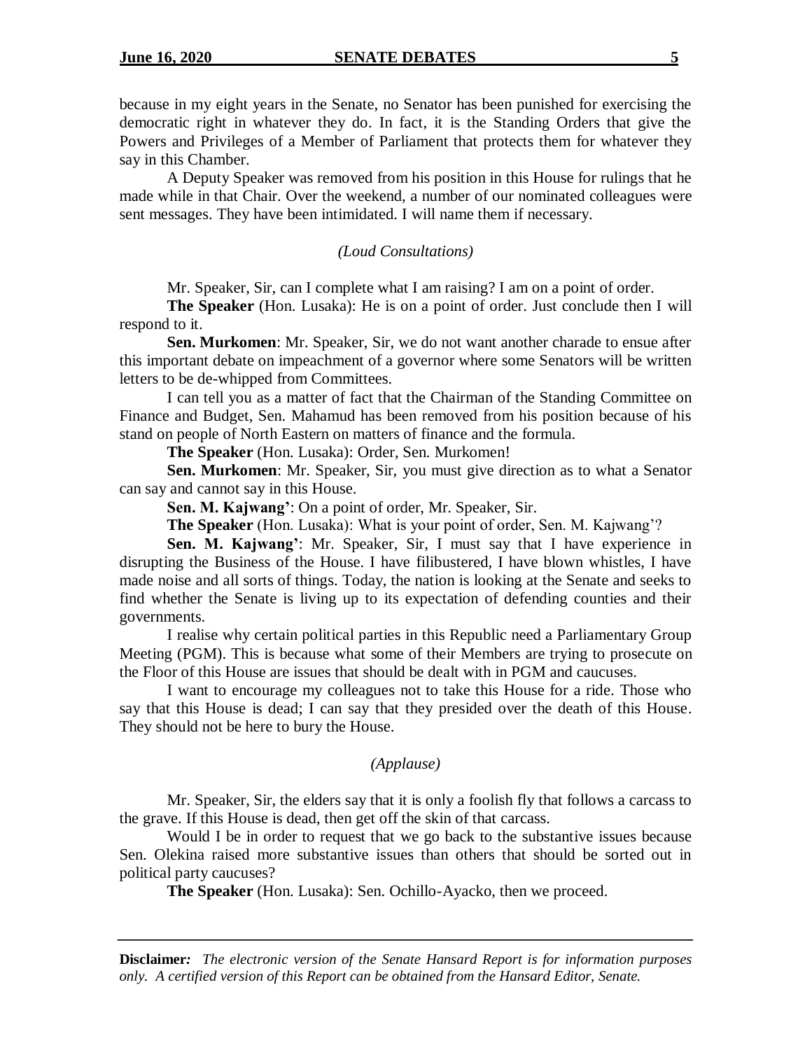because in my eight years in the Senate, no Senator has been punished for exercising the democratic right in whatever they do. In fact, it is the Standing Orders that give the Powers and Privileges of a Member of Parliament that protects them for whatever they say in this Chamber.

A Deputy Speaker was removed from his position in this House for rulings that he made while in that Chair. Over the weekend, a number of our nominated colleagues were sent messages. They have been intimidated. I will name them if necessary.

*(Loud Consultations)*

Mr. Speaker, Sir, can I complete what I am raising? I am on a point of order.

**The Speaker** (Hon. Lusaka): He is on a point of order. Just conclude then I will respond to it.

**Sen. Murkomen**: Mr. Speaker, Sir, we do not want another charade to ensue after this important debate on impeachment of a governor where some Senators will be written letters to be de-whipped from Committees.

I can tell you as a matter of fact that the Chairman of the Standing Committee on Finance and Budget, Sen. Mahamud has been removed from his position because of his stand on people of North Eastern on matters of finance and the formula.

**The Speaker** (Hon. Lusaka): Order, Sen. Murkomen!

**Sen. Murkomen**: Mr. Speaker, Sir, you must give direction as to what a Senator can say and cannot say in this House.

**Sen. M. Kajwang'**: On a point of order, Mr. Speaker, Sir.

**The Speaker** (Hon. Lusaka): What is your point of order, Sen. M. Kajwang'?

**Sen. M. Kajwang'**: Mr. Speaker, Sir, I must say that I have experience in disrupting the Business of the House. I have filibustered, I have blown whistles, I have made noise and all sorts of things. Today, the nation is looking at the Senate and seeks to find whether the Senate is living up to its expectation of defending counties and their governments.

I realise why certain political parties in this Republic need a Parliamentary Group Meeting (PGM). This is because what some of their Members are trying to prosecute on the Floor of this House are issues that should be dealt with in PGM and caucuses.

I want to encourage my colleagues not to take this House for a ride. Those who say that this House is dead; I can say that they presided over the death of this House. They should not be here to bury the House.

*(Applause)*

Mr. Speaker, Sir, the elders say that it is only a foolish fly that follows a carcass to the grave. If this House is dead, then get off the skin of that carcass.

Would I be in order to request that we go back to the substantive issues because Sen. Olekina raised more substantive issues than others that should be sorted out in political party caucuses?

**The Speaker** (Hon. Lusaka): Sen. Ochillo-Ayacko, then we proceed.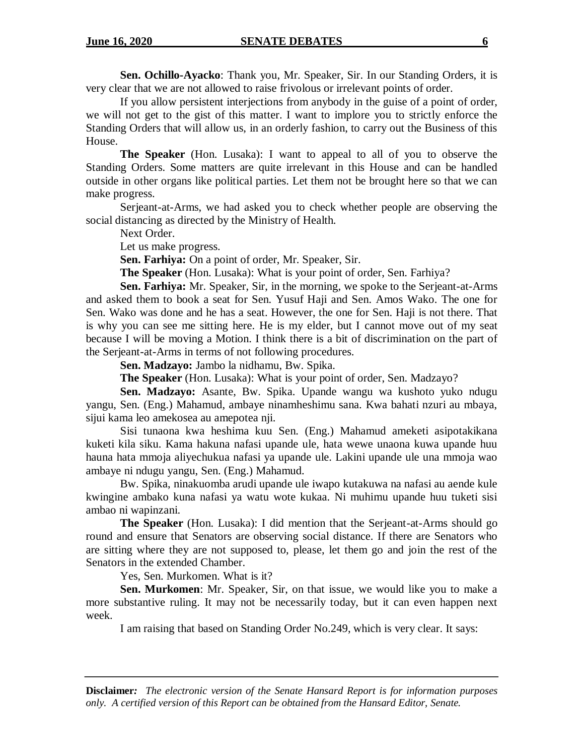**Sen. Ochillo-Ayacko**: Thank you, Mr. Speaker, Sir. In our Standing Orders, it is very clear that we are not allowed to raise frivolous or irrelevant points of order.

If you allow persistent interjections from anybody in the guise of a point of order, we will not get to the gist of this matter. I want to implore you to strictly enforce the Standing Orders that will allow us, in an orderly fashion, to carry out the Business of this House.

**The Speaker** (Hon. Lusaka): I want to appeal to all of you to observe the Standing Orders. Some matters are quite irrelevant in this House and can be handled outside in other organs like political parties. Let them not be brought here so that we can make progress.

Serjeant-at-Arms, we had asked you to check whether people are observing the social distancing as directed by the Ministry of Health.

Next Order.

Let us make progress.

**Sen. Farhiya:** On a point of order, Mr. Speaker, Sir.

**The Speaker** (Hon. Lusaka): What is your point of order, Sen. Farhiya?

**Sen. Farhiya:** Mr. Speaker, Sir, in the morning, we spoke to the Serjeant-at-Arms and asked them to book a seat for Sen. Yusuf Haji and Sen. Amos Wako. The one for Sen. Wako was done and he has a seat. However, the one for Sen. Haji is not there. That is why you can see me sitting here. He is my elder, but I cannot move out of my seat because I will be moving a Motion. I think there is a bit of discrimination on the part of the Serjeant-at-Arms in terms of not following procedures.

**Sen. Madzayo:** Jambo la nidhamu, Bw. Spika.

**The Speaker** (Hon. Lusaka): What is your point of order, Sen. Madzayo?

**Sen. Madzayo:** Asante, Bw. Spika. Upande wangu wa kushoto yuko ndugu yangu, Sen. (Eng.) Mahamud, ambaye ninamheshimu sana. Kwa bahati nzuri au mbaya, sijui kama leo amekosea au amepotea nji.

Sisi tunaona kwa heshima kuu Sen. (Eng.) Mahamud ameketi asipotakikana kuketi kila siku. Kama hakuna nafasi upande ule, hata wewe unaona kuwa upande huu hauna hata mmoja aliyechukua nafasi ya upande ule. Lakini upande ule una mmoja wao ambaye ni ndugu yangu, Sen. (Eng.) Mahamud.

Bw. Spika, ninakuomba arudi upande ule iwapo kutakuwa na nafasi au aende kule kwingine ambako kuna nafasi ya watu wote kukaa. Ni muhimu upande huu tuketi sisi ambao ni wapinzani.

**The Speaker** (Hon. Lusaka): I did mention that the Serjeant-at-Arms should go round and ensure that Senators are observing social distance. If there are Senators who are sitting where they are not supposed to, please, let them go and join the rest of the Senators in the extended Chamber.

Yes, Sen. Murkomen. What is it?

**Sen. Murkomen**: Mr. Speaker, Sir, on that issue, we would like you to make a more substantive ruling. It may not be necessarily today, but it can even happen next week.

I am raising that based on Standing Order No.249, which is very clear. It says:

**Disclaimer:** *The electronic version of the Senate Hansard Report is for information purposes only. A certified version of this Report can be obtained from the Hansard Editor, Senate.*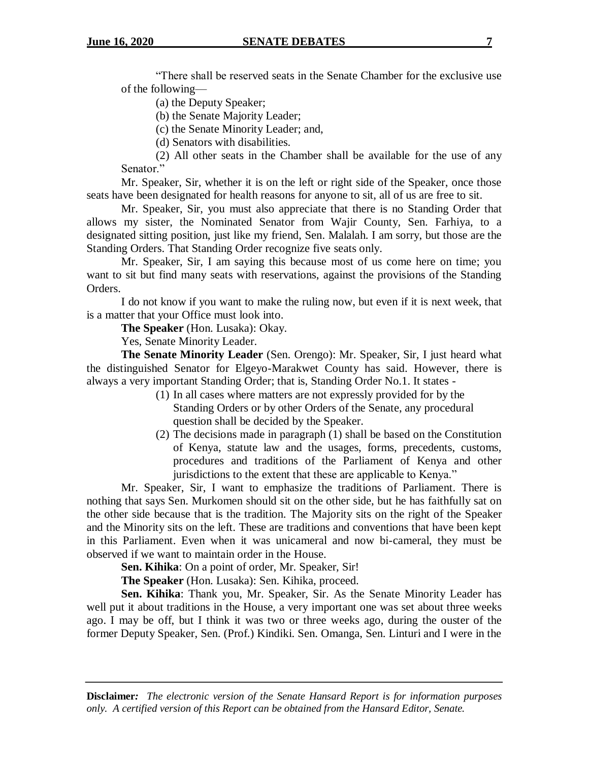"There shall be reserved seats in the Senate Chamber for the exclusive use of the following—

(a) the Deputy Speaker;

(b) the Senate Majority Leader;

(c) the Senate Minority Leader; and,

(d) Senators with disabilities.

(2) All other seats in the Chamber shall be available for the use of any Senator."

Mr. Speaker, Sir, whether it is on the left or right side of the Speaker, once those seats have been designated for health reasons for anyone to sit, all of us are free to sit.

Mr. Speaker, Sir, you must also appreciate that there is no Standing Order that allows my sister, the Nominated Senator from Wajir County, Sen. Farhiya, to a designated sitting position, just like my friend, Sen. Malalah. I am sorry, but those are the Standing Orders. That Standing Order recognize five seats only.

Mr. Speaker, Sir, I am saying this because most of us come here on time; you want to sit but find many seats with reservations, against the provisions of the Standing Orders.

I do not know if you want to make the ruling now, but even if it is next week, that is a matter that your Office must look into.

**The Speaker** (Hon. Lusaka): Okay.

Yes, Senate Minority Leader.

**The Senate Minority Leader** (Sen. Orengo): Mr. Speaker, Sir, I just heard what the distinguished Senator for Elgeyo-Marakwet County has said. However, there is always a very important Standing Order; that is, Standing Order No.1. It states -

(1) In all cases where matters are not expressly provided for by the Standing Orders or by other Orders of the Senate, any procedural question shall be decided by the Speaker.

(2) The decisions made in paragraph (1) shall be based on the Constitution of Kenya, statute law and the usages, forms, precedents, customs, procedures and traditions of the Parliament of Kenya and other jurisdictions to the extent that these are applicable to Kenya."

Mr. Speaker, Sir, I want to emphasize the traditions of Parliament. There is nothing that says Sen. Murkomen should sit on the other side, but he has faithfully sat on the other side because that is the tradition. The Majority sits on the right of the Speaker and the Minority sits on the left. These are traditions and conventions that have been kept in this Parliament. Even when it was unicameral and now bi-cameral, they must be observed if we want to maintain order in the House.

**Sen. Kihika**: On a point of order, Mr. Speaker, Sir!

**The Speaker** (Hon. Lusaka): Sen. Kihika, proceed.

**Sen. Kihika**: Thank you, Mr. Speaker, Sir. As the Senate Minority Leader has well put it about traditions in the House, a very important one was set about three weeks ago. I may be off, but I think it was two or three weeks ago, during the ouster of the former Deputy Speaker, Sen. (Prof.) Kindiki. Sen. Omanga, Sen. Linturi and I were in the

**Disclaimer***:* *The electronic version of the Senate Hansard Report is for information purposes only. A certified version of this Report can be obtained from the Hansard Editor, Senate.*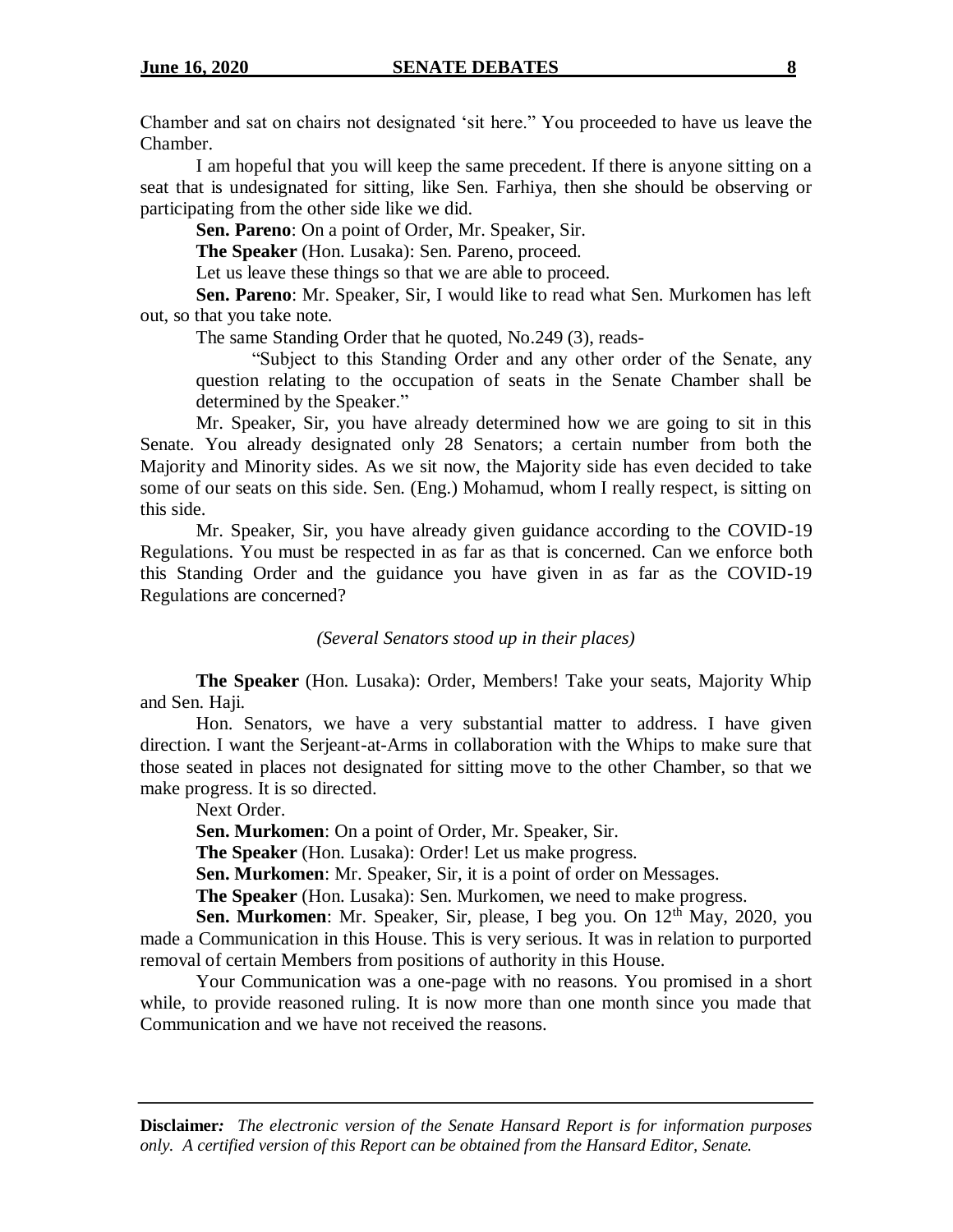Chamber and sat on chairs not designated 'sit here." You proceeded to have us leave the Chamber.

I am hopeful that you will keep the same precedent. If there is anyone sitting on a seat that is undesignated for sitting, like Sen. Farhiya, then she should be observing or participating from the other side like we did.

**Sen. Pareno**: On a point of Order, Mr. Speaker, Sir.

**The Speaker** (Hon. Lusaka): Sen. Pareno, proceed.

Let us leave these things so that we are able to proceed.

**Sen. Pareno**: Mr. Speaker, Sir, I would like to read what Sen. Murkomen has left out, so that you take note.

The same Standing Order that he quoted, No.249 (3), reads-

> "Subject to this Standing Order and any other order of the Senate, any question relating to the occupation of seats in the Senate Chamber shall be determined by the Speaker."

Mr. Speaker, Sir, you have already determined how we are going to sit in this Senate. You already designated only 28 Senators; a certain number from both the Majority and Minority sides. As we sit now, the Majority side has even decided to take some of our seats on this side. Sen. (Eng.) Mohamud, whom I really respect, is sitting on this side.

Mr. Speaker, Sir, you have already given guidance according to the COVID-19 Regulations. You must be respected in as far as that is concerned. Can we enforce both this Standing Order and the guidance you have given in as far as the COVID-19 Regulations are concerned?

*(Several Senators stood up in their places)*

**The Speaker** (Hon. Lusaka): Order, Members! Take your seats, Majority Whip and Sen. Haji.

Hon. Senators, we have a very substantial matter to address. I have given direction. I want the Serjeant-at-Arms in collaboration with the Whips to make sure that those seated in places not designated for sitting move to the other Chamber, so that we make progress. It is so directed.

Next Order.

**Sen. Murkomen**: On a point of Order, Mr. Speaker, Sir.

**The Speaker** (Hon. Lusaka): Order! Let us make progress.

**Sen. Murkomen**: Mr. Speaker, Sir, it is a point of order on Messages.

**The Speaker** (Hon. Lusaka): Sen. Murkomen, we need to make progress.

**Sen. Murkomen**: Mr. Speaker, Sir, please, I beg you. On 12th May, 2020, you made a Communication in this House. This is very serious. It was in relation to purported removal of certain Members from positions of authority in this House.

Your Communication was a one-page with no reasons. You promised in a short while, to provide reasoned ruling. It is now more than one month since you made that Communication and we have not received the reasons.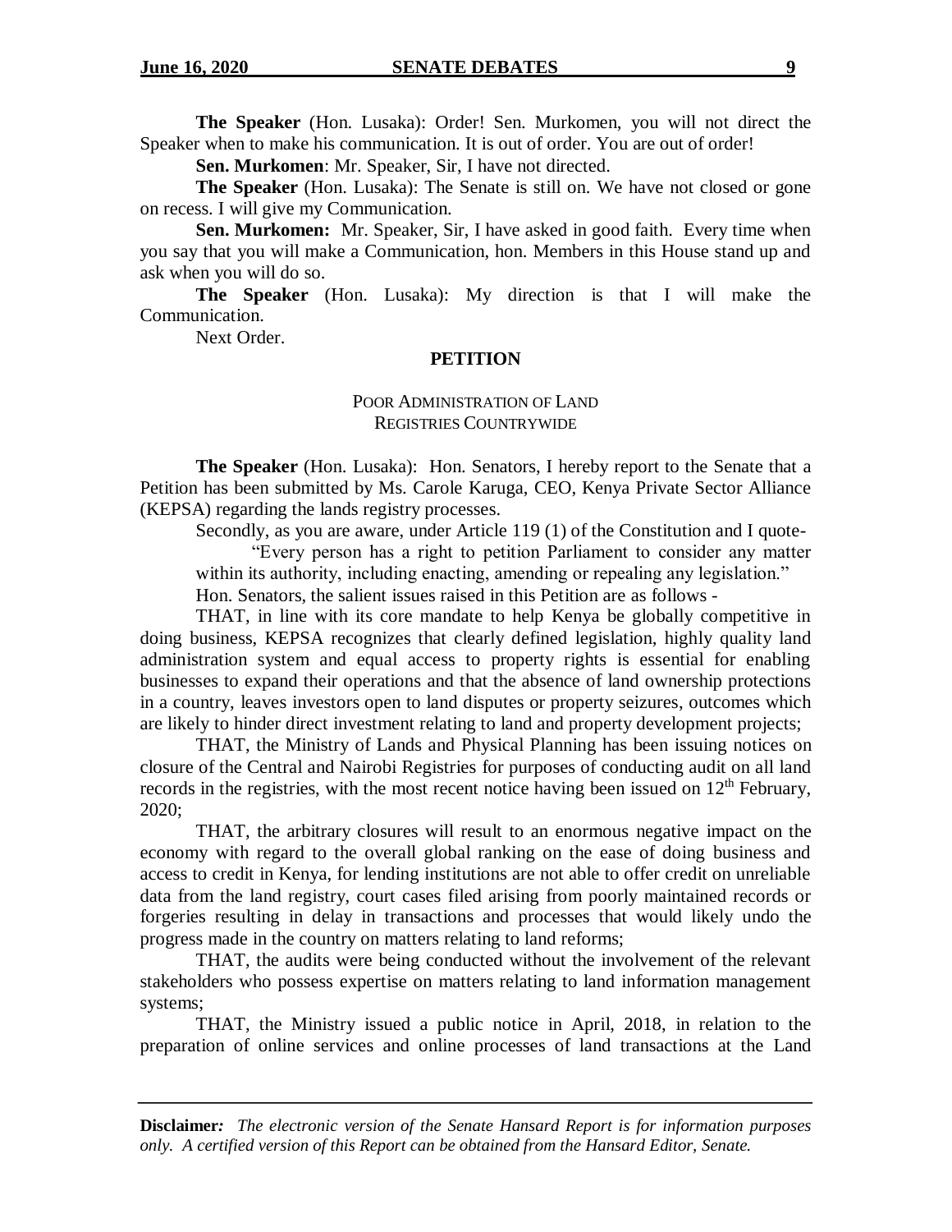**The Speaker** (Hon. Lusaka): Order! Sen. Murkomen, you will not direct the Speaker when to make his communication. It is out of order. You are out of order!

**Sen. Murkomen**: Mr. Speaker, Sir, I have not directed.

**The Speaker** (Hon. Lusaka): The Senate is still on. We have not closed or gone on recess. I will give my Communication.

**Sen. Murkomen:** Mr. Speaker, Sir, I have asked in good faith. Every time when you say that you will make a Communication, hon. Members in this House stand up and ask when you will do so.

**The Speaker** (Hon. Lusaka): My direction is that I will make the Communication.

Next Order.

## PETITION

### POOR ADMINISTRATION OF LAND REGISTRIES COUNTRYWIDE

**The Speaker** (Hon. Lusaka): Hon. Senators, I hereby report to the Senate that a Petition has been submitted by Ms. Carole Karuga, CEO, Kenya Private Sector Alliance (KEPSA) regarding the lands registry processes.

Secondly, as you are aware, under Article 119 (1) of the Constitution and I quote-

> "Every person has a right to petition Parliament to consider any matter within its authority, including enacting, amending or repealing any legislation."

Hon. Senators, the salient issues raised in this Petition are as follows -

THAT, in line with its core mandate to help Kenya be globally competitive in doing business, KEPSA recognizes that clearly defined legislation, highly quality land administration system and equal access to property rights is essential for enabling businesses to expand their operations and that the absence of land ownership protections in a country, leaves investors open to land disputes or property seizures, outcomes which are likely to hinder direct investment relating to land and property development projects;

THAT, the Ministry of Lands and Physical Planning has been issuing notices on closure of the Central and Nairobi Registries for purposes of conducting audit on all land records in the registries, with the most recent notice having been issued on 12th February, 2020;

THAT, the arbitrary closures will result to an enormous negative impact on the economy with regard to the overall global ranking on the ease of doing business and access to credit in Kenya, for lending institutions are not able to offer credit on unreliable data from the land registry, court cases filed arising from poorly maintained records or forgeries resulting in delay in transactions and processes that would likely undo the progress made in the country on matters relating to land reforms;

THAT, the audits were being conducted without the involvement of the relevant stakeholders who possess expertise on matters relating to land information management systems;

THAT, the Ministry issued a public notice in April, 2018, in relation to the preparation of online services and online processes of land transactions at the Land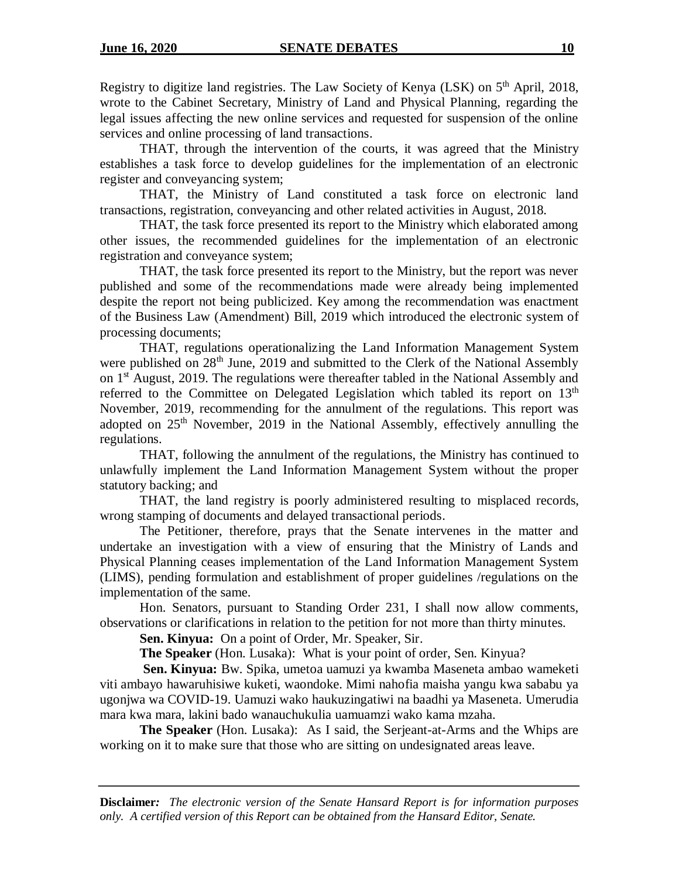Registry to digitize land registries. The Law Society of Kenya (LSK) on 5th April, 2018, wrote to the Cabinet Secretary, Ministry of Land and Physical Planning, regarding the legal issues affecting the new online services and requested for suspension of the online services and online processing of land transactions.

THAT, through the intervention of the courts, it was agreed that the Ministry establishes a task force to develop guidelines for the implementation of an electronic register and conveyancing system;

THAT, the Ministry of Land constituted a task force on electronic land transactions, registration, conveyancing and other related activities in August, 2018.

THAT, the task force presented its report to the Ministry which elaborated among other issues, the recommended guidelines for the implementation of an electronic registration and conveyance system;

THAT, the task force presented its report to the Ministry, but the report was never published and some of the recommendations made were already being implemented despite the report not being publicized. Key among the recommendation was enactment of the Business Law (Amendment) Bill, 2019 which introduced the electronic system of processing documents;

THAT, regulations operationalizing the Land Information Management System were published on 28th June, 2019 and submitted to the Clerk of the National Assembly on 1st August, 2019. The regulations were thereafter tabled in the National Assembly and referred to the Committee on Delegated Legislation which tabled its report on 13th November, 2019, recommending for the annulment of the regulations. This report was adopted on 25th November, 2019 in the National Assembly, effectively annulling the regulations.

THAT, following the annulment of the regulations, the Ministry has continued to unlawfully implement the Land Information Management System without the proper statutory backing; and

THAT, the land registry is poorly administered resulting to misplaced records, wrong stamping of documents and delayed transactional periods.

The Petitioner, therefore, prays that the Senate intervenes in the matter and undertake an investigation with a view of ensuring that the Ministry of Lands and Physical Planning ceases implementation of the Land Information Management System (LIMS), pending formulation and establishment of proper guidelines /regulations on the implementation of the same.

Hon. Senators, pursuant to Standing Order 231, I shall now allow comments, observations or clarifications in relation to the petition for not more than thirty minutes.

**Sen. Kinyua:** On a point of Order, Mr. Speaker, Sir.

**The Speaker** (Hon. Lusaka): What is your point of order, Sen. Kinyua?

**Sen. Kinyua:** Bw. Spika, umetoa uamuzi ya kwamba Maseneta ambao wameketi viti ambayo hawaruhisiwe kuketi, waondoke. Mimi nahofia maisha yangu kwa sababu ya ugonjwa wa COVID-19. Uamuzi wako haukuzingatiwi na baadhi ya Maseneta. Umerudia mara kwa mara, lakini bado wanauchukulia uamuamzi wako kama mzaha.

**The Speaker** (Hon. Lusaka): As I said, the Serjeant-at-Arms and the Whips are working on it to make sure that those who are sitting on undesignated areas leave.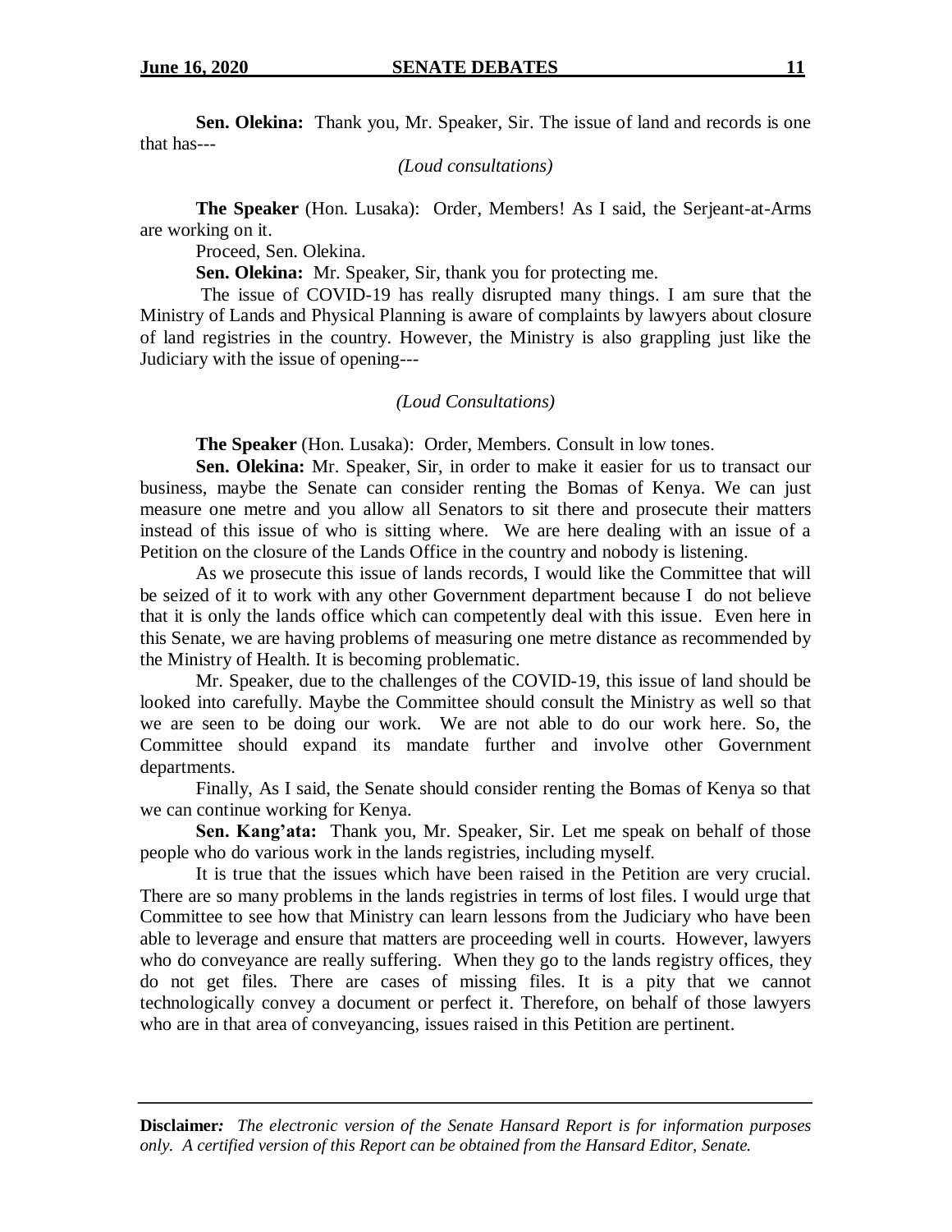**Sen. Olekina:** Thank you, Mr. Speaker, Sir. The issue of land and records is one that has---

*(Loud consultations)*

**The Speaker** (Hon. Lusaka): Order, Members! As I said, the Serjeant-at-Arms are working on it.

Proceed, Sen. Olekina.

**Sen. Olekina:** Mr. Speaker, Sir, thank you for protecting me.

The issue of COVID-19 has really disrupted many things. I am sure that the Ministry of Lands and Physical Planning is aware of complaints by lawyers about closure of land registries in the country. However, the Ministry is also grappling just like the Judiciary with the issue of opening---

*(Loud Consultations)*

**The Speaker** (Hon. Lusaka): Order, Members. Consult in low tones.

**Sen. Olekina:** Mr. Speaker, Sir, in order to make it easier for us to transact our business, maybe the Senate can consider renting the Bomas of Kenya. We can just measure one metre and you allow all Senators to sit there and prosecute their matters instead of this issue of who is sitting where. We are here dealing with an issue of a Petition on the closure of the Lands Office in the country and nobody is listening.

As we prosecute this issue of lands records, I would like the Committee that will be seized of it to work with any other Government department because I do not believe that it is only the lands office which can competently deal with this issue. Even here in this Senate, we are having problems of measuring one metre distance as recommended by the Ministry of Health. It is becoming problematic.

Mr. Speaker, due to the challenges of the COVID-19, this issue of land should be looked into carefully. Maybe the Committee should consult the Ministry as well so that we are seen to be doing our work. We are not able to do our work here. So, the Committee should expand its mandate further and involve other Government departments.

Finally, As I said, the Senate should consider renting the Bomas of Kenya so that we can continue working for Kenya.

**Sen. Kang'ata:** Thank you, Mr. Speaker, Sir. Let me speak on behalf of those people who do various work in the lands registries, including myself.

It is true that the issues which have been raised in the Petition are very crucial. There are so many problems in the lands registries in terms of lost files. I would urge that Committee to see how that Ministry can learn lessons from the Judiciary who have been able to leverage and ensure that matters are proceeding well in courts. However, lawyers who do conveyance are really suffering. When they go to the lands registry offices, they do not get files. There are cases of missing files. It is a pity that we cannot technologically convey a document or perfect it. Therefore, on behalf of those lawyers who are in that area of conveyancing, issues raised in this Petition are pertinent.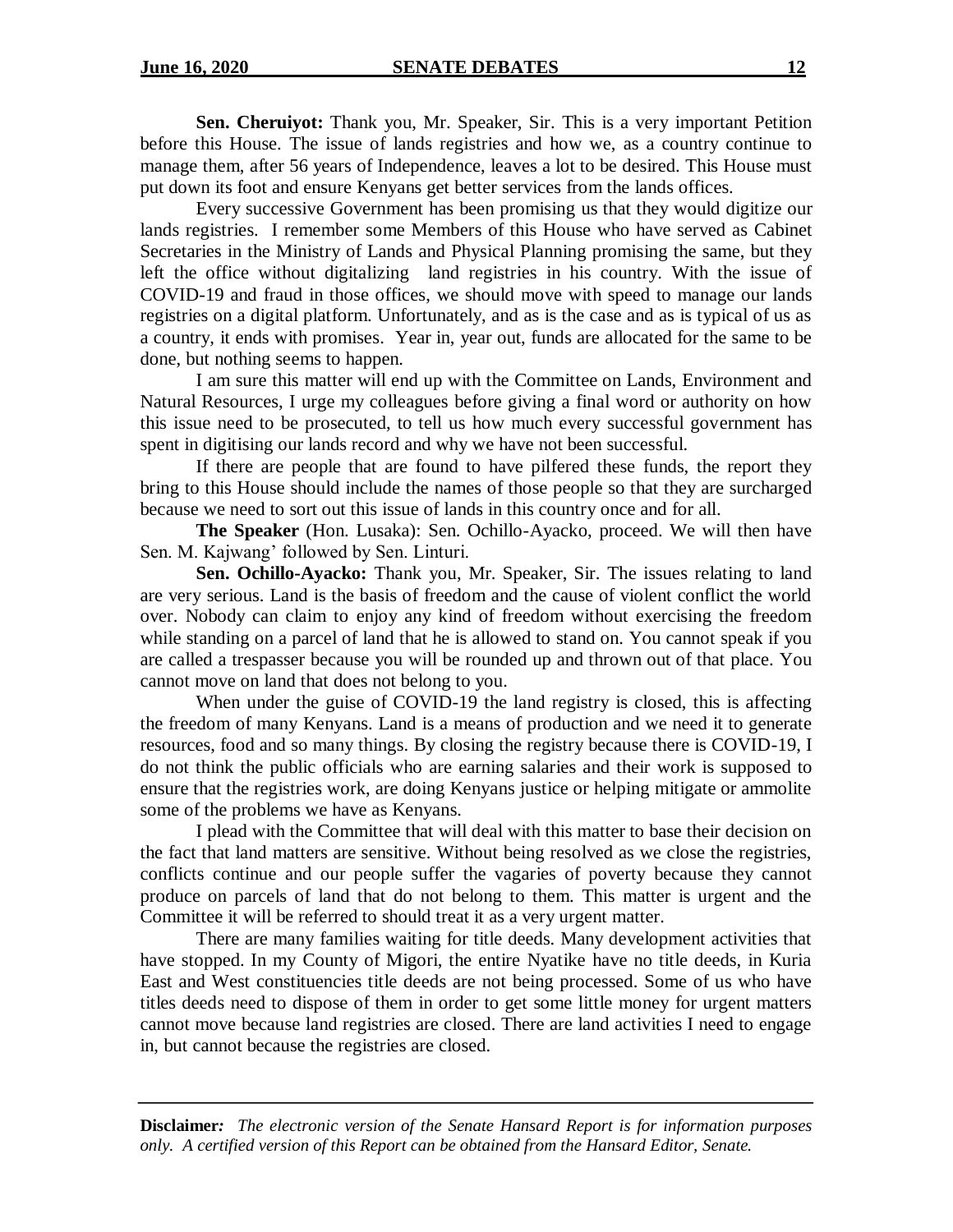**Sen. Cheruiyot:** Thank you, Mr. Speaker, Sir. This is a very important Petition before this House. The issue of lands registries and how we, as a country continue to manage them, after 56 years of Independence, leaves a lot to be desired. This House must put down its foot and ensure Kenyans get better services from the lands offices.

Every successive Government has been promising us that they would digitize our lands registries. I remember some Members of this House who have served as Cabinet Secretaries in the Ministry of Lands and Physical Planning promising the same, but they left the office without digitalizing land registries in his country. With the issue of COVID-19 and fraud in those offices, we should move with speed to manage our lands registries on a digital platform. Unfortunately, and as is the case and as is typical of us as a country, it ends with promises. Year in, year out, funds are allocated for the same to be done, but nothing seems to happen.

I am sure this matter will end up with the Committee on Lands, Environment and Natural Resources, I urge my colleagues before giving a final word or authority on how this issue need to be prosecuted, to tell us how much every successful government has spent in digitising our lands record and why we have not been successful.

If there are people that are found to have pilfered these funds, the report they bring to this House should include the names of those people so that they are surcharged because we need to sort out this issue of lands in this country once and for all.

**The Speaker** (Hon. Lusaka): Sen. Ochillo-Ayacko, proceed. We will then have Sen. M. Kajwang' followed by Sen. Linturi.

**Sen. Ochillo-Ayacko:** Thank you, Mr. Speaker, Sir. The issues relating to land are very serious. Land is the basis of freedom and the cause of violent conflict the world over. Nobody can claim to enjoy any kind of freedom without exercising the freedom while standing on a parcel of land that he is allowed to stand on. You cannot speak if you are called a trespasser because you will be rounded up and thrown out of that place. You cannot move on land that does not belong to you.

When under the guise of COVID-19 the land registry is closed, this is affecting the freedom of many Kenyans. Land is a means of production and we need it to generate resources, food and so many things. By closing the registry because there is COVID-19, I do not think the public officials who are earning salaries and their work is supposed to ensure that the registries work, are doing Kenyans justice or helping mitigate or ammolite some of the problems we have as Kenyans.

I plead with the Committee that will deal with this matter to base their decision on the fact that land matters are sensitive. Without being resolved as we close the registries, conflicts continue and our people suffer the vagaries of poverty because they cannot produce on parcels of land that do not belong to them. This matter is urgent and the Committee it will be referred to should treat it as a very urgent matter.

There are many families waiting for title deeds. Many development activities that have stopped. In my County of Migori, the entire Nyatike have no title deeds, in Kuria East and West constituencies title deeds are not being processed. Some of us who have titles deeds need to dispose of them in order to get some little money for urgent matters cannot move because land registries are closed. There are land activities I need to engage in, but cannot because the registries are closed.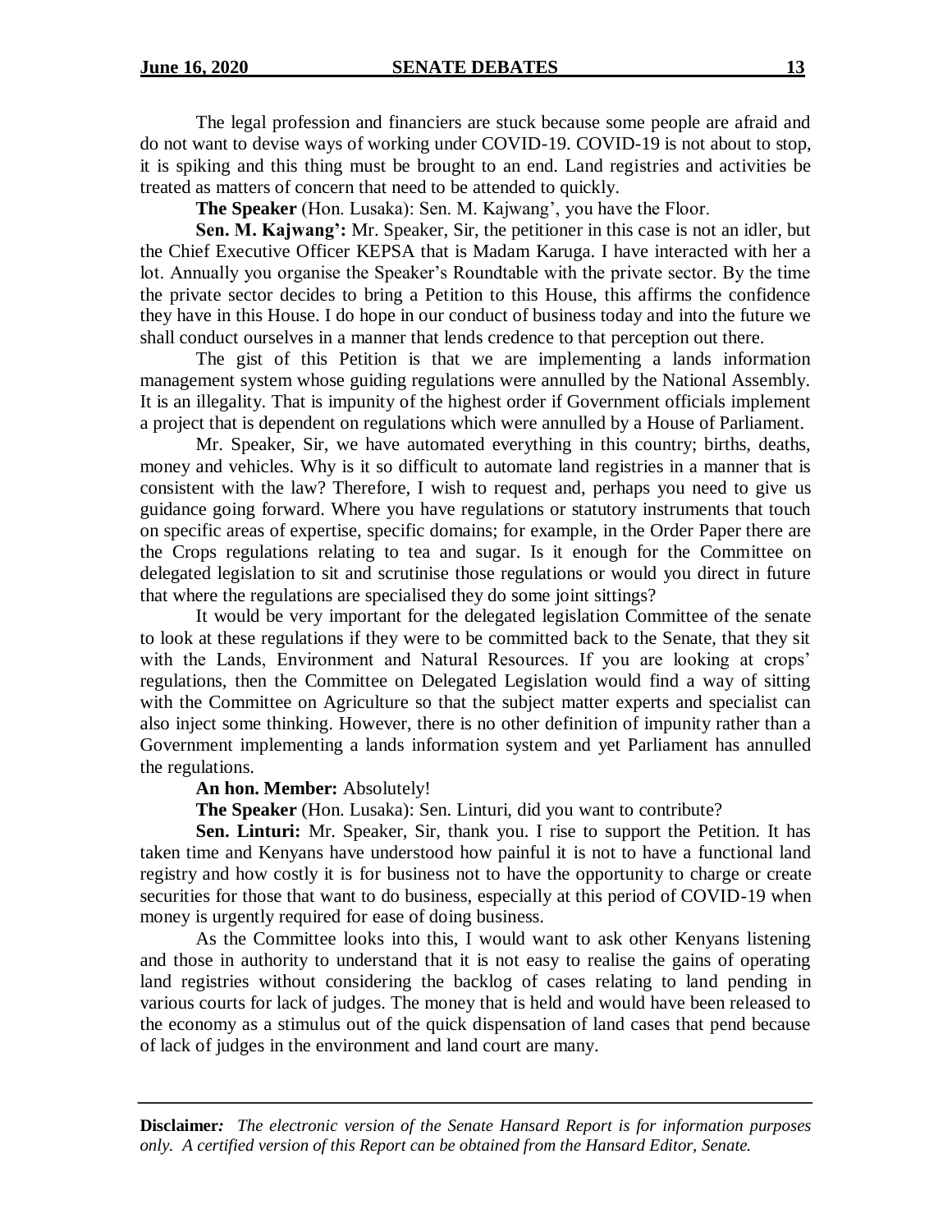The legal profession and financiers are stuck because some people are afraid and do not want to devise ways of working under COVID-19. COVID-19 is not about to stop, it is spiking and this thing must be brought to an end. Land registries and activities be treated as matters of concern that need to be attended to quickly.

**The Speaker** (Hon. Lusaka): Sen. M. Kajwang', you have the Floor.

**Sen. M. Kajwang':** Mr. Speaker, Sir, the petitioner in this case is not an idler, but the Chief Executive Officer KEPSA that is Madam Karuga. I have interacted with her a lot. Annually you organise the Speaker's Roundtable with the private sector. By the time the private sector decides to bring a Petition to this House, this affirms the confidence they have in this House. I do hope in our conduct of business today and into the future we shall conduct ourselves in a manner that lends credence to that perception out there.

The gist of this Petition is that we are implementing a lands information management system whose guiding regulations were annulled by the National Assembly. It is an illegality. That is impunity of the highest order if Government officials implement a project that is dependent on regulations which were annulled by a House of Parliament.

Mr. Speaker, Sir, we have automated everything in this country; births, deaths, money and vehicles. Why is it so difficult to automate land registries in a manner that is consistent with the law? Therefore, I wish to request and, perhaps you need to give us guidance going forward. Where you have regulations or statutory instruments that touch on specific areas of expertise, specific domains; for example, in the Order Paper there are the Crops regulations relating to tea and sugar. Is it enough for the Committee on delegated legislation to sit and scrutinise those regulations or would you direct in future that where the regulations are specialised they do some joint sittings?

It would be very important for the delegated legislation Committee of the senate to look at these regulations if they were to be committed back to the Senate, that they sit with the Lands, Environment and Natural Resources. If you are looking at crops' regulations, then the Committee on Delegated Legislation would find a way of sitting with the Committee on Agriculture so that the subject matter experts and specialist can also inject some thinking. However, there is no other definition of impunity rather than a Government implementing a lands information system and yet Parliament has annulled the regulations.

**An hon. Member:** Absolutely!

**The Speaker** (Hon. Lusaka): Sen. Linturi, did you want to contribute?

**Sen. Linturi:** Mr. Speaker, Sir, thank you. I rise to support the Petition. It has taken time and Kenyans have understood how painful it is not to have a functional land registry and how costly it is for business not to have the opportunity to charge or create securities for those that want to do business, especially at this period of COVID-19 when money is urgently required for ease of doing business.

As the Committee looks into this, I would want to ask other Kenyans listening and those in authority to understand that it is not easy to realise the gains of operating land registries without considering the backlog of cases relating to land pending in various courts for lack of judges. The money that is held and would have been released to the economy as a stimulus out of the quick dispensation of land cases that pend because of lack of judges in the environment and land court are many.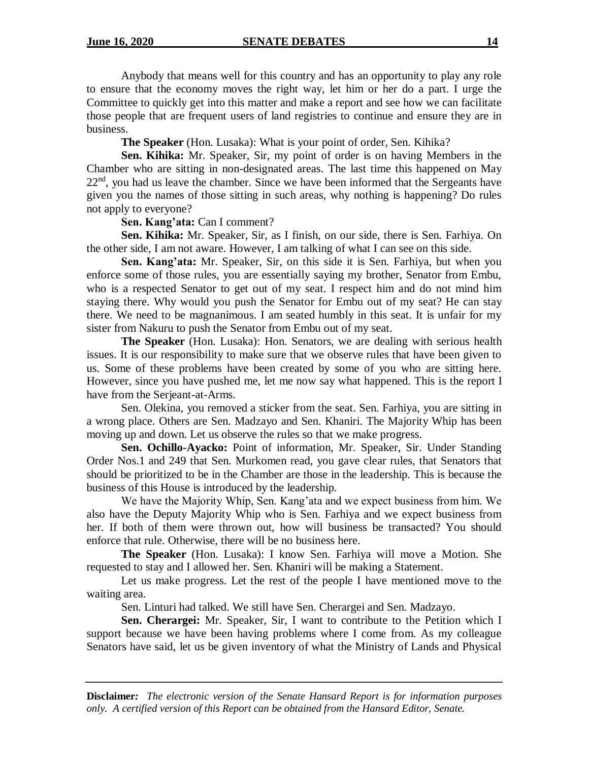Anybody that means well for this country and has an opportunity to play any role to ensure that the economy moves the right way, let him or her do a part. I urge the Committee to quickly get into this matter and make a report and see how we can facilitate those people that are frequent users of land registries to continue and ensure they are in business.

**The Speaker** (Hon. Lusaka): What is your point of order, Sen. Kihika?

**Sen. Kihika:** Mr. Speaker, Sir, my point of order is on having Members in the Chamber who are sitting in non-designated areas. The last time this happened on May 22[nd], you had us leave the chamber. Since we have been informed that the Sergeants have given you the names of those sitting in such areas, why nothing is happening? Do rules not apply to everyone?

**Sen. Kang'ata:** Can I comment?

**Sen. Kihika:** Mr. Speaker, Sir, as I finish, on our side, there is Sen. Farhiya. On the other side, I am not aware. However, I am talking of what I can see on this side.

**Sen. Kang'ata:** Mr. Speaker, Sir, on this side it is Sen. Farhiya, but when you enforce some of those rules, you are essentially saying my brother, Senator from Embu, who is a respected Senator to get out of my seat. I respect him and do not mind him staying there. Why would you push the Senator for Embu out of my seat? He can stay there. We need to be magnanimous. I am seated humbly in this seat. It is unfair for my sister from Nakuru to push the Senator from Embu out of my seat.

**The Speaker** (Hon. Lusaka): Hon. Senators, we are dealing with serious health issues. It is our responsibility to make sure that we observe rules that have been given to us. Some of these problems have been created by some of you who are sitting here. However, since you have pushed me, let me now say what happened. This is the report I have from the Serjeant-at-Arms.

Sen. Olekina, you removed a sticker from the seat. Sen. Farhiya, you are sitting in a wrong place. Others are Sen. Madzayo and Sen. Khaniri. The Majority Whip has been moving up and down. Let us observe the rules so that we make progress.

**Sen. Ochillo-Ayacko:** Point of information, Mr. Speaker, Sir. Under Standing Order Nos.1 and 249 that Sen. Murkomen read, you gave clear rules, that Senators that should be prioritized to be in the Chamber are those in the leadership. This is because the business of this House is introduced by the leadership.

We have the Majority Whip, Sen. Kang'ata and we expect business from him. We also have the Deputy Majority Whip who is Sen. Farhiya and we expect business from her. If both of them were thrown out, how will business be transacted? You should enforce that rule. Otherwise, there will be no business here.

**The Speaker** (Hon. Lusaka): I know Sen. Farhiya will move a Motion. She requested to stay and I allowed her. Sen. Khaniri will be making a Statement.

Let us make progress. Let the rest of the people I have mentioned move to the waiting area.

Sen. Linturi had talked. We still have Sen. Cherargei and Sen. Madzayo.

**Sen. Cherargei:** Mr. Speaker, Sir, I want to contribute to the Petition which I support because we have been having problems where I come from. As my colleague Senators have said, let us be given inventory of what the Ministry of Lands and Physical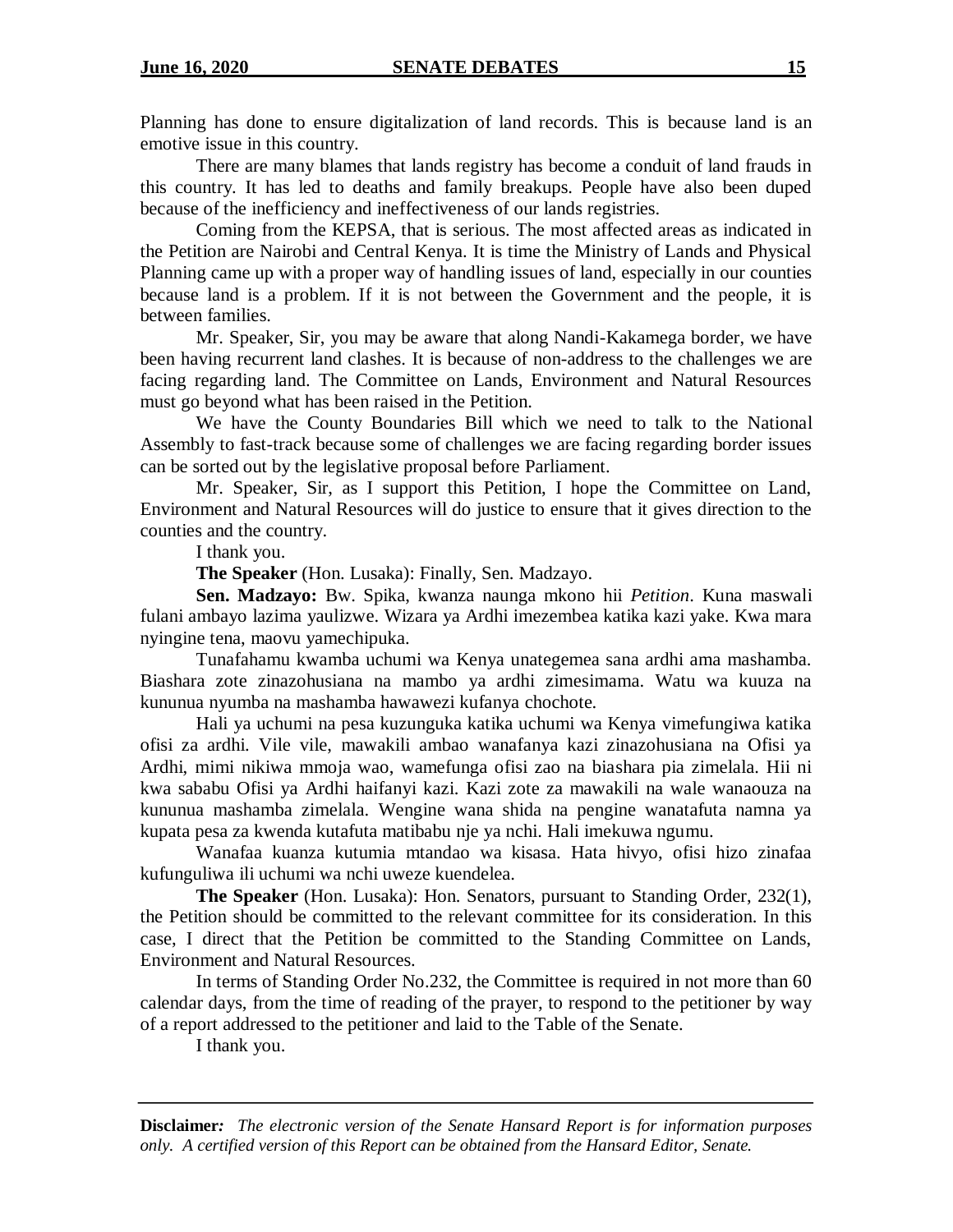Planning has done to ensure digitalization of land records. This is because land is an emotive issue in this country.

There are many blames that lands registry has become a conduit of land frauds in this country. It has led to deaths and family breakups. People have also been duped because of the inefficiency and ineffectiveness of our lands registries.

Coming from the KEPSA, that is serious. The most affected areas as indicated in the Petition are Nairobi and Central Kenya. It is time the Ministry of Lands and Physical Planning came up with a proper way of handling issues of land, especially in our counties because land is a problem. If it is not between the Government and the people, it is between families.

Mr. Speaker, Sir, you may be aware that along Nandi-Kakamega border, we have been having recurrent land clashes. It is because of non-address to the challenges we are facing regarding land. The Committee on Lands, Environment and Natural Resources must go beyond what has been raised in the Petition.

We have the County Boundaries Bill which we need to talk to the National Assembly to fast-track because some of challenges we are facing regarding border issues can be sorted out by the legislative proposal before Parliament.

Mr. Speaker, Sir, as I support this Petition, I hope the Committee on Land, Environment and Natural Resources will do justice to ensure that it gives direction to the counties and the country.

I thank you.

**The Speaker** (Hon. Lusaka): Finally, Sen. Madzayo.

**Sen. Madzayo:** Bw. Spika, kwanza naunga mkono hii *Petition*. Kuna maswali fulani ambayo lazima yaulizwe. Wizara ya Ardhi imezembea katika kazi yake. Kwa mara nyingine tena, maovu yamechipuka.

Tunafahamu kwamba uchumi wa Kenya unategemea sana ardhi ama mashamba. Biashara zote zinazohusiana na mambo ya ardhi zimesimama. Watu wa kuuza na kununua nyumba na mashamba hawawezi kufanya chochote.

Hali ya uchumi na pesa kuzunguka katika uchumi wa Kenya vimefungiwa katika ofisi za ardhi. Vile vile, mawakili ambao wanafanya kazi zinazohusiana na Ofisi ya Ardhi, mimi nikiwa mmoja wao, wamefunga ofisi zao na biashara pia zimelala. Hii ni kwa sababu Ofisi ya Ardhi haifanyi kazi. Kazi zote za mawakili na wale wanaouza na kununua mashamba zimelala. Wengine wana shida na pengine wanatafuta namna ya kupata pesa za kwenda kutafuta matibabu nje ya nchi. Hali imekuwa ngumu.

Wanafaa kuanza kutumia mtandao wa kisasa. Hata hivyo, ofisi hizo zinafaa kufunguliwa ili uchumi wa nchi uweze kuendelea.

**The Speaker** (Hon. Lusaka): Hon. Senators, pursuant to Standing Order, 232(1), the Petition should be committed to the relevant committee for its consideration. In this case, I direct that the Petition be committed to the Standing Committee on Lands, Environment and Natural Resources.

In terms of Standing Order No.232, the Committee is required in not more than 60 calendar days, from the time of reading of the prayer, to respond to the petitioner by way of a report addressed to the petitioner and laid to the Table of the Senate.

I thank you.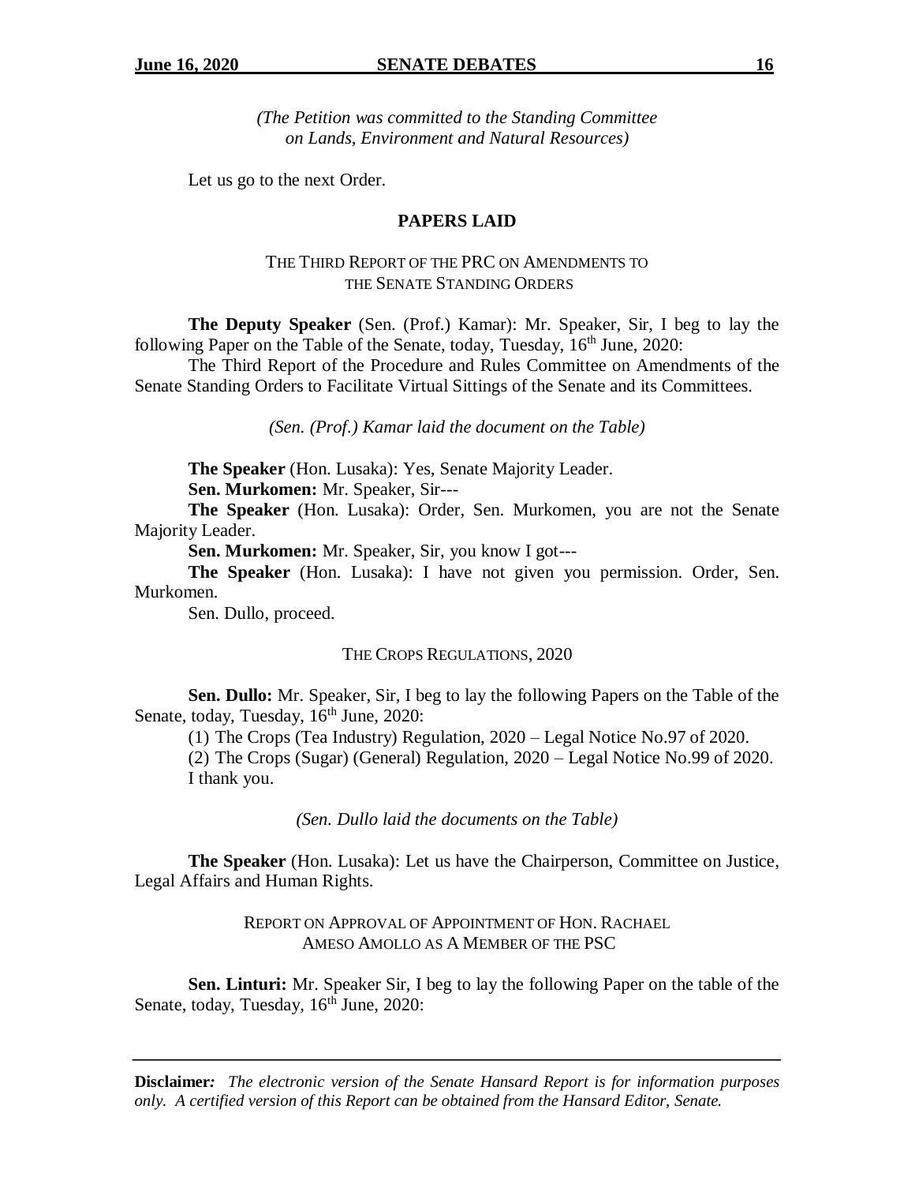*(The Petition was committed to the Standing Committee on Lands, Environment and Natural Resources)*

Let us go to the next Order.

## PAPERS LAID

### THE THIRD REPORT OF THE PRC ON AMENDMENTS TO THE SENATE STANDING ORDERS

**The Deputy Speaker** (Sen. (Prof.) Kamar): Mr. Speaker, Sir, I beg to lay the following Paper on the Table of the Senate, today, Tuesday, 16th June, 2020:

The Third Report of the Procedure and Rules Committee on Amendments of the Senate Standing Orders to Facilitate Virtual Sittings of the Senate and its Committees.

*(Sen. (Prof.) Kamar laid the document on the Table)*

**The Speaker** (Hon. Lusaka): Yes, Senate Majority Leader.

**Sen. Murkomen:** Mr. Speaker, Sir---

**The Speaker** (Hon. Lusaka): Order, Sen. Murkomen, you are not the Senate Majority Leader.

**Sen. Murkomen:** Mr. Speaker, Sir, you know I got---

**The Speaker** (Hon. Lusaka): I have not given you permission. Order, Sen. Murkomen.

Sen. Dullo, proceed.

### THE CROPS REGULATIONS, 2020

**Sen. Dullo:** Mr. Speaker, Sir, I beg to lay the following Papers on the Table of the Senate, today, Tuesday, 16th June, 2020:

(1) The Crops (Tea Industry) Regulation, 2020 – Legal Notice No.97 of 2020.

(2) The Crops (Sugar) (General) Regulation, 2020 – Legal Notice No.99 of 2020.

I thank you.

*(Sen. Dullo laid the documents on the Table)*

**The Speaker** (Hon. Lusaka): Let us have the Chairperson, Committee on Justice, Legal Affairs and Human Rights.

### REPORT ON APPROVAL OF APPOINTMENT OF HON. RACHAEL AMESO AMOLLO AS A MEMBER OF THE PSC

**Sen. Linturi:** Mr. Speaker Sir, I beg to lay the following Paper on the table of the Senate, today, Tuesday, 16th June, 2020:

**Disclaimer***:* *The electronic version of the Senate Hansard Report is for information purposes only. A certified version of this Report can be obtained from the Hansard Editor, Senate.*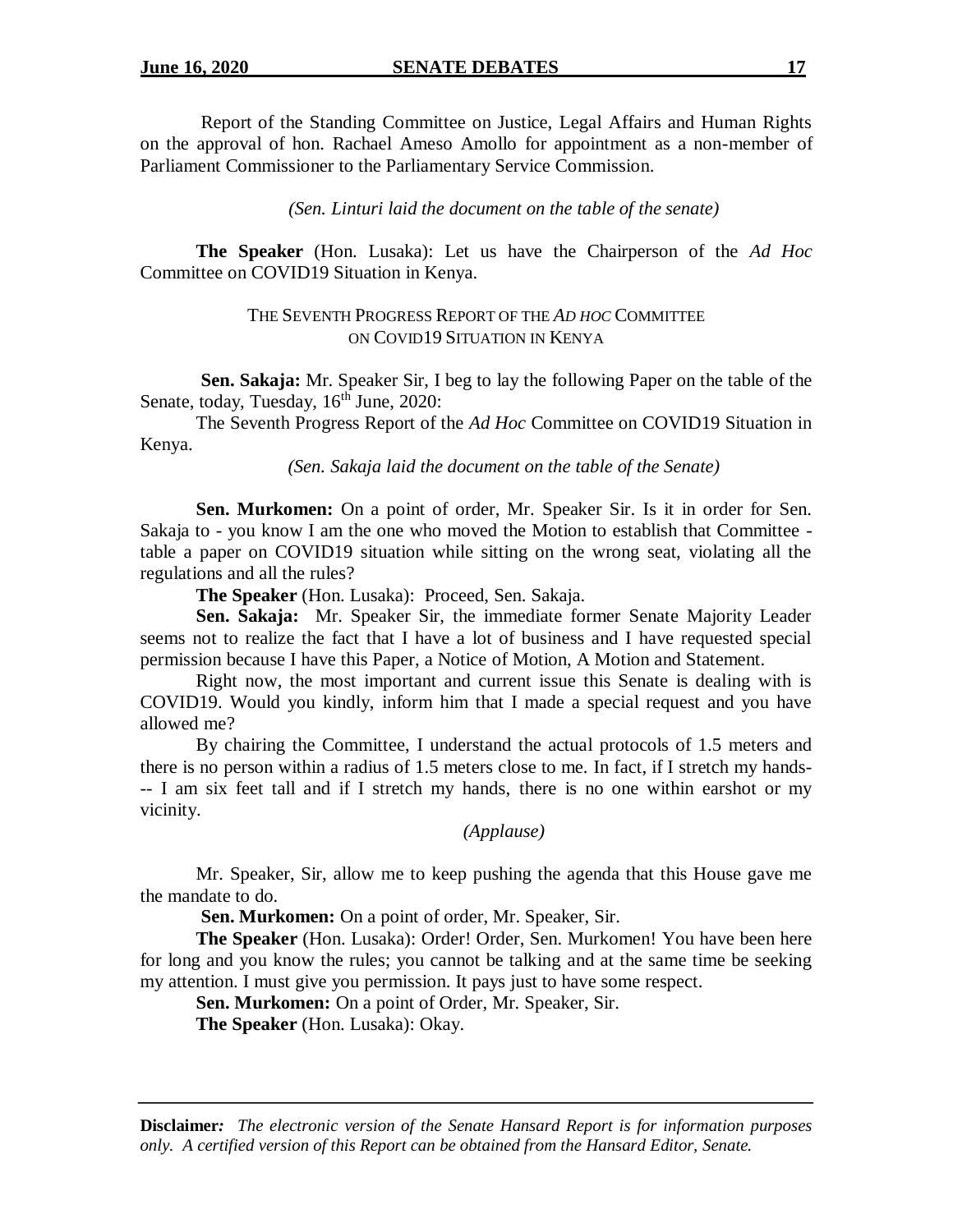Report of the Standing Committee on Justice, Legal Affairs and Human Rights on the approval of hon. Rachael Ameso Amollo for appointment as a non-member of Parliament Commissioner to the Parliamentary Service Commission.

*(Sen. Linturi laid the document on the table of the senate)*

**The Speaker** (Hon. Lusaka): Let us have the Chairperson of the *Ad Hoc* Committee on COVID19 Situation in Kenya.

THE SEVENTH PROGRESS REPORT OF THE *AD HOC* COMMITTEE ON COVID19 SITUATION IN KENYA

**Sen. Sakaja:** Mr. Speaker Sir, I beg to lay the following Paper on the table of the Senate, today, Tuesday, 16th June, 2020:

The Seventh Progress Report of the *Ad Hoc* Committee on COVID19 Situation in Kenya.

*(Sen. Sakaja laid the document on the table of the Senate)*

**Sen. Murkomen:** On a point of order, Mr. Speaker Sir. Is it in order for Sen. Sakaja to - you know I am the one who moved the Motion to establish that Committee - table a paper on COVID19 situation while sitting on the wrong seat, violating all the regulations and all the rules?

**The Speaker** (Hon. Lusaka): Proceed, Sen. Sakaja.

**Sen. Sakaja:** Mr. Speaker Sir, the immediate former Senate Majority Leader seems not to realize the fact that I have a lot of business and I have requested special permission because I have this Paper, a Notice of Motion, A Motion and Statement.

Right now, the most important and current issue this Senate is dealing with is COVID19. Would you kindly, inform him that I made a special request and you have allowed me?

By chairing the Committee, I understand the actual protocols of 1.5 meters and there is no person within a radius of 1.5 meters close to me. In fact, if I stretch my hands--- I am six feet tall and if I stretch my hands, there is no one within earshot or my vicinity.

*(Applause)*

Mr. Speaker, Sir, allow me to keep pushing the agenda that this House gave me the mandate to do.

**Sen. Murkomen:** On a point of order, Mr. Speaker, Sir.

**The Speaker** (Hon. Lusaka): Order! Order, Sen. Murkomen! You have been here for long and you know the rules; you cannot be talking and at the same time be seeking my attention. I must give you permission. It pays just to have some respect.

**Sen. Murkomen:** On a point of Order, Mr. Speaker, Sir.

**The Speaker** (Hon. Lusaka): Okay.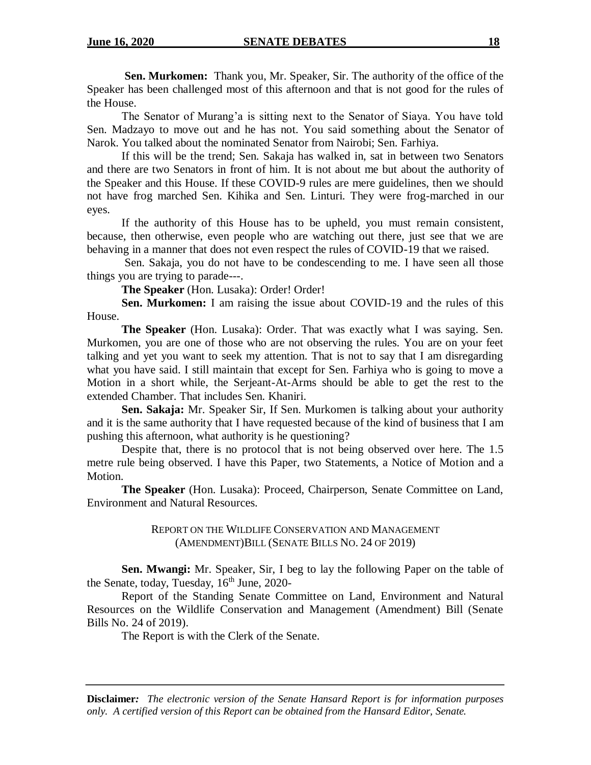**Sen. Murkomen:** Thank you, Mr. Speaker, Sir. The authority of the office of the Speaker has been challenged most of this afternoon and that is not good for the rules of the House.

The Senator of Murang'a is sitting next to the Senator of Siaya. You have told Sen. Madzayo to move out and he has not. You said something about the Senator of Narok. You talked about the nominated Senator from Nairobi; Sen. Farhiya.

If this will be the trend; Sen. Sakaja has walked in, sat in between two Senators and there are two Senators in front of him. It is not about me but about the authority of the Speaker and this House. If these COVID-9 rules are mere guidelines, then we should not have frog marched Sen. Kihika and Sen. Linturi. They were frog-marched in our eyes.

If the authority of this House has to be upheld, you must remain consistent, because, then otherwise, even people who are watching out there, just see that we are behaving in a manner that does not even respect the rules of COVID-19 that we raised.

Sen. Sakaja, you do not have to be condescending to me. I have seen all those things you are trying to parade---.

**The Speaker** (Hon. Lusaka): Order! Order!

**Sen. Murkomen:** I am raising the issue about COVID-19 and the rules of this House.

**The Speaker** (Hon. Lusaka): Order. That was exactly what I was saying. Sen. Murkomen, you are one of those who are not observing the rules. You are on your feet talking and yet you want to seek my attention. That is not to say that I am disregarding what you have said. I still maintain that except for Sen. Farhiya who is going to move a Motion in a short while, the Serjeant-At-Arms should be able to get the rest to the extended Chamber. That includes Sen. Khaniri.

**Sen. Sakaja:** Mr. Speaker Sir, If Sen. Murkomen is talking about your authority and it is the same authority that I have requested because of the kind of business that I am pushing this afternoon, what authority is he questioning?

Despite that, there is no protocol that is not being observed over here. The 1.5 metre rule being observed. I have this Paper, two Statements, a Notice of Motion and a Motion.

**The Speaker** (Hon. Lusaka): Proceed, Chairperson, Senate Committee on Land, Environment and Natural Resources.

### REPORT ON THE WILDLIFE CONSERVATION AND MANAGEMENT (AMENDMENT)BILL (SENATE BILLS NO. 24 OF 2019)

**Sen. Mwangi:** Mr. Speaker, Sir, I beg to lay the following Paper on the table of the Senate, today, Tuesday, 16th June, 2020-

Report of the Standing Senate Committee on Land, Environment and Natural Resources on the Wildlife Conservation and Management (Amendment) Bill (Senate Bills No. 24 of 2019).

The Report is with the Clerk of the Senate.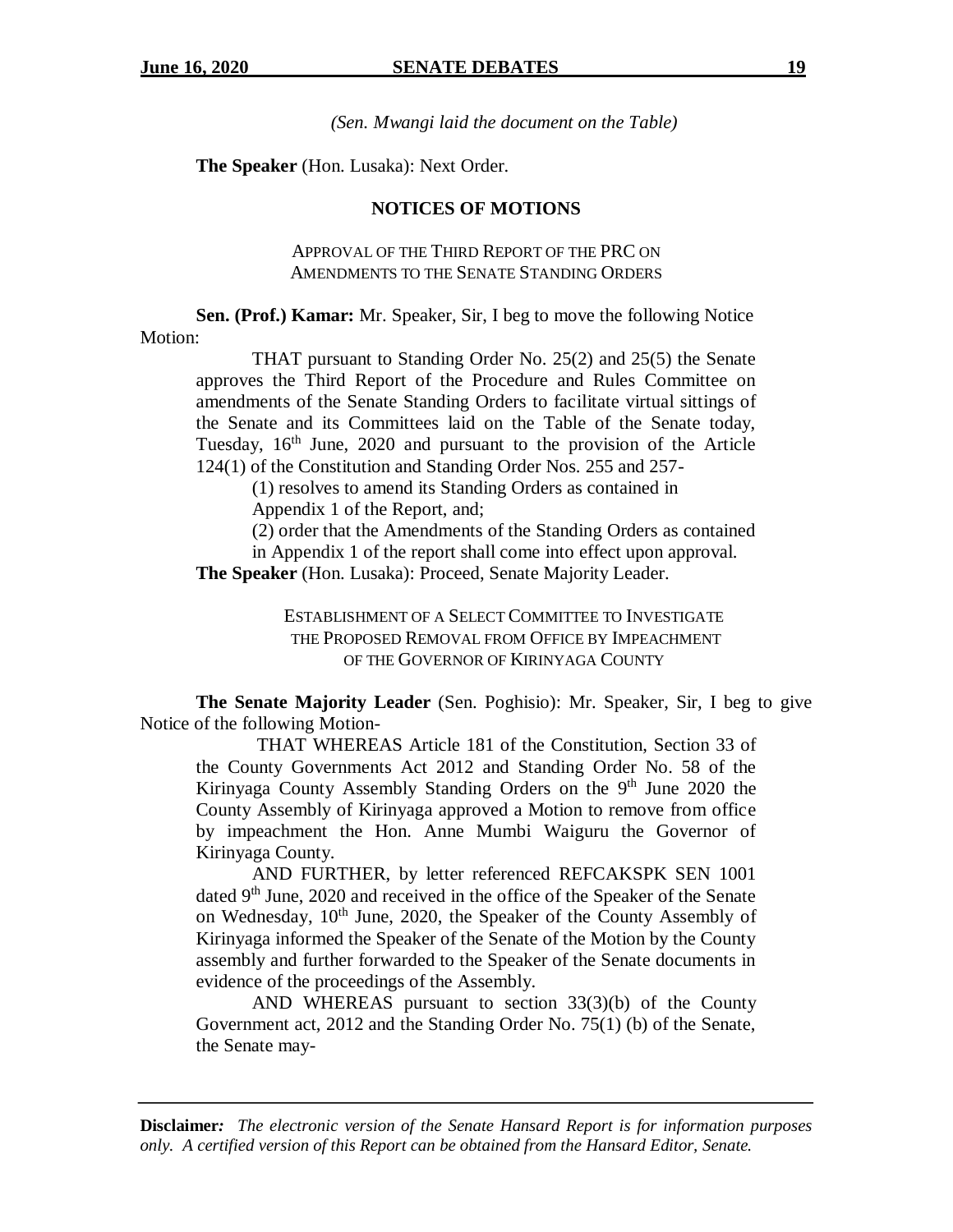*(Sen. Mwangi laid the document on the Table)*

**The Speaker** (Hon. Lusaka): Next Order.

## NOTICES OF MOTIONS

### APPROVAL OF THE THIRD REPORT OF THE PRC ON AMENDMENTS TO THE SENATE STANDING ORDERS

**Sen. (Prof.) Kamar:** Mr. Speaker, Sir, I beg to move the following Notice Motion:

> THAT pursuant to Standing Order No. 25(2) and 25(5) the Senate approves the Third Report of the Procedure and Rules Committee on amendments of the Senate Standing Orders to facilitate virtual sittings of the Senate and its Committees laid on the Table of the Senate today, Tuesday, 16th June, 2020 and pursuant to the provision of the Article 124(1) of the Constitution and Standing Order Nos. 255 and 257-
>
> (1) resolves to amend its Standing Orders as contained in Appendix 1 of the Report, and;
>
> (2) order that the Amendments of the Standing Orders as contained in Appendix 1 of the report shall come into effect upon approval.

**The Speaker** (Hon. Lusaka): Proceed, Senate Majority Leader.

### ESTABLISHMENT OF A SELECT COMMITTEE TO INVESTIGATE THE PROPOSED REMOVAL FROM OFFICE BY IMPEACHMENT OF THE GOVERNOR OF KIRINYAGA COUNTY

**The Senate Majority Leader** (Sen. Poghisio): Mr. Speaker, Sir, I beg to give Notice of the following Motion-

> THAT WHEREAS Article 181 of the Constitution, Section 33 of the County Governments Act 2012 and Standing Order No. 58 of the Kirinyaga County Assembly Standing Orders on the 9th June 2020 the County Assembly of Kirinyaga approved a Motion to remove from office by impeachment the Hon. Anne Mumbi Waiguru the Governor of Kirinyaga County.
>
> AND FURTHER, by letter referenced REFCAKSPK SEN 1001 dated 9th June, 2020 and received in the office of the Speaker of the Senate on Wednesday, 10th June, 2020, the Speaker of the County Assembly of Kirinyaga informed the Speaker of the Senate of the Motion by the County assembly and further forwarded to the Speaker of the Senate documents in evidence of the proceedings of the Assembly.
>
> AND WHEREAS pursuant to section 33(3)(b) of the County Government act, 2012 and the Standing Order No. 75(1) (b) of the Senate, the Senate may-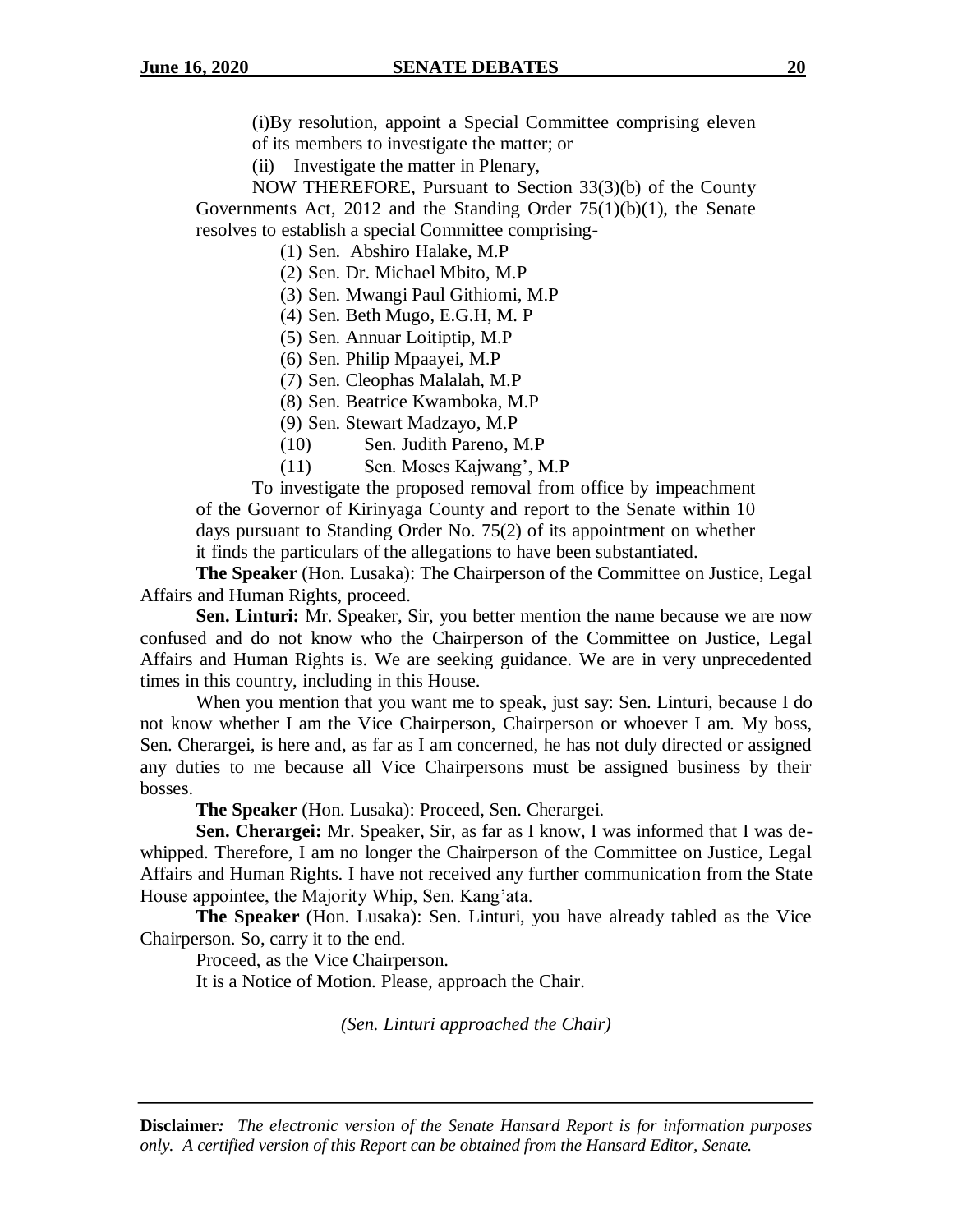(i)By resolution, appoint a Special Committee comprising eleven of its members to investigate the matter; or

(ii) Investigate the matter in Plenary,

NOW THEREFORE, Pursuant to Section 33(3)(b) of the County Governments Act, 2012 and the Standing Order 75(1)(b)(1), the Senate resolves to establish a special Committee comprising-

(1) Sen. Abshiro Halake, M.P
(2) Sen. Dr. Michael Mbito, M.P
(3) Sen. Mwangi Paul Githiomi, M.P
(4) Sen. Beth Mugo, E.G.H, M. P
(5) Sen. Annuar Loitiptip, M.P
(6) Sen. Philip Mpaayei, M.P
(7) Sen. Cleophas Malalah, M.P
(8) Sen. Beatrice Kwamboka, M.P
(9) Sen. Stewart Madzayo, M.P
(10) Sen. Judith Pareno, M.P
(11) Sen. Moses Kajwang', M.P

To investigate the proposed removal from office by impeachment of the Governor of Kirinyaga County and report to the Senate within 10 days pursuant to Standing Order No. 75(2) of its appointment on whether it finds the particulars of the allegations to have been substantiated.

**The Speaker** (Hon. Lusaka): The Chairperson of the Committee on Justice, Legal Affairs and Human Rights, proceed.

**Sen. Linturi:** Mr. Speaker, Sir, you better mention the name because we are now confused and do not know who the Chairperson of the Committee on Justice, Legal Affairs and Human Rights is. We are seeking guidance. We are in very unprecedented times in this country, including in this House.

When you mention that you want me to speak, just say: Sen. Linturi, because I do not know whether I am the Vice Chairperson, Chairperson or whoever I am. My boss, Sen. Cherargei, is here and, as far as I am concerned, he has not duly directed or assigned any duties to me because all Vice Chairpersons must be assigned business by their bosses.

**The Speaker** (Hon. Lusaka): Proceed, Sen. Cherargei.

**Sen. Cherargei:** Mr. Speaker, Sir, as far as I know, I was informed that I was de-whipped. Therefore, I am no longer the Chairperson of the Committee on Justice, Legal Affairs and Human Rights. I have not received any further communication from the State House appointee, the Majority Whip, Sen. Kang'ata.

**The Speaker** (Hon. Lusaka): Sen. Linturi, you have already tabled as the Vice Chairperson. So, carry it to the end.

Proceed, as the Vice Chairperson.

It is a Notice of Motion. Please, approach the Chair.

*(Sen. Linturi approached the Chair)*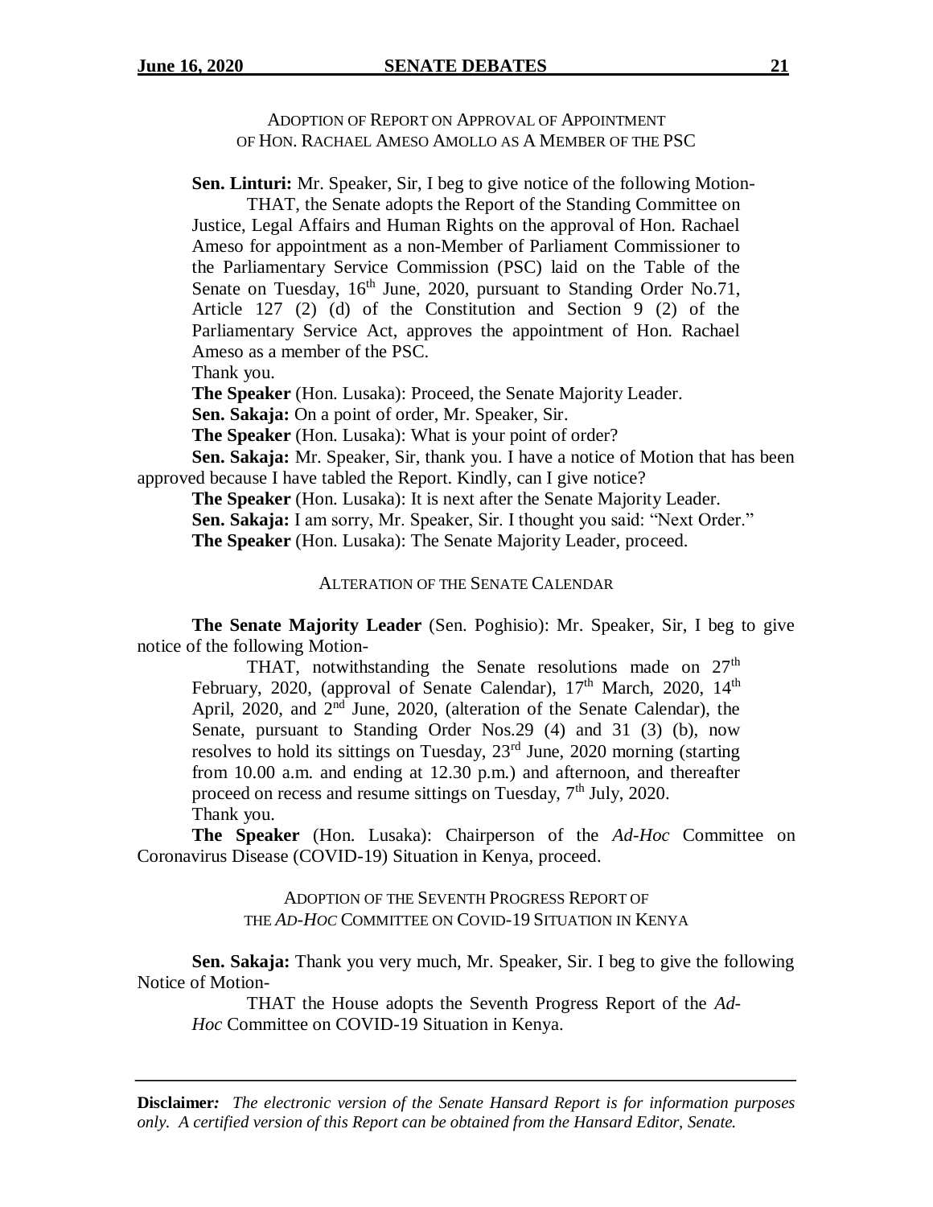ADOPTION OF REPORT ON APPROVAL OF APPOINTMENT OF HON. RACHAEL AMESO AMOLLO AS A MEMBER OF THE PSC

**Sen. Linturi:** Mr. Speaker, Sir, I beg to give notice of the following Motion-

> THAT, the Senate adopts the Report of the Standing Committee on Justice, Legal Affairs and Human Rights on the approval of Hon. Rachael Ameso for appointment as a non-Member of Parliament Commissioner to the Parliamentary Service Commission (PSC) laid on the Table of the Senate on Tuesday, 16th June, 2020, pursuant to Standing Order No.71, Article 127 (2) (d) of the Constitution and Section 9 (2) of the Parliamentary Service Act, approves the appointment of Hon. Rachael Ameso as a member of the PSC.

Thank you.

**The Speaker** (Hon. Lusaka): Proceed, the Senate Majority Leader.

**Sen. Sakaja:** On a point of order, Mr. Speaker, Sir.

**The Speaker** (Hon. Lusaka): What is your point of order?

**Sen. Sakaja:** Mr. Speaker, Sir, thank you. I have a notice of Motion that has been approved because I have tabled the Report. Kindly, can I give notice?

**The Speaker** (Hon. Lusaka): It is next after the Senate Majority Leader.

**Sen. Sakaja:** I am sorry, Mr. Speaker, Sir. I thought you said: "Next Order."

**The Speaker** (Hon. Lusaka): The Senate Majority Leader, proceed.

ALTERATION OF THE SENATE CALENDAR

**The Senate Majority Leader** (Sen. Poghisio): Mr. Speaker, Sir, I beg to give notice of the following Motion-

> THAT, notwithstanding the Senate resolutions made on 27th February, 2020, (approval of Senate Calendar), 17th March, 2020, 14th April, 2020, and 2nd June, 2020, (alteration of the Senate Calendar), the Senate, pursuant to Standing Order Nos.29 (4) and 31 (3) (b), now resolves to hold its sittings on Tuesday, 23rd June, 2020 morning (starting from 10.00 a.m. and ending at 12.30 p.m.) and afternoon, and thereafter proceed on recess and resume sittings on Tuesday, 7th July, 2020.

Thank you.

**The Speaker** (Hon. Lusaka): Chairperson of the *Ad-Hoc* Committee on Coronavirus Disease (COVID-19) Situation in Kenya, proceed.

ADOPTION OF THE SEVENTH PROGRESS REPORT OF THE *AD-HOC* COMMITTEE ON COVID-19 SITUATION IN KENYA

**Sen. Sakaja:** Thank you very much, Mr. Speaker, Sir. I beg to give the following Notice of Motion-

> THAT the House adopts the Seventh Progress Report of the *Ad-Hoc* Committee on COVID-19 Situation in Kenya.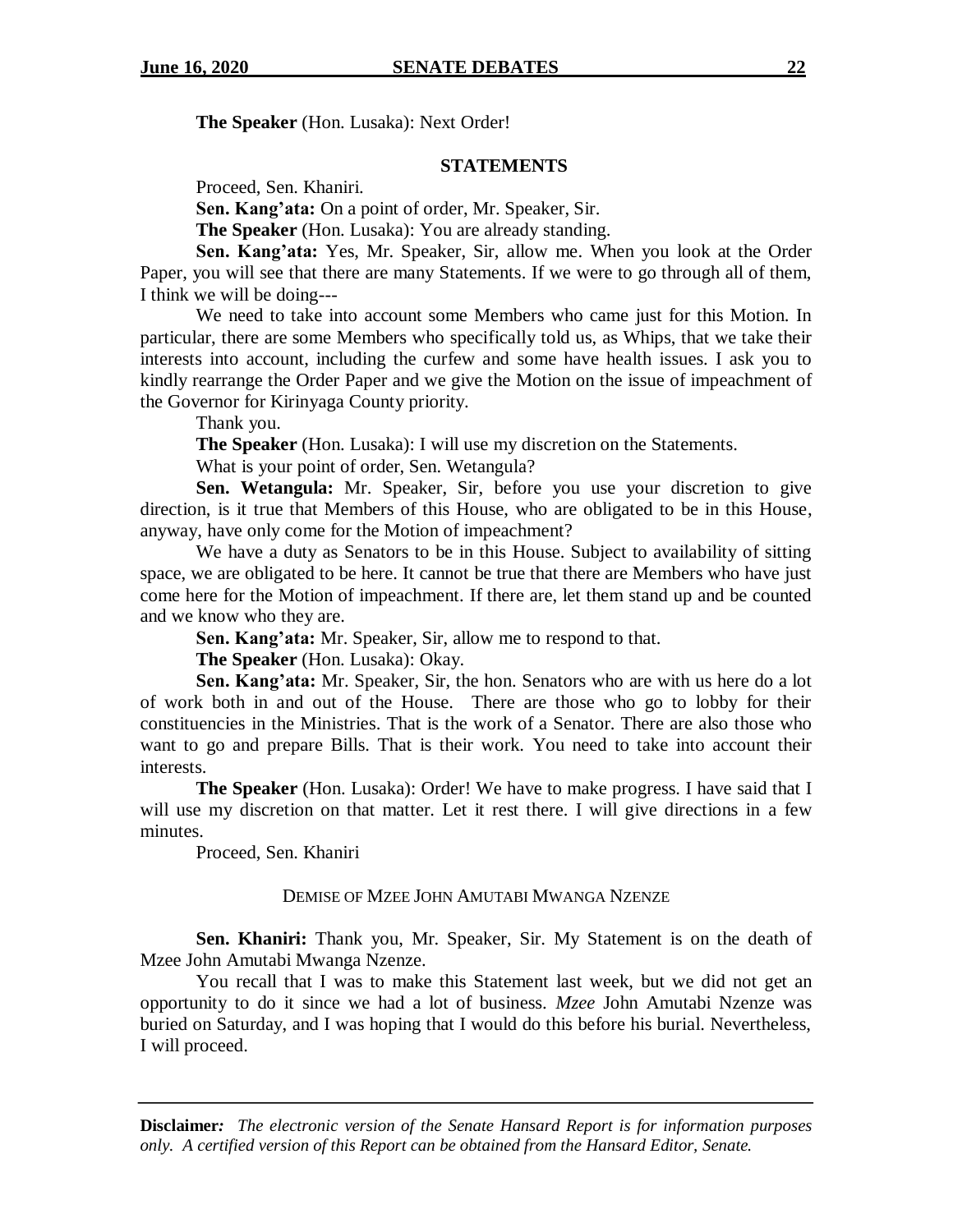**The Speaker** (Hon. Lusaka): Next Order!

## STATEMENTS

Proceed, Sen. Khaniri.

**Sen. Kang'ata:** On a point of order, Mr. Speaker, Sir.

**The Speaker** (Hon. Lusaka): You are already standing.

**Sen. Kang'ata:** Yes, Mr. Speaker, Sir, allow me. When you look at the Order Paper, you will see that there are many Statements. If we were to go through all of them, I think we will be doing---

We need to take into account some Members who came just for this Motion. In particular, there are some Members who specifically told us, as Whips, that we take their interests into account, including the curfew and some have health issues. I ask you to kindly rearrange the Order Paper and we give the Motion on the issue of impeachment of the Governor for Kirinyaga County priority.

Thank you.

**The Speaker** (Hon. Lusaka): I will use my discretion on the Statements.

What is your point of order, Sen. Wetangula?

**Sen. Wetangula:** Mr. Speaker, Sir, before you use your discretion to give direction, is it true that Members of this House, who are obligated to be in this House, anyway, have only come for the Motion of impeachment?

We have a duty as Senators to be in this House. Subject to availability of sitting space, we are obligated to be here. It cannot be true that there are Members who have just come here for the Motion of impeachment. If there are, let them stand up and be counted and we know who they are.

**Sen. Kang'ata:** Mr. Speaker, Sir, allow me to respond to that.

**The Speaker** (Hon. Lusaka): Okay.

**Sen. Kang'ata:** Mr. Speaker, Sir, the hon. Senators who are with us here do a lot of work both in and out of the House. There are those who go to lobby for their constituencies in the Ministries. That is the work of a Senator. There are also those who want to go and prepare Bills. That is their work. You need to take into account their interests.

**The Speaker** (Hon. Lusaka): Order! We have to make progress. I have said that I will use my discretion on that matter. Let it rest there. I will give directions in a few minutes.

Proceed, Sen. Khaniri

### DEMISE OF MZEE JOHN AMUTABI MWANGA NZENZE

**Sen. Khaniri:** Thank you, Mr. Speaker, Sir. My Statement is on the death of Mzee John Amutabi Mwanga Nzenze.

You recall that I was to make this Statement last week, but we did not get an opportunity to do it since we had a lot of business. *Mzee* John Amutabi Nzenze was buried on Saturday, and I was hoping that I would do this before his burial. Nevertheless, I will proceed.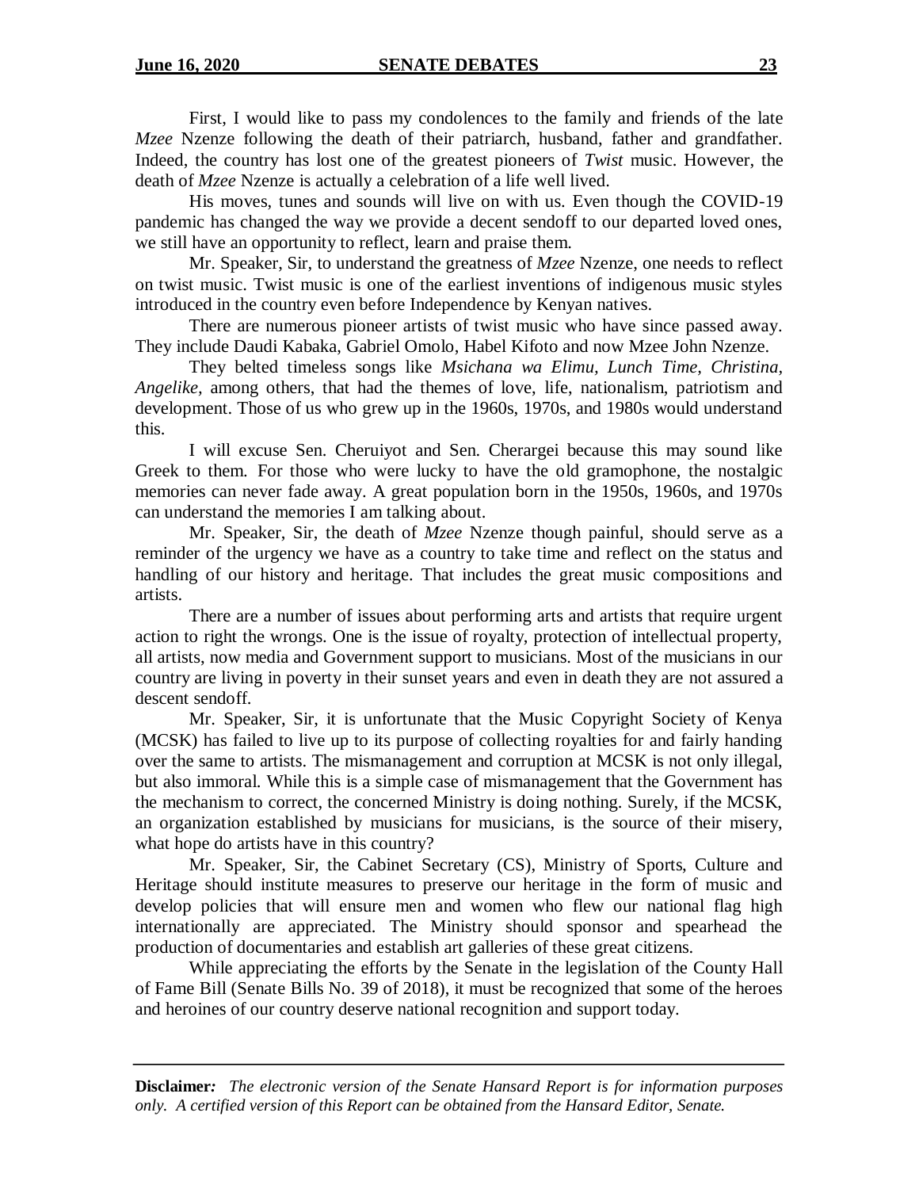First, I would like to pass my condolences to the family and friends of the late *Mzee* Nzenze following the death of their patriarch, husband, father and grandfather. Indeed, the country has lost one of the greatest pioneers of *Twist* music. However, the death of *Mzee* Nzenze is actually a celebration of a life well lived.

His moves, tunes and sounds will live on with us. Even though the COVID-19 pandemic has changed the way we provide a decent sendoff to our departed loved ones, we still have an opportunity to reflect, learn and praise them.

Mr. Speaker, Sir, to understand the greatness of *Mzee* Nzenze, one needs to reflect on twist music. Twist music is one of the earliest inventions of indigenous music styles introduced in the country even before Independence by Kenyan natives.

There are numerous pioneer artists of twist music who have since passed away. They include Daudi Kabaka, Gabriel Omolo, Habel Kifoto and now Mzee John Nzenze.

They belted timeless songs like *Msichana wa Elimu, Lunch Time, Christina, Angelike,* among others, that had the themes of love, life, nationalism, patriotism and development. Those of us who grew up in the 1960s, 1970s, and 1980s would understand this.

I will excuse Sen. Cheruiyot and Sen. Cherargei because this may sound like Greek to them. For those who were lucky to have the old gramophone, the nostalgic memories can never fade away. A great population born in the 1950s, 1960s, and 1970s can understand the memories I am talking about.

Mr. Speaker, Sir, the death of *Mzee* Nzenze though painful, should serve as a reminder of the urgency we have as a country to take time and reflect on the status and handling of our history and heritage. That includes the great music compositions and artists.

There are a number of issues about performing arts and artists that require urgent action to right the wrongs. One is the issue of royalty, protection of intellectual property, all artists, now media and Government support to musicians. Most of the musicians in our country are living in poverty in their sunset years and even in death they are not assured a descent sendoff.

Mr. Speaker, Sir, it is unfortunate that the Music Copyright Society of Kenya (MCSK) has failed to live up to its purpose of collecting royalties for and fairly handing over the same to artists. The mismanagement and corruption at MCSK is not only illegal, but also immoral. While this is a simple case of mismanagement that the Government has the mechanism to correct, the concerned Ministry is doing nothing. Surely, if the MCSK, an organization established by musicians for musicians, is the source of their misery, what hope do artists have in this country?

Mr. Speaker, Sir, the Cabinet Secretary (CS), Ministry of Sports, Culture and Heritage should institute measures to preserve our heritage in the form of music and develop policies that will ensure men and women who flew our national flag high internationally are appreciated. The Ministry should sponsor and spearhead the production of documentaries and establish art galleries of these great citizens.

While appreciating the efforts by the Senate in the legislation of the County Hall of Fame Bill (Senate Bills No. 39 of 2018), it must be recognized that some of the heroes and heroines of our country deserve national recognition and support today.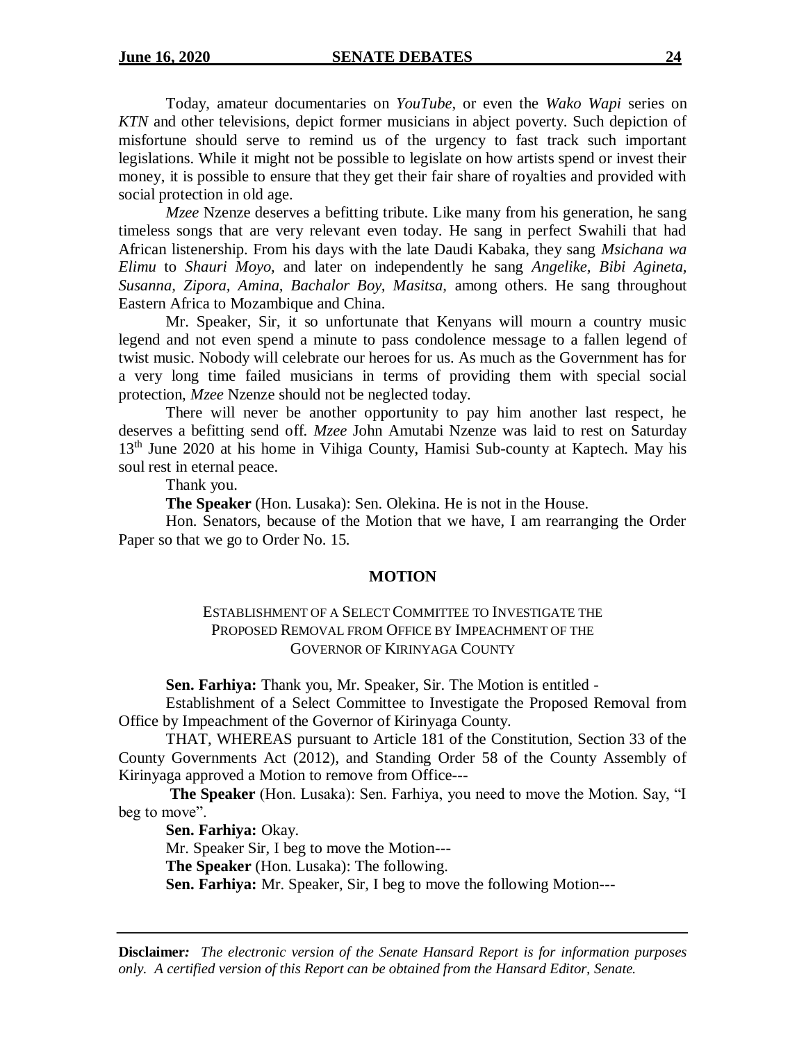Today, amateur documentaries on *YouTube*, or even the *Wako Wapi* series on *KTN* and other televisions, depict former musicians in abject poverty. Such depiction of misfortune should serve to remind us of the urgency to fast track such important legislations. While it might not be possible to legislate on how artists spend or invest their money, it is possible to ensure that they get their fair share of royalties and provided with social protection in old age.

*Mzee* Nzenze deserves a befitting tribute. Like many from his generation, he sang timeless songs that are very relevant even today. He sang in perfect Swahili that had African listenership. From his days with the late Daudi Kabaka, they sang *Msichana wa Elimu* to *Shauri Moyo*, and later on independently he sang *Angelike, Bibi Agineta, Susanna, Zipora, Amina, Bachalor Boy, Masitsa,* among others. He sang throughout Eastern Africa to Mozambique and China.

Mr. Speaker, Sir, it so unfortunate that Kenyans will mourn a country music legend and not even spend a minute to pass condolence message to a fallen legend of twist music. Nobody will celebrate our heroes for us. As much as the Government has for a very long time failed musicians in terms of providing them with special social protection, *Mzee* Nzenze should not be neglected today.

There will never be another opportunity to pay him another last respect, he deserves a befitting send off. *Mzee* John Amutabi Nzenze was laid to rest on Saturday 13th June 2020 at his home in Vihiga County, Hamisi Sub-county at Kaptech. May his soul rest in eternal peace.

Thank you.

**The Speaker** (Hon. Lusaka): Sen. Olekina. He is not in the House.

Hon. Senators, because of the Motion that we have, I am rearranging the Order Paper so that we go to Order No. 15.

## MOTION

### ESTABLISHMENT OF A SELECT COMMITTEE TO INVESTIGATE THE PROPOSED REMOVAL FROM OFFICE BY IMPEACHMENT OF THE GOVERNOR OF KIRINYAGA COUNTY

**Sen. Farhiya:** Thank you, Mr. Speaker, Sir. The Motion is entitled -

Establishment of a Select Committee to Investigate the Proposed Removal from Office by Impeachment of the Governor of Kirinyaga County.

THAT, WHEREAS pursuant to Article 181 of the Constitution, Section 33 of the County Governments Act (2012), and Standing Order 58 of the County Assembly of Kirinyaga approved a Motion to remove from Office---

**The Speaker** (Hon. Lusaka): Sen. Farhiya, you need to move the Motion. Say, "I beg to move".

**Sen. Farhiya:** Okay.

Mr. Speaker Sir, I beg to move the Motion---

**The Speaker** (Hon. Lusaka): The following.

**Sen. Farhiya:** Mr. Speaker, Sir, I beg to move the following Motion---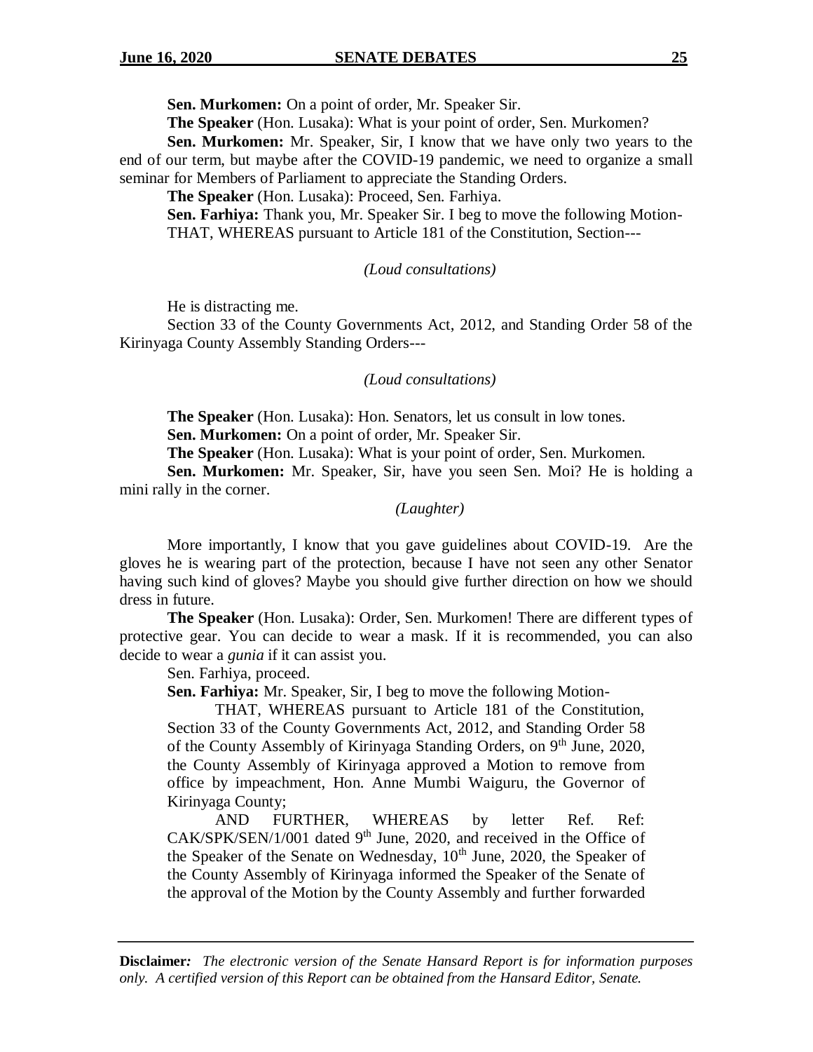**Sen. Murkomen:** On a point of order, Mr. Speaker Sir.

**The Speaker** (Hon. Lusaka): What is your point of order, Sen. Murkomen?

**Sen. Murkomen:** Mr. Speaker, Sir, I know that we have only two years to the end of our term, but maybe after the COVID-19 pandemic, we need to organize a small seminar for Members of Parliament to appreciate the Standing Orders.

**The Speaker** (Hon. Lusaka): Proceed, Sen. Farhiya.

**Sen. Farhiya:** Thank you, Mr. Speaker Sir. I beg to move the following Motion-

THAT, WHEREAS pursuant to Article 181 of the Constitution, Section---

*(Loud consultations)*

He is distracting me.

Section 33 of the County Governments Act, 2012, and Standing Order 58 of the Kirinyaga County Assembly Standing Orders---

*(Loud consultations)*

**The Speaker** (Hon. Lusaka): Hon. Senators, let us consult in low tones.

**Sen. Murkomen:** On a point of order, Mr. Speaker Sir.

**The Speaker** (Hon. Lusaka): What is your point of order, Sen. Murkomen.

**Sen. Murkomen:** Mr. Speaker, Sir, have you seen Sen. Moi? He is holding a mini rally in the corner.

*(Laughter)*

More importantly, I know that you gave guidelines about COVID-19. Are the gloves he is wearing part of the protection, because I have not seen any other Senator having such kind of gloves? Maybe you should give further direction on how we should dress in future.

**The Speaker** (Hon. Lusaka): Order, Sen. Murkomen! There are different types of protective gear. You can decide to wear a mask. If it is recommended, you can also decide to wear a *gunia* if it can assist you.

Sen. Farhiya, proceed.

**Sen. Farhiya:** Mr. Speaker, Sir, I beg to move the following Motion-

> THAT, WHEREAS pursuant to Article 181 of the Constitution, Section 33 of the County Governments Act, 2012, and Standing Order 58 of the County Assembly of Kirinyaga Standing Orders, on 9th June, 2020, the County Assembly of Kirinyaga approved a Motion to remove from office by impeachment, Hon. Anne Mumbi Waiguru, the Governor of Kirinyaga County;
>
> AND FURTHER, WHEREAS by letter Ref. Ref: CAK/SPK/SEN/1/001 dated 9th June, 2020, and received in the Office of the Speaker of the Senate on Wednesday, 10th June, 2020, the Speaker of the County Assembly of Kirinyaga informed the Speaker of the Senate of the approval of the Motion by the County Assembly and further forwarded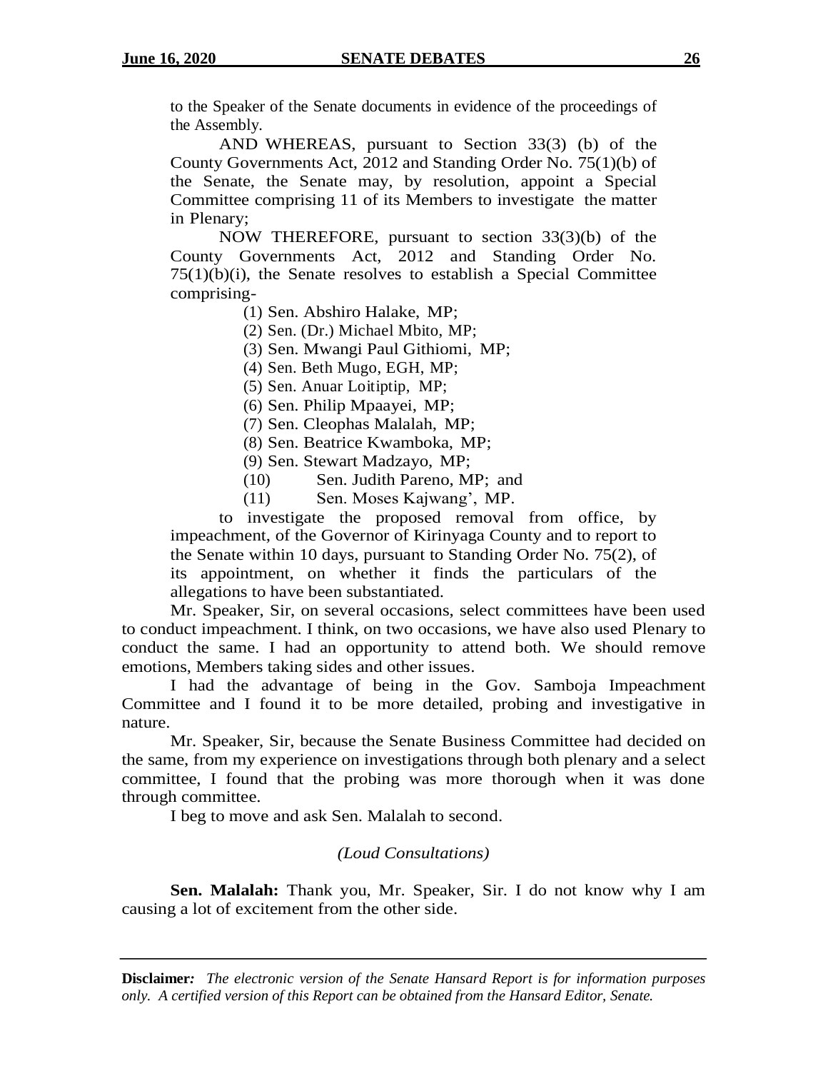to the Speaker of the Senate documents in evidence of the proceedings of the Assembly.

AND WHEREAS, pursuant to Section 33(3) (b) of the County Governments Act, 2012 and Standing Order No. 75(1)(b) of the Senate, the Senate may, by resolution, appoint a Special Committee comprising 11 of its Members to investigate the matter in Plenary;

NOW THEREFORE, pursuant to section 33(3)(b) of the County Governments Act, 2012 and Standing Order No. 75(1)(b)(i), the Senate resolves to establish a Special Committee comprising-

(1) Sen. Abshiro Halake, MP;
(2) Sen. (Dr.) Michael Mbito, MP;
(3) Sen. Mwangi Paul Githiomi, MP;
(4) Sen. Beth Mugo, EGH, MP;
(5) Sen. Anuar Loitiptip, MP;
(6) Sen. Philip Mpaayei, MP;
(7) Sen. Cleophas Malalah, MP;
(8) Sen. Beatrice Kwamboka, MP;
(9) Sen. Stewart Madzayo, MP;
(10) Sen. Judith Pareno, MP; and
(11) Sen. Moses Kajwang', MP.

to investigate the proposed removal from office, by impeachment, of the Governor of Kirinyaga County and to report to the Senate within 10 days, pursuant to Standing Order No. 75(2), of its appointment, on whether it finds the particulars of the allegations to have been substantiated.

Mr. Speaker, Sir, on several occasions, select committees have been used to conduct impeachment. I think, on two occasions, we have also used Plenary to conduct the same. I had an opportunity to attend both. We should remove emotions, Members taking sides and other issues.

I had the advantage of being in the Gov. Samboja Impeachment Committee and I found it to be more detailed, probing and investigative in nature.

Mr. Speaker, Sir, because the Senate Business Committee had decided on the same, from my experience on investigations through both plenary and a select committee, I found that the probing was more thorough when it was done through committee.

I beg to move and ask Sen. Malalah to second.

*(Loud Consultations)*

**Sen. Malalah:** Thank you, Mr. Speaker, Sir. I do not know why I am causing a lot of excitement from the other side.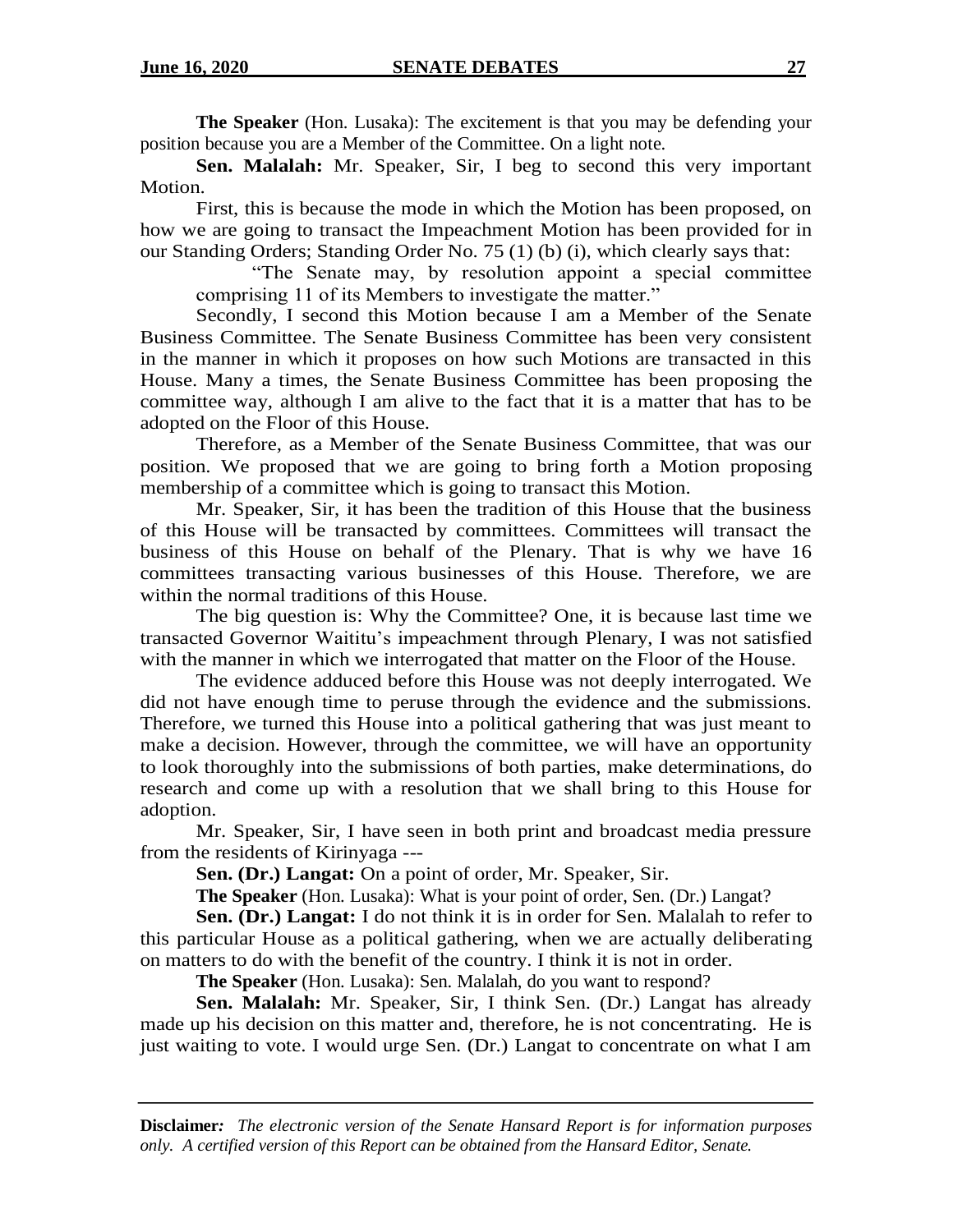**The Speaker** (Hon. Lusaka): The excitement is that you may be defending your position because you are a Member of the Committee. On a light note.

**Sen. Malalah:** Mr. Speaker, Sir, I beg to second this very important Motion.

First, this is because the mode in which the Motion has been proposed, on how we are going to transact the Impeachment Motion has been provided for in our Standing Orders; Standing Order No. 75 (1) (b) (i), which clearly says that:

> "The Senate may, by resolution appoint a special committee comprising 11 of its Members to investigate the matter."

Secondly, I second this Motion because I am a Member of the Senate Business Committee. The Senate Business Committee has been very consistent in the manner in which it proposes on how such Motions are transacted in this House. Many a times, the Senate Business Committee has been proposing the committee way, although I am alive to the fact that it is a matter that has to be adopted on the Floor of this House.

Therefore, as a Member of the Senate Business Committee, that was our position. We proposed that we are going to bring forth a Motion proposing membership of a committee which is going to transact this Motion.

Mr. Speaker, Sir, it has been the tradition of this House that the business of this House will be transacted by committees. Committees will transact the business of this House on behalf of the Plenary. That is why we have 16 committees transacting various businesses of this House. Therefore, we are within the normal traditions of this House.

The big question is: Why the Committee? One, it is because last time we transacted Governor Waititu's impeachment through Plenary, I was not satisfied with the manner in which we interrogated that matter on the Floor of the House.

The evidence adduced before this House was not deeply interrogated. We did not have enough time to peruse through the evidence and the submissions. Therefore, we turned this House into a political gathering that was just meant to make a decision. However, through the committee, we will have an opportunity to look thoroughly into the submissions of both parties, make determinations, do research and come up with a resolution that we shall bring to this House for adoption.

Mr. Speaker, Sir, I have seen in both print and broadcast media pressure from the residents of Kirinyaga ---

**Sen. (Dr.) Langat:** On a point of order, Mr. Speaker, Sir.

**The Speaker** (Hon. Lusaka): What is your point of order, Sen. (Dr.) Langat?

**Sen. (Dr.) Langat:** I do not think it is in order for Sen. Malalah to refer to this particular House as a political gathering, when we are actually deliberating on matters to do with the benefit of the country. I think it is not in order.

**The Speaker** (Hon. Lusaka): Sen. Malalah, do you want to respond?

**Sen. Malalah:** Mr. Speaker, Sir, I think Sen. (Dr.) Langat has already made up his decision on this matter and, therefore, he is not concentrating. He is just waiting to vote. I would urge Sen. (Dr.) Langat to concentrate on what I am

**Disclaimer:** *The electronic version of the Senate Hansard Report is for information purposes only. A certified version of this Report can be obtained from the Hansard Editor, Senate.*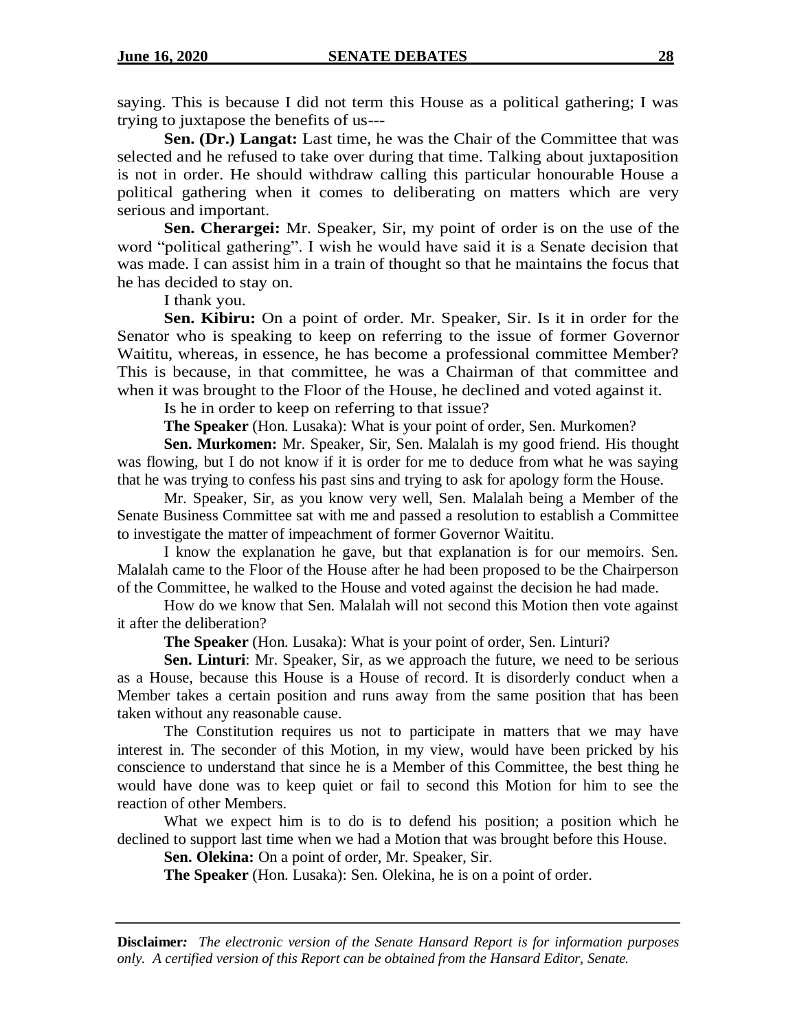saying. This is because I did not term this House as a political gathering; I was trying to juxtapose the benefits of us---

**Sen. (Dr.) Langat:** Last time, he was the Chair of the Committee that was selected and he refused to take over during that time. Talking about juxtaposition is not in order. He should withdraw calling this particular honourable House a political gathering when it comes to deliberating on matters which are very serious and important.

**Sen. Cherargei:** Mr. Speaker, Sir, my point of order is on the use of the word "political gathering". I wish he would have said it is a Senate decision that was made. I can assist him in a train of thought so that he maintains the focus that he has decided to stay on.

I thank you.

**Sen. Kibiru:** On a point of order. Mr. Speaker, Sir. Is it in order for the Senator who is speaking to keep on referring to the issue of former Governor Waititu, whereas, in essence, he has become a professional committee Member? This is because, in that committee, he was a Chairman of that committee and when it was brought to the Floor of the House, he declined and voted against it.

Is he in order to keep on referring to that issue?

**The Speaker** (Hon. Lusaka): What is your point of order, Sen. Murkomen?

**Sen. Murkomen:** Mr. Speaker, Sir, Sen. Malalah is my good friend. His thought was flowing, but I do not know if it is order for me to deduce from what he was saying that he was trying to confess his past sins and trying to ask for apology form the House.

Mr. Speaker, Sir, as you know very well, Sen. Malalah being a Member of the Senate Business Committee sat with me and passed a resolution to establish a Committee to investigate the matter of impeachment of former Governor Waititu.

I know the explanation he gave, but that explanation is for our memoirs. Sen. Malalah came to the Floor of the House after he had been proposed to be the Chairperson of the Committee, he walked to the House and voted against the decision he had made.

How do we know that Sen. Malalah will not second this Motion then vote against it after the deliberation?

**The Speaker** (Hon. Lusaka): What is your point of order, Sen. Linturi?

**Sen. Linturi**: Mr. Speaker, Sir, as we approach the future, we need to be serious as a House, because this House is a House of record. It is disorderly conduct when a Member takes a certain position and runs away from the same position that has been taken without any reasonable cause.

The Constitution requires us not to participate in matters that we may have interest in. The seconder of this Motion, in my view, would have been pricked by his conscience to understand that since he is a Member of this Committee, the best thing he would have done was to keep quiet or fail to second this Motion for him to see the reaction of other Members.

What we expect him is to do is to defend his position; a position which he declined to support last time when we had a Motion that was brought before this House.

**Sen. Olekina:** On a point of order, Mr. Speaker, Sir.

**The Speaker** (Hon. Lusaka): Sen. Olekina, he is on a point of order.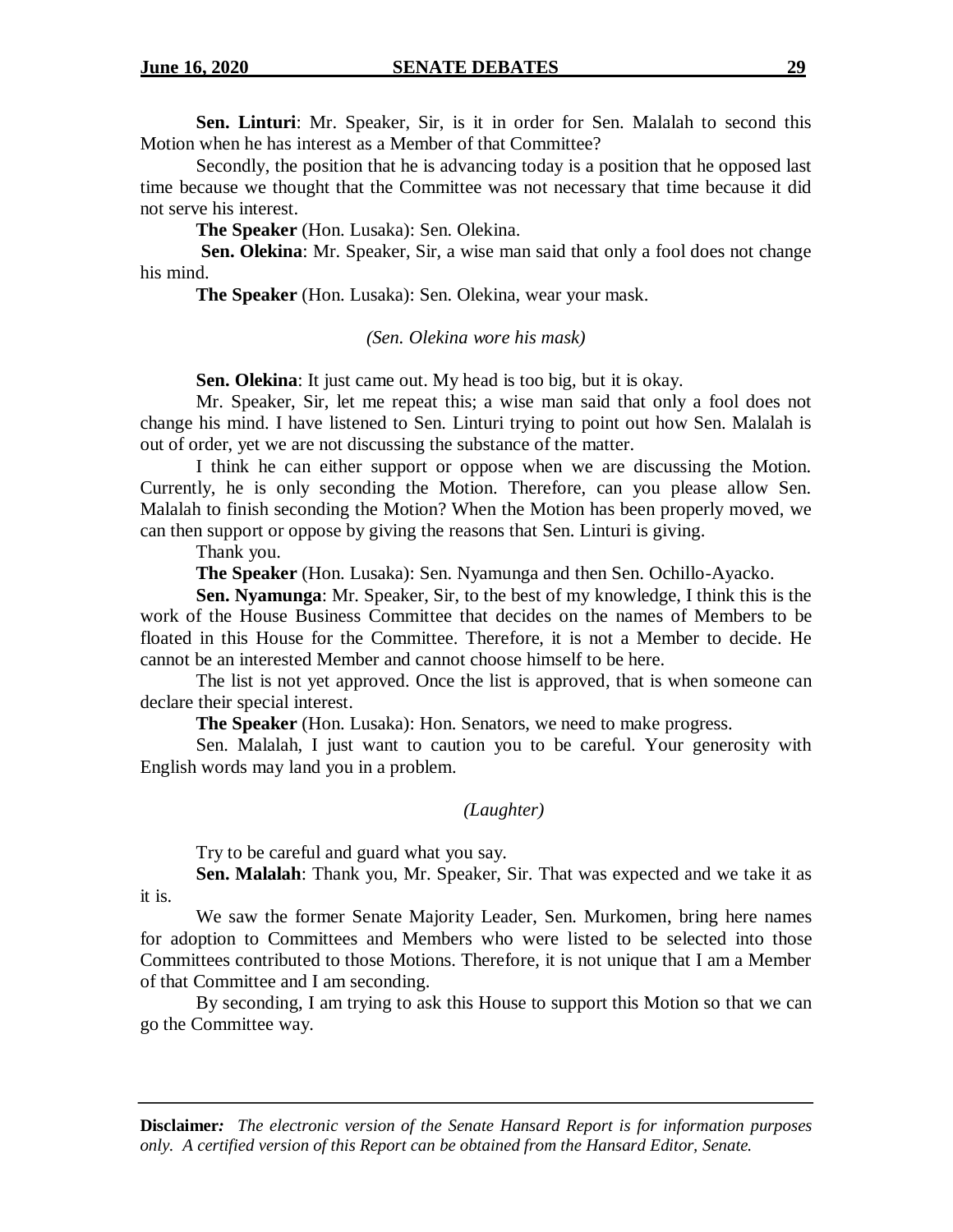**Sen. Linturi**: Mr. Speaker, Sir, is it in order for Sen. Malalah to second this Motion when he has interest as a Member of that Committee?

Secondly, the position that he is advancing today is a position that he opposed last time because we thought that the Committee was not necessary that time because it did not serve his interest.

**The Speaker** (Hon. Lusaka): Sen. Olekina.

**Sen. Olekina**: Mr. Speaker, Sir, a wise man said that only a fool does not change his mind.

**The Speaker** (Hon. Lusaka): Sen. Olekina, wear your mask.

*(Sen. Olekina wore his mask)*

**Sen. Olekina**: It just came out. My head is too big, but it is okay.

Mr. Speaker, Sir, let me repeat this; a wise man said that only a fool does not change his mind. I have listened to Sen. Linturi trying to point out how Sen. Malalah is out of order, yet we are not discussing the substance of the matter.

I think he can either support or oppose when we are discussing the Motion. Currently, he is only seconding the Motion. Therefore, can you please allow Sen. Malalah to finish seconding the Motion? When the Motion has been properly moved, we can then support or oppose by giving the reasons that Sen. Linturi is giving.

Thank you.

**The Speaker** (Hon. Lusaka): Sen. Nyamunga and then Sen. Ochillo-Ayacko.

**Sen. Nyamunga**: Mr. Speaker, Sir, to the best of my knowledge, I think this is the work of the House Business Committee that decides on the names of Members to be floated in this House for the Committee. Therefore, it is not a Member to decide. He cannot be an interested Member and cannot choose himself to be here.

The list is not yet approved. Once the list is approved, that is when someone can declare their special interest.

**The Speaker** (Hon. Lusaka): Hon. Senators, we need to make progress.

Sen. Malalah, I just want to caution you to be careful. Your generosity with English words may land you in a problem.

*(Laughter)*

Try to be careful and guard what you say.

**Sen. Malalah**: Thank you, Mr. Speaker, Sir. That was expected and we take it as it is.

We saw the former Senate Majority Leader, Sen. Murkomen, bring here names for adoption to Committees and Members who were listed to be selected into those Committees contributed to those Motions. Therefore, it is not unique that I am a Member of that Committee and I am seconding.

By seconding, I am trying to ask this House to support this Motion so that we can go the Committee way.

**Disclaimer:** *The electronic version of the Senate Hansard Report is for information purposes only. A certified version of this Report can be obtained from the Hansard Editor, Senate.*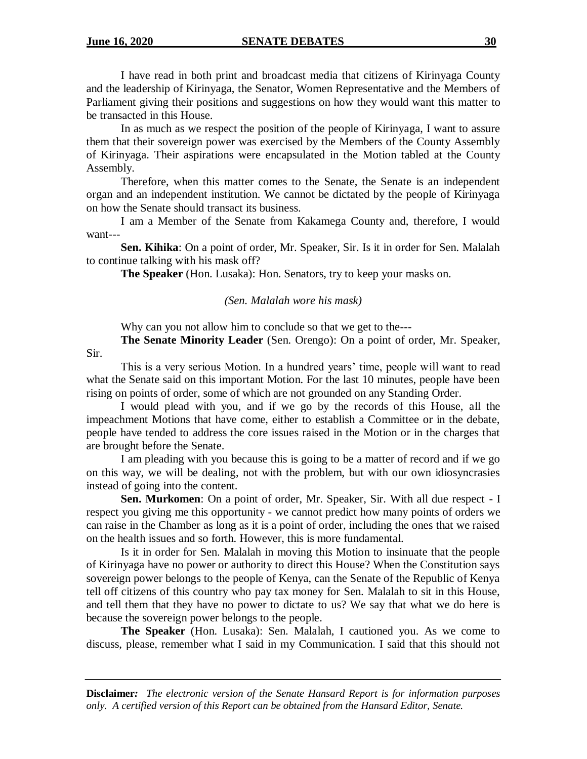I have read in both print and broadcast media that citizens of Kirinyaga County and the leadership of Kirinyaga, the Senator, Women Representative and the Members of Parliament giving their positions and suggestions on how they would want this matter to be transacted in this House.

In as much as we respect the position of the people of Kirinyaga, I want to assure them that their sovereign power was exercised by the Members of the County Assembly of Kirinyaga. Their aspirations were encapsulated in the Motion tabled at the County Assembly.

Therefore, when this matter comes to the Senate, the Senate is an independent organ and an independent institution. We cannot be dictated by the people of Kirinyaga on how the Senate should transact its business.

I am a Member of the Senate from Kakamega County and, therefore, I would want---

**Sen. Kihika**: On a point of order, Mr. Speaker, Sir. Is it in order for Sen. Malalah to continue talking with his mask off?

**The Speaker** (Hon. Lusaka): Hon. Senators, try to keep your masks on.

*(Sen. Malalah wore his mask)*

Why can you not allow him to conclude so that we get to the---

**The Senate Minority Leader** (Sen. Orengo): On a point of order, Mr. Speaker, Sir.

This is a very serious Motion. In a hundred years' time, people will want to read what the Senate said on this important Motion. For the last 10 minutes, people have been rising on points of order, some of which are not grounded on any Standing Order.

I would plead with you, and if we go by the records of this House, all the impeachment Motions that have come, either to establish a Committee or in the debate, people have tended to address the core issues raised in the Motion or in the charges that are brought before the Senate.

I am pleading with you because this is going to be a matter of record and if we go on this way, we will be dealing, not with the problem, but with our own idiosyncrasies instead of going into the content.

**Sen. Murkomen**: On a point of order, Mr. Speaker, Sir. With all due respect - I respect you giving me this opportunity - we cannot predict how many points of orders we can raise in the Chamber as long as it is a point of order, including the ones that we raised on the health issues and so forth. However, this is more fundamental.

Is it in order for Sen. Malalah in moving this Motion to insinuate that the people of Kirinyaga have no power or authority to direct this House? When the Constitution says sovereign power belongs to the people of Kenya, can the Senate of the Republic of Kenya tell off citizens of this country who pay tax money for Sen. Malalah to sit in this House, and tell them that they have no power to dictate to us? We say that what we do here is because the sovereign power belongs to the people.

**The Speaker** (Hon. Lusaka): Sen. Malalah, I cautioned you. As we come to discuss, please, remember what I said in my Communication. I said that this should not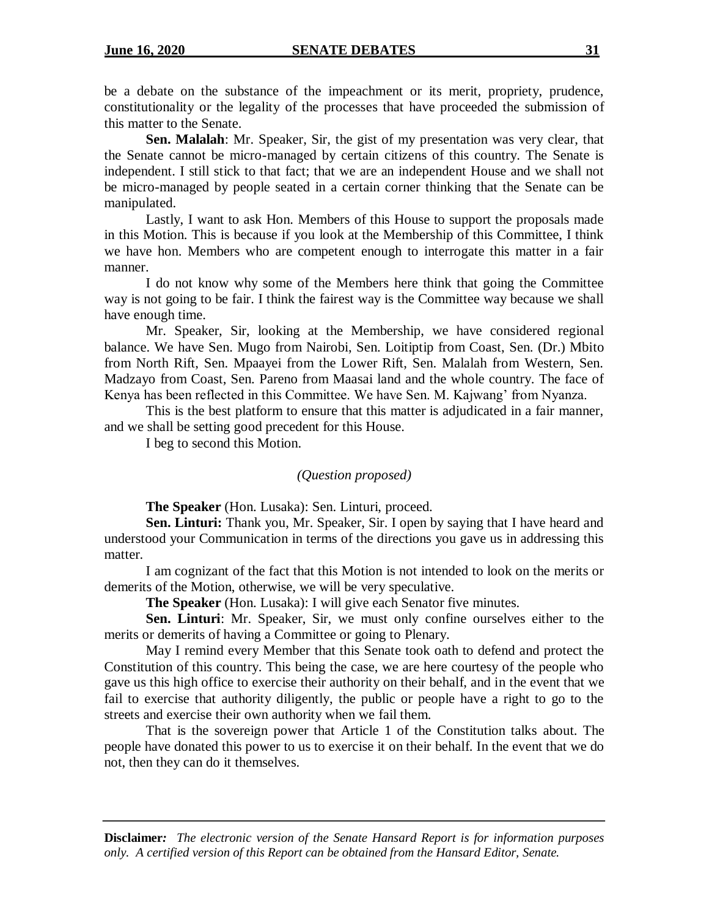be a debate on the substance of the impeachment or its merit, propriety, prudence, constitutionality or the legality of the processes that have proceeded the submission of this matter to the Senate.

**Sen. Malalah**: Mr. Speaker, Sir, the gist of my presentation was very clear, that the Senate cannot be micro-managed by certain citizens of this country. The Senate is independent. I still stick to that fact; that we are an independent House and we shall not be micro-managed by people seated in a certain corner thinking that the Senate can be manipulated.

Lastly, I want to ask Hon. Members of this House to support the proposals made in this Motion. This is because if you look at the Membership of this Committee, I think we have hon. Members who are competent enough to interrogate this matter in a fair manner.

I do not know why some of the Members here think that going the Committee way is not going to be fair. I think the fairest way is the Committee way because we shall have enough time.

Mr. Speaker, Sir, looking at the Membership, we have considered regional balance. We have Sen. Mugo from Nairobi, Sen. Loitiptip from Coast, Sen. (Dr.) Mbito from North Rift, Sen. Mpaayei from the Lower Rift, Sen. Malalah from Western, Sen. Madzayo from Coast, Sen. Pareno from Maasai land and the whole country. The face of Kenya has been reflected in this Committee. We have Sen. M. Kajwang' from Nyanza.

This is the best platform to ensure that this matter is adjudicated in a fair manner, and we shall be setting good precedent for this House.

I beg to second this Motion.

*(Question proposed)*

**The Speaker** (Hon. Lusaka): Sen. Linturi, proceed.

**Sen. Linturi:** Thank you, Mr. Speaker, Sir. I open by saying that I have heard and understood your Communication in terms of the directions you gave us in addressing this matter.

I am cognizant of the fact that this Motion is not intended to look on the merits or demerits of the Motion, otherwise, we will be very speculative.

**The Speaker** (Hon. Lusaka): I will give each Senator five minutes.

**Sen. Linturi**: Mr. Speaker, Sir, we must only confine ourselves either to the merits or demerits of having a Committee or going to Plenary.

May I remind every Member that this Senate took oath to defend and protect the Constitution of this country. This being the case, we are here courtesy of the people who gave us this high office to exercise their authority on their behalf, and in the event that we fail to exercise that authority diligently, the public or people have a right to go to the streets and exercise their own authority when we fail them.

That is the sovereign power that Article 1 of the Constitution talks about. The people have donated this power to us to exercise it on their behalf. In the event that we do not, then they can do it themselves.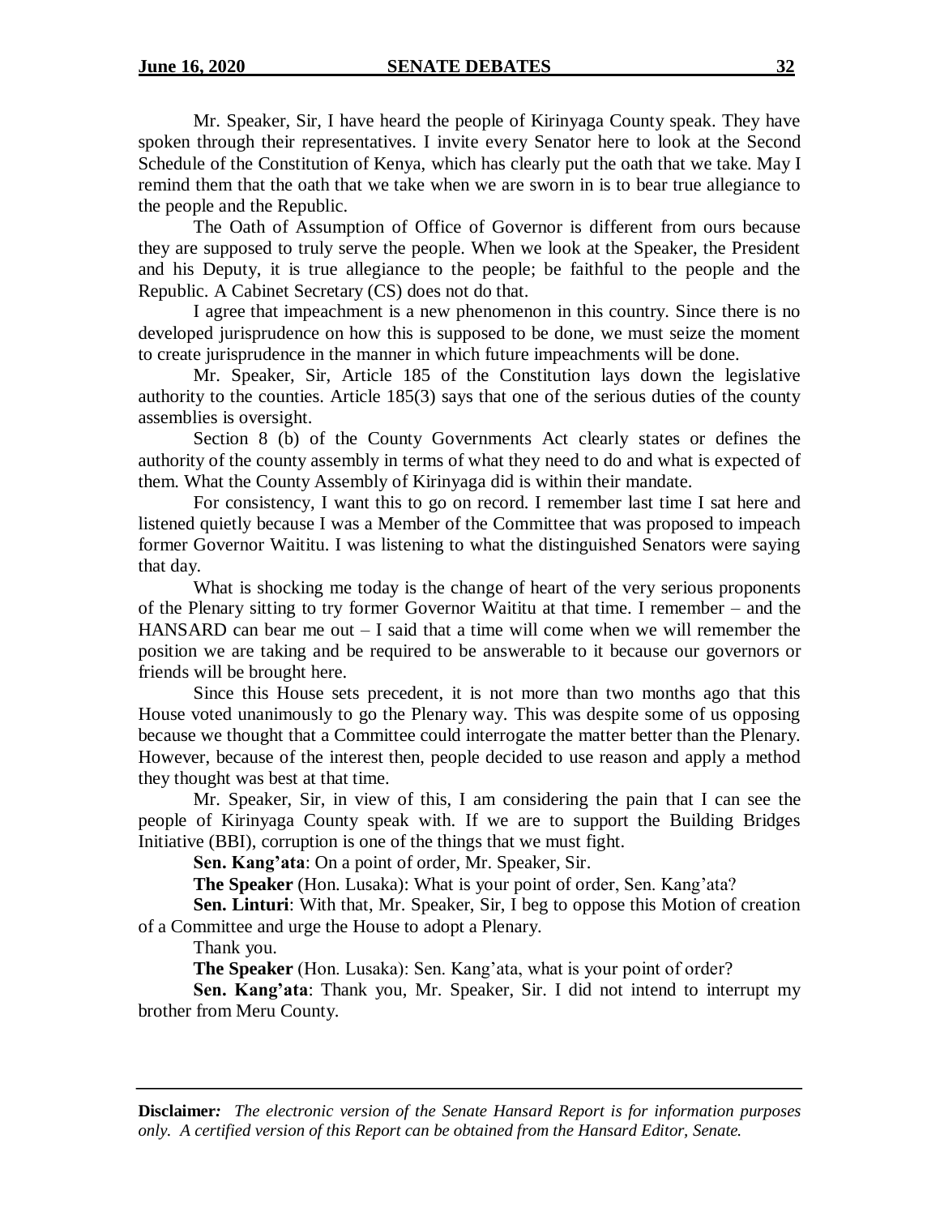Mr. Speaker, Sir, I have heard the people of Kirinyaga County speak. They have spoken through their representatives. I invite every Senator here to look at the Second Schedule of the Constitution of Kenya, which has clearly put the oath that we take. May I remind them that the oath that we take when we are sworn in is to bear true allegiance to the people and the Republic.

The Oath of Assumption of Office of Governor is different from ours because they are supposed to truly serve the people. When we look at the Speaker, the President and his Deputy, it is true allegiance to the people; be faithful to the people and the Republic. A Cabinet Secretary (CS) does not do that.

I agree that impeachment is a new phenomenon in this country. Since there is no developed jurisprudence on how this is supposed to be done, we must seize the moment to create jurisprudence in the manner in which future impeachments will be done.

Mr. Speaker, Sir, Article 185 of the Constitution lays down the legislative authority to the counties. Article 185(3) says that one of the serious duties of the county assemblies is oversight.

Section 8 (b) of the County Governments Act clearly states or defines the authority of the county assembly in terms of what they need to do and what is expected of them. What the County Assembly of Kirinyaga did is within their mandate.

For consistency, I want this to go on record. I remember last time I sat here and listened quietly because I was a Member of the Committee that was proposed to impeach former Governor Waititu. I was listening to what the distinguished Senators were saying that day.

What is shocking me today is the change of heart of the very serious proponents of the Plenary sitting to try former Governor Waititu at that time. I remember – and the HANSARD can bear me out – I said that a time will come when we will remember the position we are taking and be required to be answerable to it because our governors or friends will be brought here.

Since this House sets precedent, it is not more than two months ago that this House voted unanimously to go the Plenary way. This was despite some of us opposing because we thought that a Committee could interrogate the matter better than the Plenary. However, because of the interest then, people decided to use reason and apply a method they thought was best at that time.

Mr. Speaker, Sir, in view of this, I am considering the pain that I can see the people of Kirinyaga County speak with. If we are to support the Building Bridges Initiative (BBI), corruption is one of the things that we must fight.

**Sen. Kang'ata**: On a point of order, Mr. Speaker, Sir.

**The Speaker** (Hon. Lusaka): What is your point of order, Sen. Kang'ata?

**Sen. Linturi**: With that, Mr. Speaker, Sir, I beg to oppose this Motion of creation of a Committee and urge the House to adopt a Plenary.

Thank you.

**The Speaker** (Hon. Lusaka): Sen. Kang'ata, what is your point of order?

**Sen. Kang'ata**: Thank you, Mr. Speaker, Sir. I did not intend to interrupt my brother from Meru County.

**Disclaimer:** *The electronic version of the Senate Hansard Report is for information purposes only. A certified version of this Report can be obtained from the Hansard Editor, Senate.*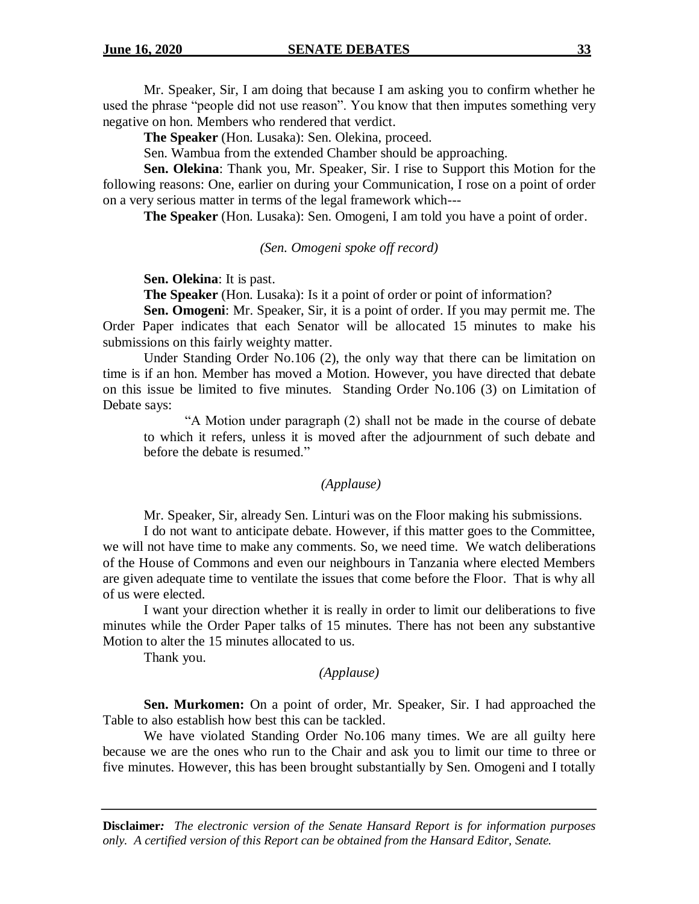Mr. Speaker, Sir, I am doing that because I am asking you to confirm whether he used the phrase "people did not use reason". You know that then imputes something very negative on hon. Members who rendered that verdict.

**The Speaker** (Hon. Lusaka): Sen. Olekina, proceed.

Sen. Wambua from the extended Chamber should be approaching.

**Sen. Olekina**: Thank you, Mr. Speaker, Sir. I rise to Support this Motion for the following reasons: One, earlier on during your Communication, I rose on a point of order on a very serious matter in terms of the legal framework which---

**The Speaker** (Hon. Lusaka): Sen. Omogeni, I am told you have a point of order.

*(Sen. Omogeni spoke off record)*

**Sen. Olekina**: It is past.

**The Speaker** (Hon. Lusaka): Is it a point of order or point of information?

**Sen. Omogeni**: Mr. Speaker, Sir, it is a point of order. If you may permit me. The Order Paper indicates that each Senator will be allocated 15 minutes to make his submissions on this fairly weighty matter.

Under Standing Order No.106 (2), the only way that there can be limitation on time is if an hon. Member has moved a Motion. However, you have directed that debate on this issue be limited to five minutes. Standing Order No.106 (3) on Limitation of Debate says:

> "A Motion under paragraph (2) shall not be made in the course of debate to which it refers, unless it is moved after the adjournment of such debate and before the debate is resumed."

*(Applause)*

Mr. Speaker, Sir, already Sen. Linturi was on the Floor making his submissions.

I do not want to anticipate debate. However, if this matter goes to the Committee, we will not have time to make any comments. So, we need time. We watch deliberations of the House of Commons and even our neighbours in Tanzania where elected Members are given adequate time to ventilate the issues that come before the Floor. That is why all of us were elected.

I want your direction whether it is really in order to limit our deliberations to five minutes while the Order Paper talks of 15 minutes. There has not been any substantive Motion to alter the 15 minutes allocated to us.

Thank you.

*(Applause)*

**Sen. Murkomen:** On a point of order, Mr. Speaker, Sir. I had approached the Table to also establish how best this can be tackled.

We have violated Standing Order No.106 many times. We are all guilty here because we are the ones who run to the Chair and ask you to limit our time to three or five minutes. However, this has been brought substantially by Sen. Omogeni and I totally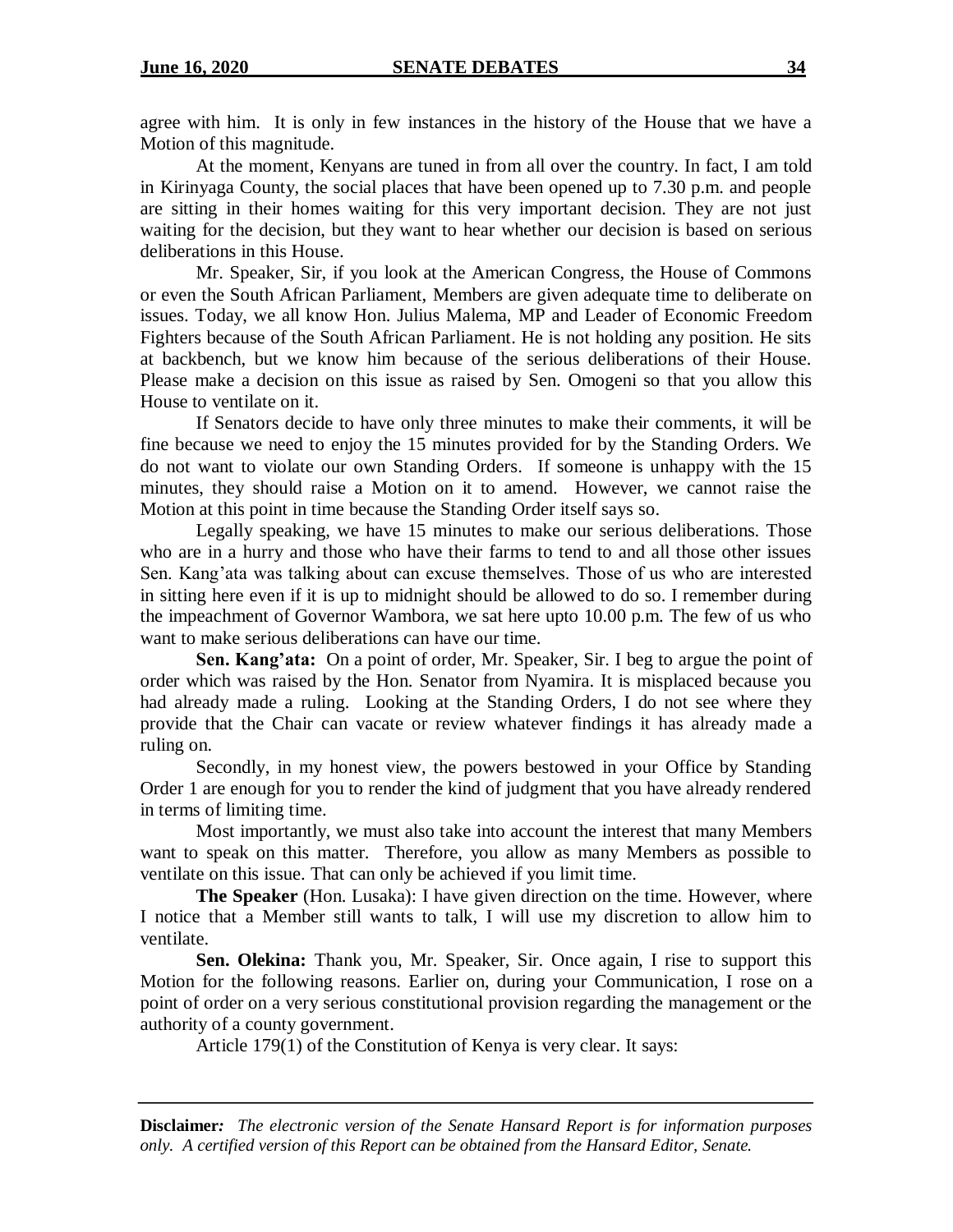agree with him. It is only in few instances in the history of the House that we have a Motion of this magnitude.

At the moment, Kenyans are tuned in from all over the country. In fact, I am told in Kirinyaga County, the social places that have been opened up to 7.30 p.m. and people are sitting in their homes waiting for this very important decision. They are not just waiting for the decision, but they want to hear whether our decision is based on serious deliberations in this House.

Mr. Speaker, Sir, if you look at the American Congress, the House of Commons or even the South African Parliament, Members are given adequate time to deliberate on issues. Today, we all know Hon. Julius Malema, MP and Leader of Economic Freedom Fighters because of the South African Parliament. He is not holding any position. He sits at backbench, but we know him because of the serious deliberations of their House. Please make a decision on this issue as raised by Sen. Omogeni so that you allow this House to ventilate on it.

If Senators decide to have only three minutes to make their comments, it will be fine because we need to enjoy the 15 minutes provided for by the Standing Orders. We do not want to violate our own Standing Orders. If someone is unhappy with the 15 minutes, they should raise a Motion on it to amend. However, we cannot raise the Motion at this point in time because the Standing Order itself says so.

Legally speaking, we have 15 minutes to make our serious deliberations. Those who are in a hurry and those who have their farms to tend to and all those other issues Sen. Kang'ata was talking about can excuse themselves. Those of us who are interested in sitting here even if it is up to midnight should be allowed to do so. I remember during the impeachment of Governor Wambora, we sat here upto 10.00 p.m. The few of us who want to make serious deliberations can have our time.

**Sen. Kang'ata:** On a point of order, Mr. Speaker, Sir. I beg to argue the point of order which was raised by the Hon. Senator from Nyamira. It is misplaced because you had already made a ruling. Looking at the Standing Orders, I do not see where they provide that the Chair can vacate or review whatever findings it has already made a ruling on.

Secondly, in my honest view, the powers bestowed in your Office by Standing Order 1 are enough for you to render the kind of judgment that you have already rendered in terms of limiting time.

Most importantly, we must also take into account the interest that many Members want to speak on this matter. Therefore, you allow as many Members as possible to ventilate on this issue. That can only be achieved if you limit time.

**The Speaker** (Hon. Lusaka): I have given direction on the time. However, where I notice that a Member still wants to talk, I will use my discretion to allow him to ventilate.

**Sen. Olekina:** Thank you, Mr. Speaker, Sir. Once again, I rise to support this Motion for the following reasons. Earlier on, during your Communication, I rose on a point of order on a very serious constitutional provision regarding the management or the authority of a county government.

Article 179(1) of the Constitution of Kenya is very clear. It says: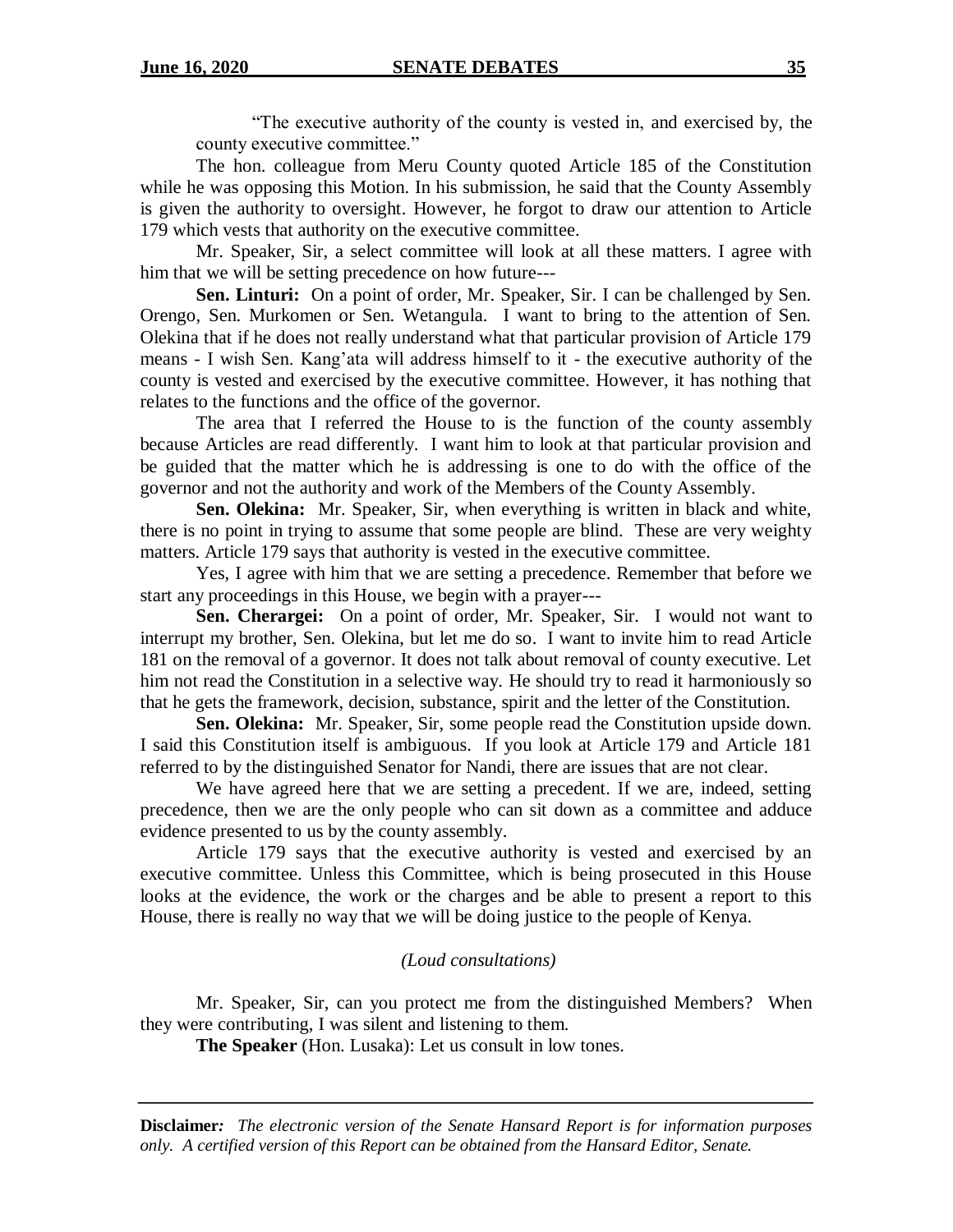"The executive authority of the county is vested in, and exercised by, the county executive committee."

The hon. colleague from Meru County quoted Article 185 of the Constitution while he was opposing this Motion. In his submission, he said that the County Assembly is given the authority to oversight. However, he forgot to draw our attention to Article 179 which vests that authority on the executive committee.

Mr. Speaker, Sir, a select committee will look at all these matters. I agree with him that we will be setting precedence on how future---

**Sen. Linturi:** On a point of order, Mr. Speaker, Sir. I can be challenged by Sen. Orengo, Sen. Murkomen or Sen. Wetangula. I want to bring to the attention of Sen. Olekina that if he does not really understand what that particular provision of Article 179 means - I wish Sen. Kang'ata will address himself to it - the executive authority of the county is vested and exercised by the executive committee. However, it has nothing that relates to the functions and the office of the governor.

The area that I referred the House to is the function of the county assembly because Articles are read differently. I want him to look at that particular provision and be guided that the matter which he is addressing is one to do with the office of the governor and not the authority and work of the Members of the County Assembly.

**Sen. Olekina:** Mr. Speaker, Sir, when everything is written in black and white, there is no point in trying to assume that some people are blind. These are very weighty matters. Article 179 says that authority is vested in the executive committee.

Yes, I agree with him that we are setting a precedence. Remember that before we start any proceedings in this House, we begin with a prayer---

**Sen. Cherargei:** On a point of order, Mr. Speaker, Sir. I would not want to interrupt my brother, Sen. Olekina, but let me do so. I want to invite him to read Article 181 on the removal of a governor. It does not talk about removal of county executive. Let him not read the Constitution in a selective way. He should try to read it harmoniously so that he gets the framework, decision, substance, spirit and the letter of the Constitution.

**Sen. Olekina:** Mr. Speaker, Sir, some people read the Constitution upside down. I said this Constitution itself is ambiguous. If you look at Article 179 and Article 181 referred to by the distinguished Senator for Nandi, there are issues that are not clear.

We have agreed here that we are setting a precedent. If we are, indeed, setting precedence, then we are the only people who can sit down as a committee and adduce evidence presented to us by the county assembly.

Article 179 says that the executive authority is vested and exercised by an executive committee. Unless this Committee, which is being prosecuted in this House looks at the evidence, the work or the charges and be able to present a report to this House, there is really no way that we will be doing justice to the people of Kenya.

*(Loud consultations)*

Mr. Speaker, Sir, can you protect me from the distinguished Members? When they were contributing, I was silent and listening to them.

**The Speaker** (Hon. Lusaka): Let us consult in low tones.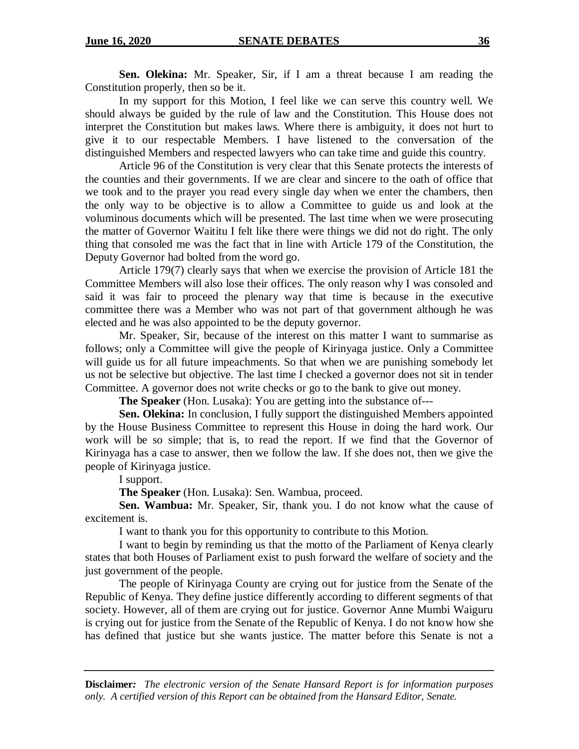**Sen. Olekina:** Mr. Speaker, Sir, if I am a threat because I am reading the Constitution properly, then so be it.

In my support for this Motion, I feel like we can serve this country well. We should always be guided by the rule of law and the Constitution. This House does not interpret the Constitution but makes laws. Where there is ambiguity, it does not hurt to give it to our respectable Members. I have listened to the conversation of the distinguished Members and respected lawyers who can take time and guide this country.

Article 96 of the Constitution is very clear that this Senate protects the interests of the counties and their governments. If we are clear and sincere to the oath of office that we took and to the prayer you read every single day when we enter the chambers, then the only way to be objective is to allow a Committee to guide us and look at the voluminous documents which will be presented. The last time when we were prosecuting the matter of Governor Waititu I felt like there were things we did not do right. The only thing that consoled me was the fact that in line with Article 179 of the Constitution, the Deputy Governor had bolted from the word go.

Article 179(7) clearly says that when we exercise the provision of Article 181 the Committee Members will also lose their offices. The only reason why I was consoled and said it was fair to proceed the plenary way that time is because in the executive committee there was a Member who was not part of that government although he was elected and he was also appointed to be the deputy governor.

Mr. Speaker, Sir, because of the interest on this matter I want to summarise as follows; only a Committee will give the people of Kirinyaga justice. Only a Committee will guide us for all future impeachments. So that when we are punishing somebody let us not be selective but objective. The last time I checked a governor does not sit in tender Committee. A governor does not write checks or go to the bank to give out money.

**The Speaker** (Hon. Lusaka): You are getting into the substance of---

**Sen. Olekina:** In conclusion, I fully support the distinguished Members appointed by the House Business Committee to represent this House in doing the hard work. Our work will be so simple; that is, to read the report. If we find that the Governor of Kirinyaga has a case to answer, then we follow the law. If she does not, then we give the people of Kirinyaga justice.

I support.

**The Speaker** (Hon. Lusaka): Sen. Wambua, proceed.

**Sen. Wambua:** Mr. Speaker, Sir, thank you. I do not know what the cause of excitement is.

I want to thank you for this opportunity to contribute to this Motion.

I want to begin by reminding us that the motto of the Parliament of Kenya clearly states that both Houses of Parliament exist to push forward the welfare of society and the just government of the people.

The people of Kirinyaga County are crying out for justice from the Senate of the Republic of Kenya. They define justice differently according to different segments of that society. However, all of them are crying out for justice. Governor Anne Mumbi Waiguru is crying out for justice from the Senate of the Republic of Kenya. I do not know how she has defined that justice but she wants justice. The matter before this Senate is not a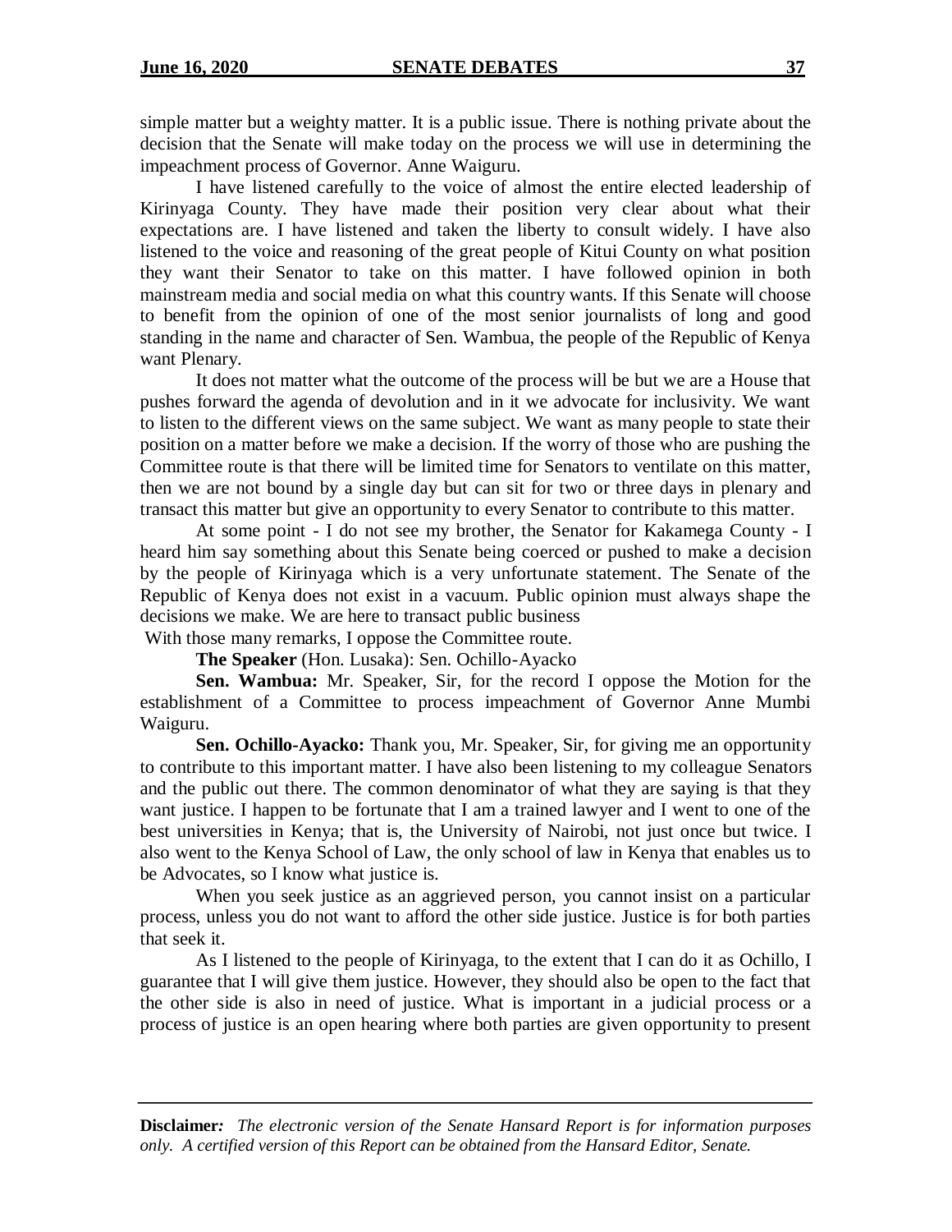simple matter but a weighty matter. It is a public issue. There is nothing private about the decision that the Senate will make today on the process we will use in determining the impeachment process of Governor. Anne Waiguru.

I have listened carefully to the voice of almost the entire elected leadership of Kirinyaga County. They have made their position very clear about what their expectations are. I have listened and taken the liberty to consult widely. I have also listened to the voice and reasoning of the great people of Kitui County on what position they want their Senator to take on this matter. I have followed opinion in both mainstream media and social media on what this country wants. If this Senate will choose to benefit from the opinion of one of the most senior journalists of long and good standing in the name and character of Sen. Wambua, the people of the Republic of Kenya want Plenary.

It does not matter what the outcome of the process will be but we are a House that pushes forward the agenda of devolution and in it we advocate for inclusivity. We want to listen to the different views on the same subject. We want as many people to state their position on a matter before we make a decision. If the worry of those who are pushing the Committee route is that there will be limited time for Senators to ventilate on this matter, then we are not bound by a single day but can sit for two or three days in plenary and transact this matter but give an opportunity to every Senator to contribute to this matter.

At some point - I do not see my brother, the Senator for Kakamega County - I heard him say something about this Senate being coerced or pushed to make a decision by the people of Kirinyaga which is a very unfortunate statement. The Senate of the Republic of Kenya does not exist in a vacuum. Public opinion must always shape the decisions we make. We are here to transact public business

With those many remarks, I oppose the Committee route.

**The Speaker** (Hon. Lusaka): Sen. Ochillo-Ayacko

**Sen. Wambua:** Mr. Speaker, Sir, for the record I oppose the Motion for the establishment of a Committee to process impeachment of Governor Anne Mumbi Waiguru.

**Sen. Ochillo-Ayacko:** Thank you, Mr. Speaker, Sir, for giving me an opportunity to contribute to this important matter. I have also been listening to my colleague Senators and the public out there. The common denominator of what they are saying is that they want justice. I happen to be fortunate that I am a trained lawyer and I went to one of the best universities in Kenya; that is, the University of Nairobi, not just once but twice. I also went to the Kenya School of Law, the only school of law in Kenya that enables us to be Advocates, so I know what justice is.

When you seek justice as an aggrieved person, you cannot insist on a particular process, unless you do not want to afford the other side justice. Justice is for both parties that seek it.

As I listened to the people of Kirinyaga, to the extent that I can do it as Ochillo, I guarantee that I will give them justice. However, they should also be open to the fact that the other side is also in need of justice. What is important in a judicial process or a process of justice is an open hearing where both parties are given opportunity to present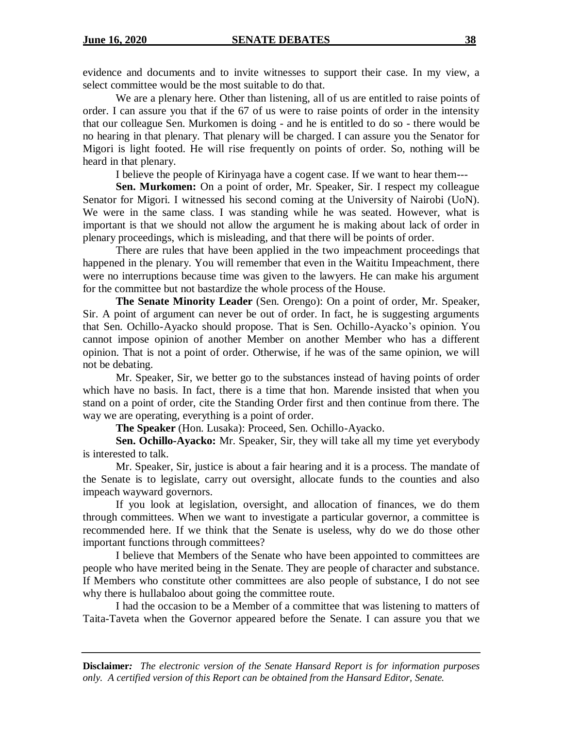evidence and documents and to invite witnesses to support their case. In my view, a select committee would be the most suitable to do that.

We are a plenary here. Other than listening, all of us are entitled to raise points of order. I can assure you that if the 67 of us were to raise points of order in the intensity that our colleague Sen. Murkomen is doing - and he is entitled to do so - there would be no hearing in that plenary. That plenary will be charged. I can assure you the Senator for Migori is light footed. He will rise frequently on points of order. So, nothing will be heard in that plenary.

I believe the people of Kirinyaga have a cogent case. If we want to hear them---

**Sen. Murkomen:** On a point of order, Mr. Speaker, Sir. I respect my colleague Senator for Migori. I witnessed his second coming at the University of Nairobi (UoN). We were in the same class. I was standing while he was seated. However, what is important is that we should not allow the argument he is making about lack of order in plenary proceedings, which is misleading, and that there will be points of order.

There are rules that have been applied in the two impeachment proceedings that happened in the plenary. You will remember that even in the Waititu Impeachment, there were no interruptions because time was given to the lawyers. He can make his argument for the committee but not bastardize the whole process of the House.

**The Senate Minority Leader** (Sen. Orengo): On a point of order, Mr. Speaker, Sir. A point of argument can never be out of order. In fact, he is suggesting arguments that Sen. Ochillo-Ayacko should propose. That is Sen. Ochillo-Ayacko's opinion. You cannot impose opinion of another Member on another Member who has a different opinion. That is not a point of order. Otherwise, if he was of the same opinion, we will not be debating.

Mr. Speaker, Sir, we better go to the substances instead of having points of order which have no basis. In fact, there is a time that hon. Marende insisted that when you stand on a point of order, cite the Standing Order first and then continue from there. The way we are operating, everything is a point of order.

**The Speaker** (Hon. Lusaka): Proceed, Sen. Ochillo-Ayacko.

**Sen. Ochillo-Ayacko:** Mr. Speaker, Sir, they will take all my time yet everybody is interested to talk.

Mr. Speaker, Sir, justice is about a fair hearing and it is a process. The mandate of the Senate is to legislate, carry out oversight, allocate funds to the counties and also impeach wayward governors.

If you look at legislation, oversight, and allocation of finances, we do them through committees. When we want to investigate a particular governor, a committee is recommended here. If we think that the Senate is useless, why do we do those other important functions through committees?

I believe that Members of the Senate who have been appointed to committees are people who have merited being in the Senate. They are people of character and substance. If Members who constitute other committees are also people of substance, I do not see why there is hullabaloo about going the committee route.

I had the occasion to be a Member of a committee that was listening to matters of Taita-Taveta when the Governor appeared before the Senate. I can assure you that we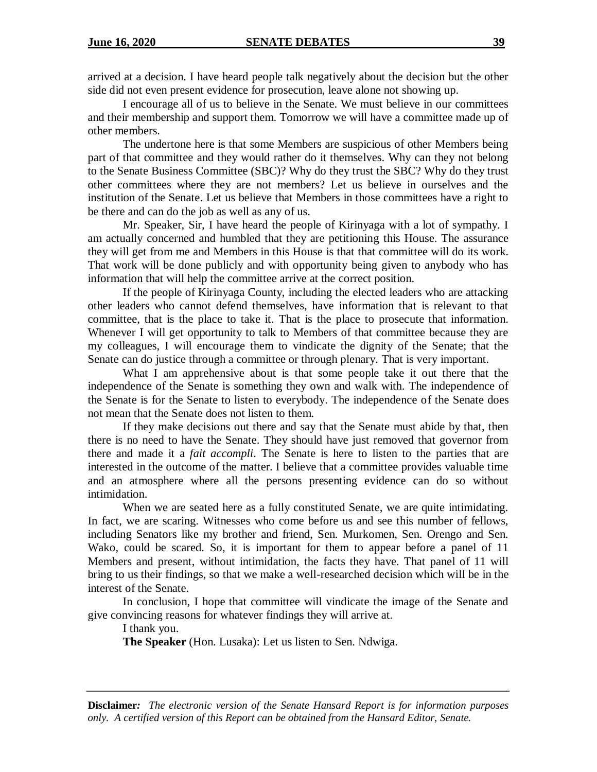arrived at a decision. I have heard people talk negatively about the decision but the other side did not even present evidence for prosecution, leave alone not showing up.

I encourage all of us to believe in the Senate. We must believe in our committees and their membership and support them. Tomorrow we will have a committee made up of other members.

The undertone here is that some Members are suspicious of other Members being part of that committee and they would rather do it themselves. Why can they not belong to the Senate Business Committee (SBC)? Why do they trust the SBC? Why do they trust other committees where they are not members? Let us believe in ourselves and the institution of the Senate. Let us believe that Members in those committees have a right to be there and can do the job as well as any of us.

Mr. Speaker, Sir, I have heard the people of Kirinyaga with a lot of sympathy. I am actually concerned and humbled that they are petitioning this House. The assurance they will get from me and Members in this House is that that committee will do its work. That work will be done publicly and with opportunity being given to anybody who has information that will help the committee arrive at the correct position.

If the people of Kirinyaga County, including the elected leaders who are attacking other leaders who cannot defend themselves, have information that is relevant to that committee, that is the place to take it. That is the place to prosecute that information. Whenever I will get opportunity to talk to Members of that committee because they are my colleagues, I will encourage them to vindicate the dignity of the Senate; that the Senate can do justice through a committee or through plenary. That is very important.

What I am apprehensive about is that some people take it out there that the independence of the Senate is something they own and walk with. The independence of the Senate is for the Senate to listen to everybody. The independence of the Senate does not mean that the Senate does not listen to them.

If they make decisions out there and say that the Senate must abide by that, then there is no need to have the Senate. They should have just removed that governor from there and made it a *fait accompli*. The Senate is here to listen to the parties that are interested in the outcome of the matter. I believe that a committee provides valuable time and an atmosphere where all the persons presenting evidence can do so without intimidation.

When we are seated here as a fully constituted Senate, we are quite intimidating. In fact, we are scaring. Witnesses who come before us and see this number of fellows, including Senators like my brother and friend, Sen. Murkomen, Sen. Orengo and Sen. Wako, could be scared. So, it is important for them to appear before a panel of 11 Members and present, without intimidation, the facts they have. That panel of 11 will bring to us their findings, so that we make a well-researched decision which will be in the interest of the Senate.

In conclusion, I hope that committee will vindicate the image of the Senate and give convincing reasons for whatever findings they will arrive at.

I thank you.

**The Speaker** (Hon. Lusaka): Let us listen to Sen. Ndwiga.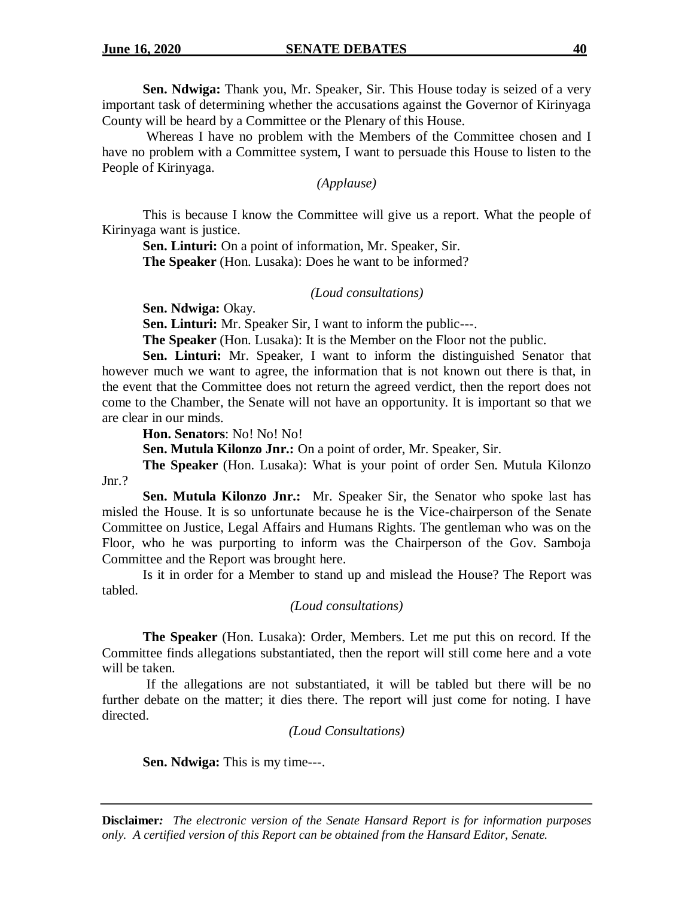**Sen. Ndwiga:** Thank you, Mr. Speaker, Sir. This House today is seized of a very important task of determining whether the accusations against the Governor of Kirinyaga County will be heard by a Committee or the Plenary of this House.

Whereas I have no problem with the Members of the Committee chosen and I have no problem with a Committee system, I want to persuade this House to listen to the People of Kirinyaga.

*(Applause)*

This is because I know the Committee will give us a report. What the people of Kirinyaga want is justice.

**Sen. Linturi:** On a point of information, Mr. Speaker, Sir.

**The Speaker** (Hon. Lusaka): Does he want to be informed?

*(Loud consultations)*

**Sen. Ndwiga:** Okay.

**Sen. Linturi:** Mr. Speaker Sir, I want to inform the public---.

**The Speaker** (Hon. Lusaka): It is the Member on the Floor not the public.

**Sen. Linturi:** Mr. Speaker, I want to inform the distinguished Senator that however much we want to agree, the information that is not known out there is that, in the event that the Committee does not return the agreed verdict, then the report does not come to the Chamber, the Senate will not have an opportunity. It is important so that we are clear in our minds.

**Hon. Senators**: No! No! No!

**Sen. Mutula Kilonzo Jnr.:** On a point of order, Mr. Speaker, Sir.

**The Speaker** (Hon. Lusaka): What is your point of order Sen. Mutula Kilonzo Jnr.?

**Sen. Mutula Kilonzo Jnr.:** Mr. Speaker Sir, the Senator who spoke last has misled the House. It is so unfortunate because he is the Vice-chairperson of the Senate Committee on Justice, Legal Affairs and Humans Rights. The gentleman who was on the Floor, who he was purporting to inform was the Chairperson of the Gov. Samboja Committee and the Report was brought here.

Is it in order for a Member to stand up and mislead the House? The Report was tabled.

*(Loud consultations)*

**The Speaker** (Hon. Lusaka): Order, Members. Let me put this on record. If the Committee finds allegations substantiated, then the report will still come here and a vote will be taken.

If the allegations are not substantiated, it will be tabled but there will be no further debate on the matter; it dies there. The report will just come for noting. I have directed.

*(Loud Consultations)*

**Sen. Ndwiga:** This is my time---.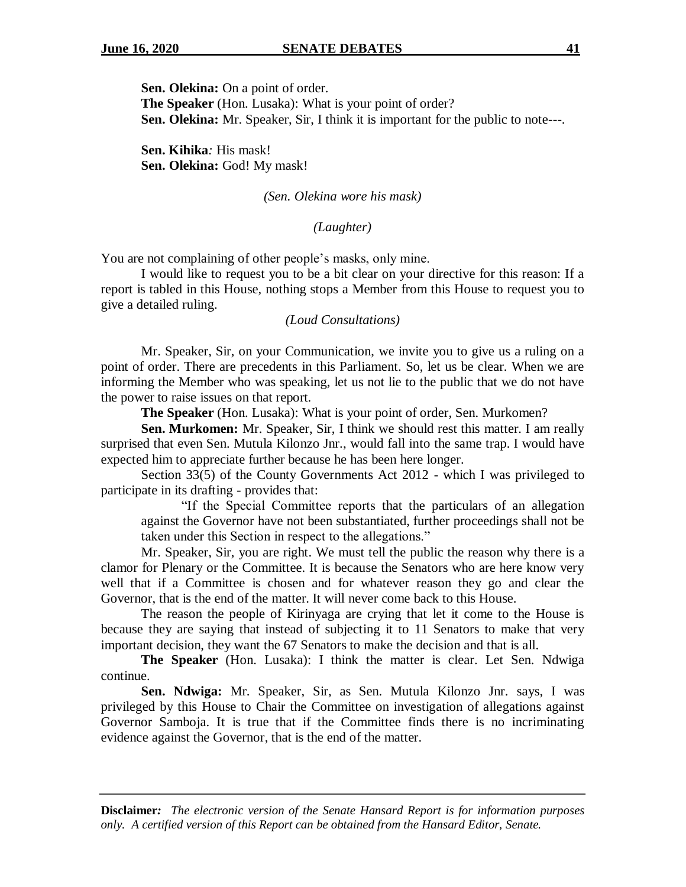**Sen. Olekina:** On a point of order.

**The Speaker** (Hon. Lusaka): What is your point of order?

**Sen. Olekina:** Mr. Speaker, Sir, I think it is important for the public to note---.

**Sen. Kihika***:* His mask!

**Sen. Olekina:** God! My mask!

*(Sen. Olekina wore his mask)*

*(Laughter)*

You are not complaining of other people's masks, only mine.

I would like to request you to be a bit clear on your directive for this reason: If a report is tabled in this House, nothing stops a Member from this House to request you to give a detailed ruling.

*(Loud Consultations)*

Mr. Speaker, Sir, on your Communication, we invite you to give us a ruling on a point of order. There are precedents in this Parliament. So, let us be clear. When we are informing the Member who was speaking, let us not lie to the public that we do not have the power to raise issues on that report.

**The Speaker** (Hon. Lusaka): What is your point of order, Sen. Murkomen?

**Sen. Murkomen:** Mr. Speaker, Sir, I think we should rest this matter. I am really surprised that even Sen. Mutula Kilonzo Jnr., would fall into the same trap. I would have expected him to appreciate further because he has been here longer.

Section 33(5) of the County Governments Act 2012 - which I was privileged to participate in its drafting - provides that:

> "If the Special Committee reports that the particulars of an allegation against the Governor have not been substantiated, further proceedings shall not be taken under this Section in respect to the allegations."

Mr. Speaker, Sir, you are right. We must tell the public the reason why there is a clamor for Plenary or the Committee. It is because the Senators who are here know very well that if a Committee is chosen and for whatever reason they go and clear the Governor, that is the end of the matter. It will never come back to this House.

The reason the people of Kirinyaga are crying that let it come to the House is because they are saying that instead of subjecting it to 11 Senators to make that very important decision, they want the 67 Senators to make the decision and that is all.

**The Speaker** (Hon. Lusaka): I think the matter is clear. Let Sen. Ndwiga continue.

**Sen. Ndwiga:** Mr. Speaker, Sir, as Sen. Mutula Kilonzo Jnr. says, I was privileged by this House to Chair the Committee on investigation of allegations against Governor Samboja. It is true that if the Committee finds there is no incriminating evidence against the Governor, that is the end of the matter.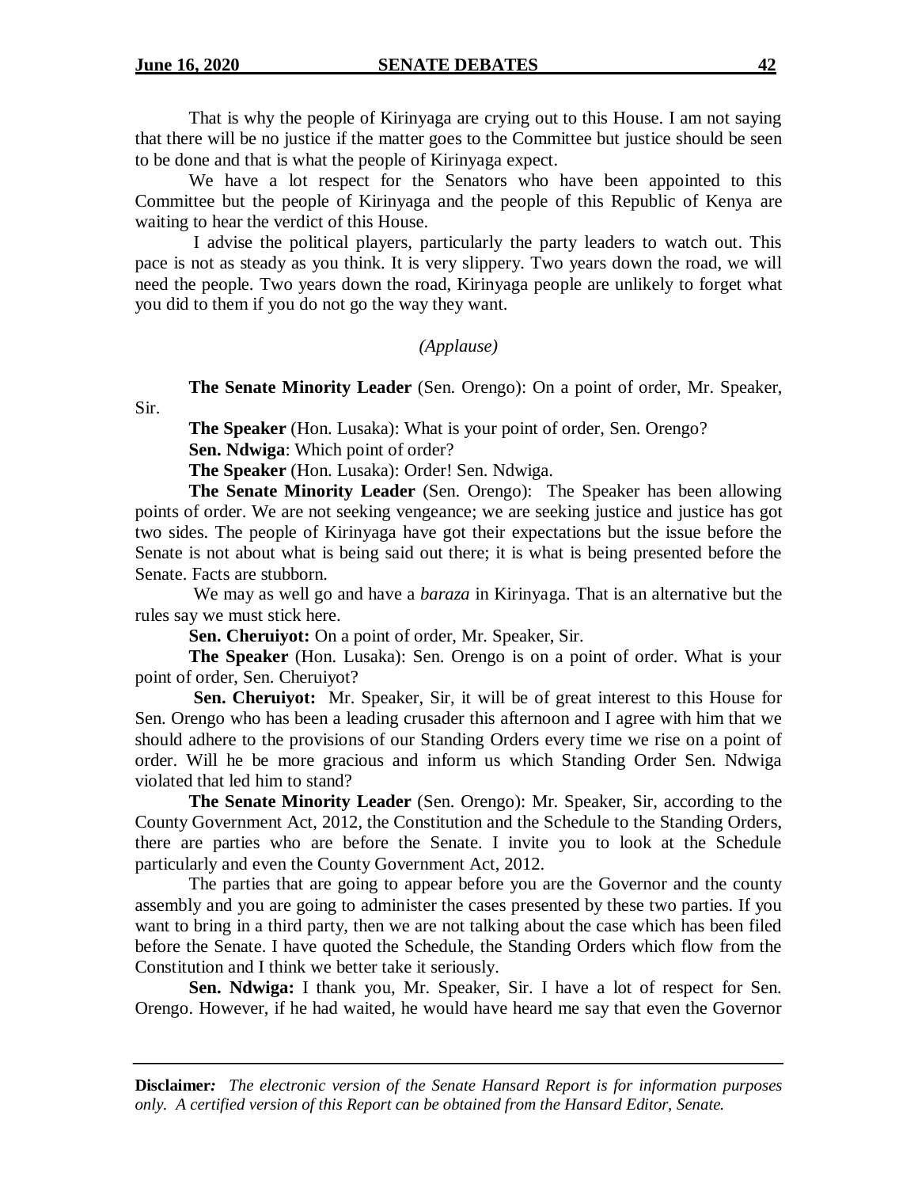That is why the people of Kirinyaga are crying out to this House. I am not saying that there will be no justice if the matter goes to the Committee but justice should be seen to be done and that is what the people of Kirinyaga expect.

We have a lot respect for the Senators who have been appointed to this Committee but the people of Kirinyaga and the people of this Republic of Kenya are waiting to hear the verdict of this House.

I advise the political players, particularly the party leaders to watch out. This pace is not as steady as you think. It is very slippery. Two years down the road, we will need the people. Two years down the road, Kirinyaga people are unlikely to forget what you did to them if you do not go the way they want.

*(Applause)*

**The Senate Minority Leader** (Sen. Orengo): On a point of order, Mr. Speaker, Sir.

**The Speaker** (Hon. Lusaka): What is your point of order, Sen. Orengo?

**Sen. Ndwiga**: Which point of order?

**The Speaker** (Hon. Lusaka): Order! Sen. Ndwiga.

**The Senate Minority Leader** (Sen. Orengo): The Speaker has been allowing points of order. We are not seeking vengeance; we are seeking justice and justice has got two sides. The people of Kirinyaga have got their expectations but the issue before the Senate is not about what is being said out there; it is what is being presented before the Senate. Facts are stubborn.

We may as well go and have a *baraza* in Kirinyaga. That is an alternative but the rules say we must stick here.

**Sen. Cheruiyot:** On a point of order, Mr. Speaker, Sir.

**The Speaker** (Hon. Lusaka): Sen. Orengo is on a point of order. What is your point of order, Sen. Cheruiyot?

**Sen. Cheruiyot:** Mr. Speaker, Sir, it will be of great interest to this House for Sen. Orengo who has been a leading crusader this afternoon and I agree with him that we should adhere to the provisions of our Standing Orders every time we rise on a point of order. Will he be more gracious and inform us which Standing Order Sen. Ndwiga violated that led him to stand?

**The Senate Minority Leader** (Sen. Orengo): Mr. Speaker, Sir, according to the County Government Act, 2012, the Constitution and the Schedule to the Standing Orders, there are parties who are before the Senate. I invite you to look at the Schedule particularly and even the County Government Act, 2012.

The parties that are going to appear before you are the Governor and the county assembly and you are going to administer the cases presented by these two parties. If you want to bring in a third party, then we are not talking about the case which has been filed before the Senate. I have quoted the Schedule, the Standing Orders which flow from the Constitution and I think we better take it seriously.

**Sen. Ndwiga:** I thank you, Mr. Speaker, Sir. I have a lot of respect for Sen. Orengo. However, if he had waited, he would have heard me say that even the Governor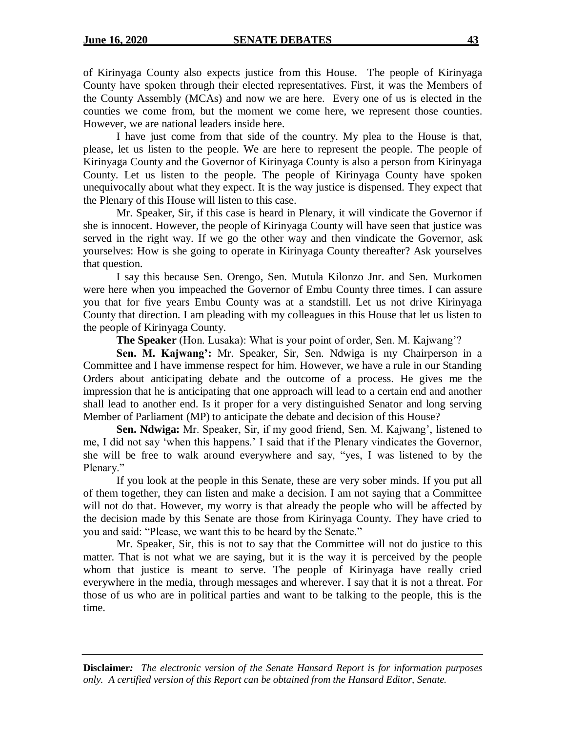of Kirinyaga County also expects justice from this House. The people of Kirinyaga County have spoken through their elected representatives. First, it was the Members of the County Assembly (MCAs) and now we are here. Every one of us is elected in the counties we come from, but the moment we come here, we represent those counties. However, we are national leaders inside here.

I have just come from that side of the country. My plea to the House is that, please, let us listen to the people. We are here to represent the people. The people of Kirinyaga County and the Governor of Kirinyaga County is also a person from Kirinyaga County. Let us listen to the people. The people of Kirinyaga County have spoken unequivocally about what they expect. It is the way justice is dispensed. They expect that the Plenary of this House will listen to this case.

Mr. Speaker, Sir, if this case is heard in Plenary, it will vindicate the Governor if she is innocent. However, the people of Kirinyaga County will have seen that justice was served in the right way. If we go the other way and then vindicate the Governor, ask yourselves: How is she going to operate in Kirinyaga County thereafter? Ask yourselves that question.

I say this because Sen. Orengo, Sen. Mutula Kilonzo Jnr. and Sen. Murkomen were here when you impeached the Governor of Embu County three times. I can assure you that for five years Embu County was at a standstill. Let us not drive Kirinyaga County that direction. I am pleading with my colleagues in this House that let us listen to the people of Kirinyaga County.

**The Speaker** (Hon. Lusaka): What is your point of order, Sen. M. Kajwang'?

**Sen. M. Kajwang':** Mr. Speaker, Sir, Sen. Ndwiga is my Chairperson in a Committee and I have immense respect for him. However, we have a rule in our Standing Orders about anticipating debate and the outcome of a process. He gives me the impression that he is anticipating that one approach will lead to a certain end and another shall lead to another end. Is it proper for a very distinguished Senator and long serving Member of Parliament (MP) to anticipate the debate and decision of this House?

**Sen. Ndwiga:** Mr. Speaker, Sir, if my good friend, Sen. M. Kajwang', listened to me, I did not say 'when this happens.' I said that if the Plenary vindicates the Governor, she will be free to walk around everywhere and say, "yes, I was listened to by the Plenary."

If you look at the people in this Senate, these are very sober minds. If you put all of them together, they can listen and make a decision. I am not saying that a Committee will not do that. However, my worry is that already the people who will be affected by the decision made by this Senate are those from Kirinyaga County. They have cried to you and said: "Please, we want this to be heard by the Senate."

Mr. Speaker, Sir, this is not to say that the Committee will not do justice to this matter. That is not what we are saying, but it is the way it is perceived by the people whom that justice is meant to serve. The people of Kirinyaga have really cried everywhere in the media, through messages and wherever. I say that it is not a threat. For those of us who are in political parties and want to be talking to the people, this is the time.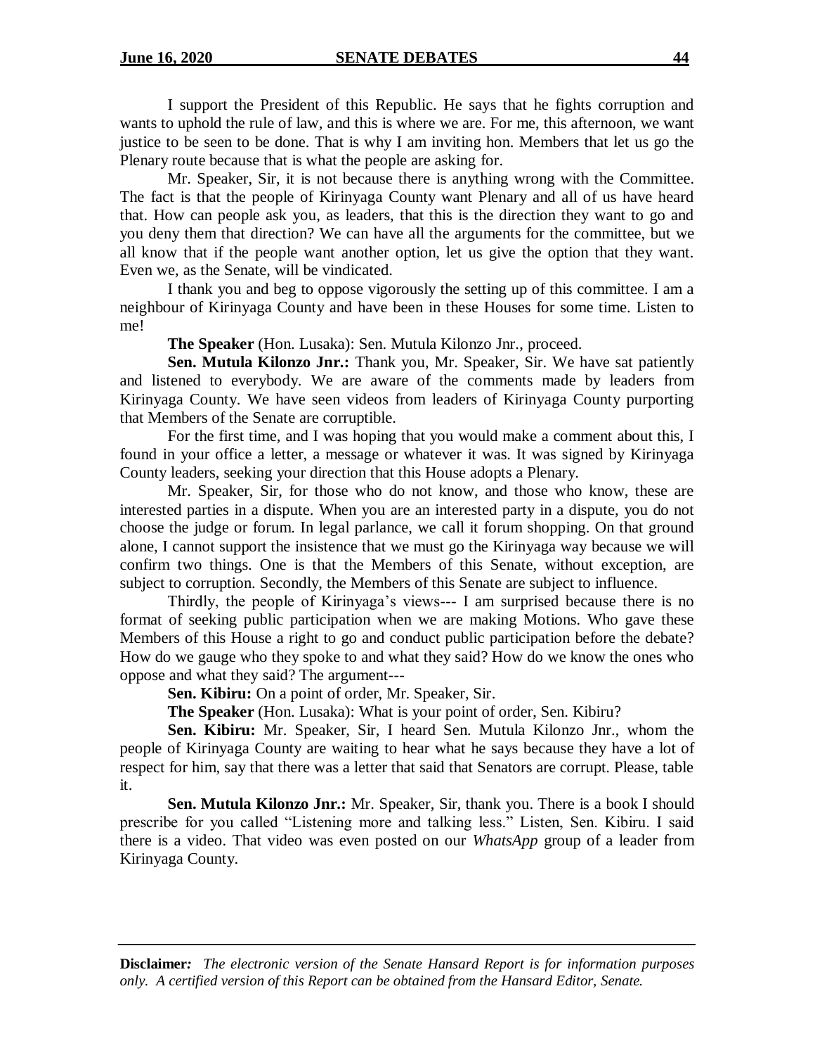I support the President of this Republic. He says that he fights corruption and wants to uphold the rule of law, and this is where we are. For me, this afternoon, we want justice to be seen to be done. That is why I am inviting hon. Members that let us go the Plenary route because that is what the people are asking for.

Mr. Speaker, Sir, it is not because there is anything wrong with the Committee. The fact is that the people of Kirinyaga County want Plenary and all of us have heard that. How can people ask you, as leaders, that this is the direction they want to go and you deny them that direction? We can have all the arguments for the committee, but we all know that if the people want another option, let us give the option that they want. Even we, as the Senate, will be vindicated.

I thank you and beg to oppose vigorously the setting up of this committee. I am a neighbour of Kirinyaga County and have been in these Houses for some time. Listen to me!

**The Speaker** (Hon. Lusaka): Sen. Mutula Kilonzo Jnr., proceed.

**Sen. Mutula Kilonzo Jnr.:** Thank you, Mr. Speaker, Sir. We have sat patiently and listened to everybody. We are aware of the comments made by leaders from Kirinyaga County. We have seen videos from leaders of Kirinyaga County purporting that Members of the Senate are corruptible.

For the first time, and I was hoping that you would make a comment about this, I found in your office a letter, a message or whatever it was. It was signed by Kirinyaga County leaders, seeking your direction that this House adopts a Plenary.

Mr. Speaker, Sir, for those who do not know, and those who know, these are interested parties in a dispute. When you are an interested party in a dispute, you do not choose the judge or forum. In legal parlance, we call it forum shopping. On that ground alone, I cannot support the insistence that we must go the Kirinyaga way because we will confirm two things. One is that the Members of this Senate, without exception, are subject to corruption. Secondly, the Members of this Senate are subject to influence.

Thirdly, the people of Kirinyaga's views--- I am surprised because there is no format of seeking public participation when we are making Motions. Who gave these Members of this House a right to go and conduct public participation before the debate? How do we gauge who they spoke to and what they said? How do we know the ones who oppose and what they said? The argument---

**Sen. Kibiru:** On a point of order, Mr. Speaker, Sir.

**The Speaker** (Hon. Lusaka): What is your point of order, Sen. Kibiru?

**Sen. Kibiru:** Mr. Speaker, Sir, I heard Sen. Mutula Kilonzo Jnr., whom the people of Kirinyaga County are waiting to hear what he says because they have a lot of respect for him, say that there was a letter that said that Senators are corrupt. Please, table it.

**Sen. Mutula Kilonzo Jnr.:** Mr. Speaker, Sir, thank you. There is a book I should prescribe for you called "Listening more and talking less." Listen, Sen. Kibiru. I said there is a video. That video was even posted on our *WhatsApp* group of a leader from Kirinyaga County.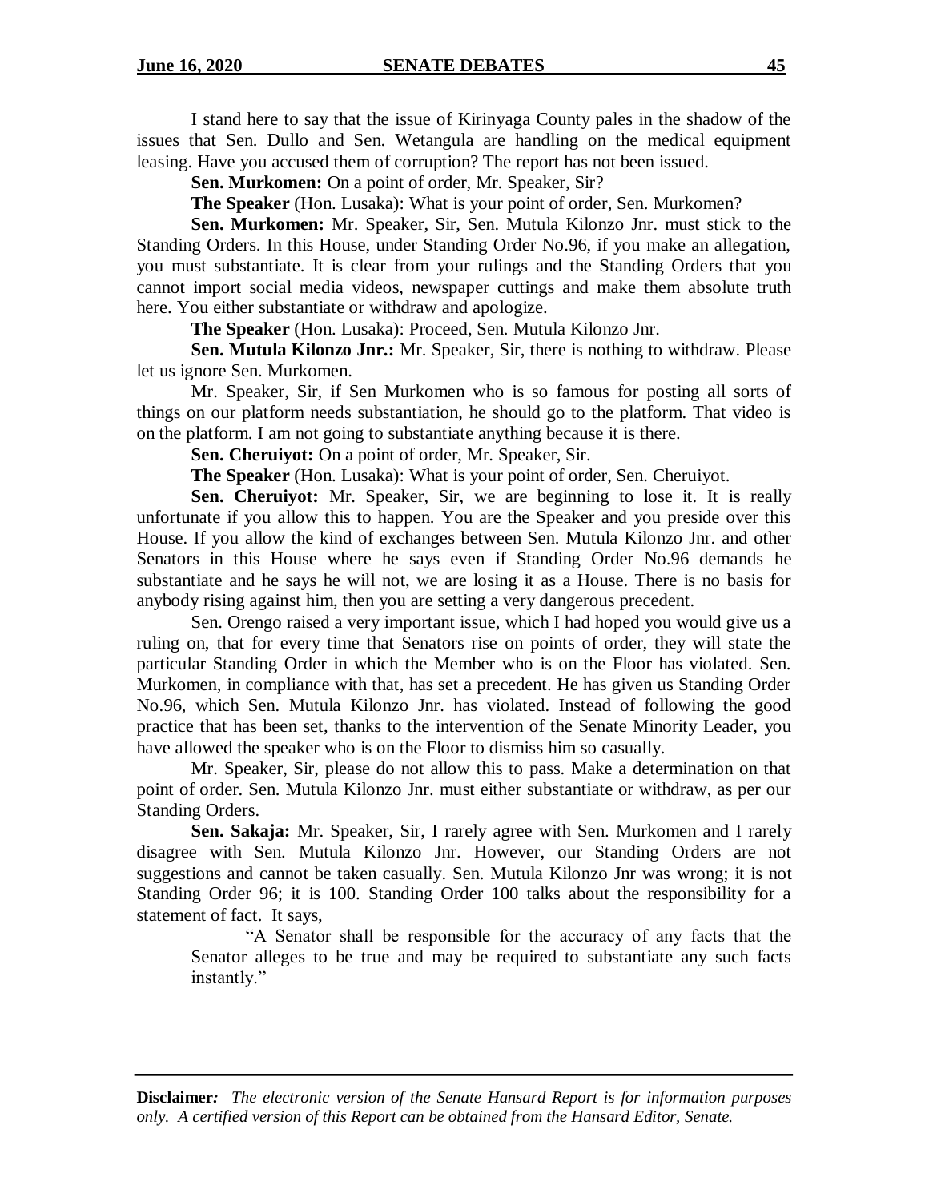I stand here to say that the issue of Kirinyaga County pales in the shadow of the issues that Sen. Dullo and Sen. Wetangula are handling on the medical equipment leasing. Have you accused them of corruption? The report has not been issued.

**Sen. Murkomen:** On a point of order, Mr. Speaker, Sir?

**The Speaker** (Hon. Lusaka): What is your point of order, Sen. Murkomen?

**Sen. Murkomen:** Mr. Speaker, Sir, Sen. Mutula Kilonzo Jnr. must stick to the Standing Orders. In this House, under Standing Order No.96, if you make an allegation, you must substantiate. It is clear from your rulings and the Standing Orders that you cannot import social media videos, newspaper cuttings and make them absolute truth here. You either substantiate or withdraw and apologize.

**The Speaker** (Hon. Lusaka): Proceed, Sen. Mutula Kilonzo Jnr.

**Sen. Mutula Kilonzo Jnr.:** Mr. Speaker, Sir, there is nothing to withdraw. Please let us ignore Sen. Murkomen.

Mr. Speaker, Sir, if Sen Murkomen who is so famous for posting all sorts of things on our platform needs substantiation, he should go to the platform. That video is on the platform. I am not going to substantiate anything because it is there.

**Sen. Cheruiyot:** On a point of order, Mr. Speaker, Sir.

**The Speaker** (Hon. Lusaka): What is your point of order, Sen. Cheruiyot.

**Sen. Cheruiyot:** Mr. Speaker, Sir, we are beginning to lose it. It is really unfortunate if you allow this to happen. You are the Speaker and you preside over this House. If you allow the kind of exchanges between Sen. Mutula Kilonzo Jnr. and other Senators in this House where he says even if Standing Order No.96 demands he substantiate and he says he will not, we are losing it as a House. There is no basis for anybody rising against him, then you are setting a very dangerous precedent.

Sen. Orengo raised a very important issue, which I had hoped you would give us a ruling on, that for every time that Senators rise on points of order, they will state the particular Standing Order in which the Member who is on the Floor has violated. Sen. Murkomen, in compliance with that, has set a precedent. He has given us Standing Order No.96, which Sen. Mutula Kilonzo Jnr. has violated. Instead of following the good practice that has been set, thanks to the intervention of the Senate Minority Leader, you have allowed the speaker who is on the Floor to dismiss him so casually.

Mr. Speaker, Sir, please do not allow this to pass. Make a determination on that point of order. Sen. Mutula Kilonzo Jnr. must either substantiate or withdraw, as per our Standing Orders.

**Sen. Sakaja:** Mr. Speaker, Sir, I rarely agree with Sen. Murkomen and I rarely disagree with Sen. Mutula Kilonzo Jnr. However, our Standing Orders are not suggestions and cannot be taken casually. Sen. Mutula Kilonzo Jnr was wrong; it is not Standing Order 96; it is 100. Standing Order 100 talks about the responsibility for a statement of fact. It says,

> "A Senator shall be responsible for the accuracy of any facts that the Senator alleges to be true and may be required to substantiate any such facts instantly."

**Disclaimer:** *The electronic version of the Senate Hansard Report is for information purposes only. A certified version of this Report can be obtained from the Hansard Editor, Senate.*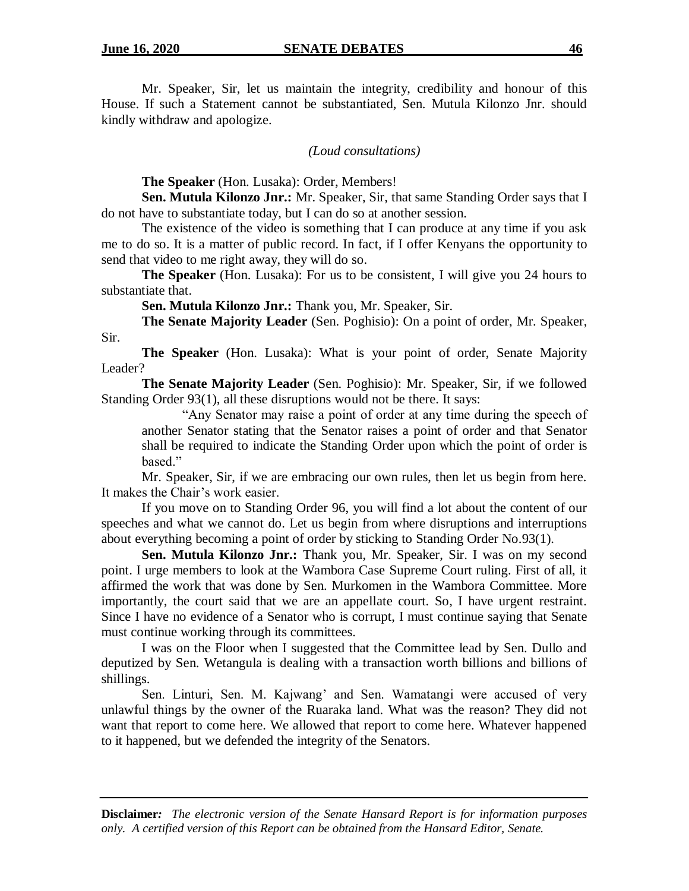Mr. Speaker, Sir, let us maintain the integrity, credibility and honour of this House. If such a Statement cannot be substantiated, Sen. Mutula Kilonzo Jnr. should kindly withdraw and apologize.

*(Loud consultations)*

**The Speaker** (Hon. Lusaka): Order, Members!

**Sen. Mutula Kilonzo Jnr.:** Mr. Speaker, Sir, that same Standing Order says that I do not have to substantiate today, but I can do so at another session.

The existence of the video is something that I can produce at any time if you ask me to do so. It is a matter of public record. In fact, if I offer Kenyans the opportunity to send that video to me right away, they will do so.

**The Speaker** (Hon. Lusaka): For us to be consistent, I will give you 24 hours to substantiate that.

**Sen. Mutula Kilonzo Jnr.:** Thank you, Mr. Speaker, Sir.

**The Senate Majority Leader** (Sen. Poghisio): On a point of order, Mr. Speaker, Sir.

**The Speaker** (Hon. Lusaka): What is your point of order, Senate Majority Leader?

**The Senate Majority Leader** (Sen. Poghisio): Mr. Speaker, Sir, if we followed Standing Order 93(1), all these disruptions would not be there. It says:

> "Any Senator may raise a point of order at any time during the speech of another Senator stating that the Senator raises a point of order and that Senator shall be required to indicate the Standing Order upon which the point of order is based."

Mr. Speaker, Sir, if we are embracing our own rules, then let us begin from here. It makes the Chair's work easier.

If you move on to Standing Order 96, you will find a lot about the content of our speeches and what we cannot do. Let us begin from where disruptions and interruptions about everything becoming a point of order by sticking to Standing Order No.93(1).

**Sen. Mutula Kilonzo Jnr.:** Thank you, Mr. Speaker, Sir. I was on my second point. I urge members to look at the Wambora Case Supreme Court ruling. First of all, it affirmed the work that was done by Sen. Murkomen in the Wambora Committee. More importantly, the court said that we are an appellate court. So, I have urgent restraint. Since I have no evidence of a Senator who is corrupt, I must continue saying that Senate must continue working through its committees.

I was on the Floor when I suggested that the Committee lead by Sen. Dullo and deputized by Sen. Wetangula is dealing with a transaction worth billions and billions of shillings.

Sen. Linturi, Sen. M. Kajwang' and Sen. Wamatangi were accused of very unlawful things by the owner of the Ruaraka land. What was the reason? They did not want that report to come here. We allowed that report to come here. Whatever happened to it happened, but we defended the integrity of the Senators.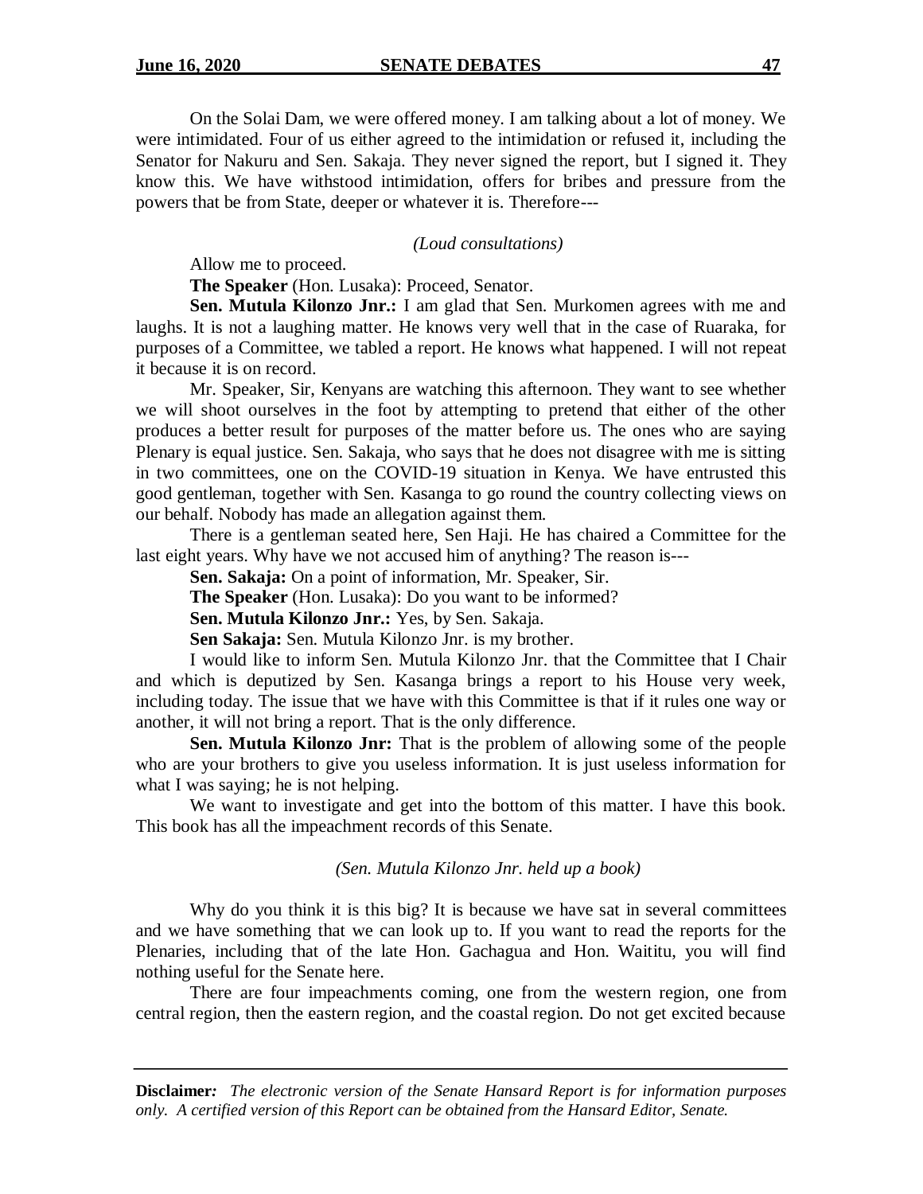On the Solai Dam, we were offered money. I am talking about a lot of money. We were intimidated. Four of us either agreed to the intimidation or refused it, including the Senator for Nakuru and Sen. Sakaja. They never signed the report, but I signed it. They know this. We have withstood intimidation, offers for bribes and pressure from the powers that be from State, deeper or whatever it is. Therefore---

*(Loud consultations)*

Allow me to proceed.

**The Speaker** (Hon. Lusaka): Proceed, Senator.

**Sen. Mutula Kilonzo Jnr.:** I am glad that Sen. Murkomen agrees with me and laughs. It is not a laughing matter. He knows very well that in the case of Ruaraka, for purposes of a Committee, we tabled a report. He knows what happened. I will not repeat it because it is on record.

Mr. Speaker, Sir, Kenyans are watching this afternoon. They want to see whether we will shoot ourselves in the foot by attempting to pretend that either of the other produces a better result for purposes of the matter before us. The ones who are saying Plenary is equal justice. Sen. Sakaja, who says that he does not disagree with me is sitting in two committees, one on the COVID-19 situation in Kenya. We have entrusted this good gentleman, together with Sen. Kasanga to go round the country collecting views on our behalf. Nobody has made an allegation against them.

There is a gentleman seated here, Sen Haji. He has chaired a Committee for the last eight years. Why have we not accused him of anything? The reason is---

**Sen. Sakaja:** On a point of information, Mr. Speaker, Sir.

**The Speaker** (Hon. Lusaka): Do you want to be informed?

**Sen. Mutula Kilonzo Jnr.:** Yes, by Sen. Sakaja.

**Sen Sakaja:** Sen. Mutula Kilonzo Jnr. is my brother.

I would like to inform Sen. Mutula Kilonzo Jnr. that the Committee that I Chair and which is deputized by Sen. Kasanga brings a report to his House very week, including today. The issue that we have with this Committee is that if it rules one way or another, it will not bring a report. That is the only difference.

**Sen. Mutula Kilonzo Jnr:** That is the problem of allowing some of the people who are your brothers to give you useless information. It is just useless information for what I was saying; he is not helping.

We want to investigate and get into the bottom of this matter. I have this book. This book has all the impeachment records of this Senate.

*(Sen. Mutula Kilonzo Jnr. held up a book)*

Why do you think it is this big? It is because we have sat in several committees and we have something that we can look up to. If you want to read the reports for the Plenaries, including that of the late Hon. Gachagua and Hon. Waititu, you will find nothing useful for the Senate here.

There are four impeachments coming, one from the western region, one from central region, then the eastern region, and the coastal region. Do not get excited because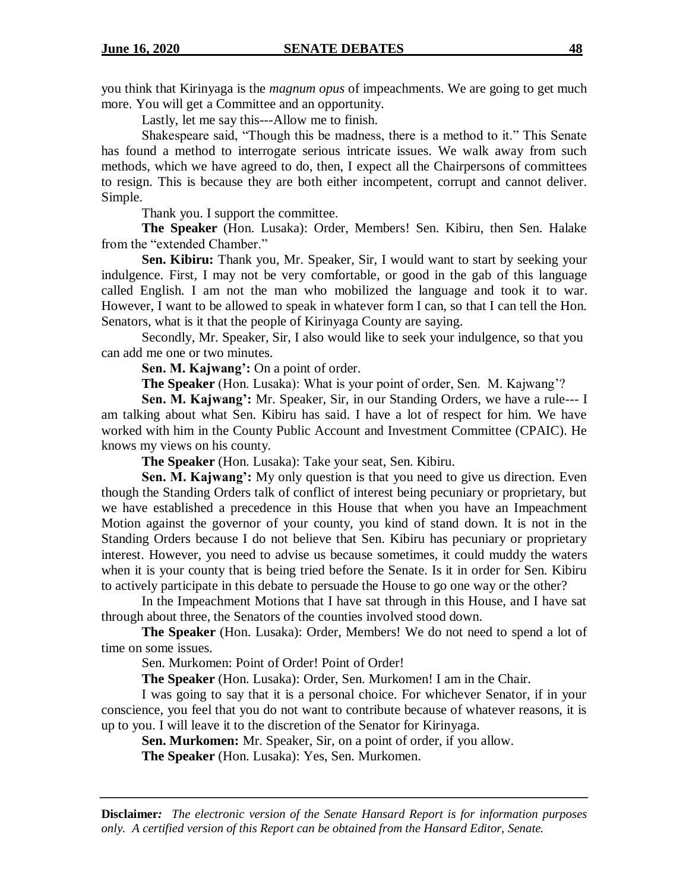you think that Kirinyaga is the *magnum opus* of impeachments. We are going to get much more. You will get a Committee and an opportunity.

Lastly, let me say this---Allow me to finish.

Shakespeare said, "Though this be madness, there is a method to it." This Senate has found a method to interrogate serious intricate issues. We walk away from such methods, which we have agreed to do, then, I expect all the Chairpersons of committees to resign. This is because they are both either incompetent, corrupt and cannot deliver. Simple.

Thank you. I support the committee.

**The Speaker** (Hon. Lusaka): Order, Members! Sen. Kibiru, then Sen. Halake from the "extended Chamber."

**Sen. Kibiru:** Thank you, Mr. Speaker, Sir, I would want to start by seeking your indulgence. First, I may not be very comfortable, or good in the gab of this language called English. I am not the man who mobilized the language and took it to war. However, I want to be allowed to speak in whatever form I can, so that I can tell the Hon. Senators, what is it that the people of Kirinyaga County are saying.

Secondly, Mr. Speaker, Sir, I also would like to seek your indulgence, so that you can add me one or two minutes.

**Sen. M. Kajwang':** On a point of order.

**The Speaker** (Hon. Lusaka): What is your point of order, Sen. M. Kajwang'?

**Sen. M. Kajwang':** Mr. Speaker, Sir, in our Standing Orders, we have a rule--- I am talking about what Sen. Kibiru has said. I have a lot of respect for him. We have worked with him in the County Public Account and Investment Committee (CPAIC). He knows my views on his county.

**The Speaker** (Hon. Lusaka): Take your seat, Sen. Kibiru.

**Sen. M. Kajwang':** My only question is that you need to give us direction. Even though the Standing Orders talk of conflict of interest being pecuniary or proprietary, but we have established a precedence in this House that when you have an Impeachment Motion against the governor of your county, you kind of stand down. It is not in the Standing Orders because I do not believe that Sen. Kibiru has pecuniary or proprietary interest. However, you need to advise us because sometimes, it could muddy the waters when it is your county that is being tried before the Senate. Is it in order for Sen. Kibiru to actively participate in this debate to persuade the House to go one way or the other?

In the Impeachment Motions that I have sat through in this House, and I have sat through about three, the Senators of the counties involved stood down.

**The Speaker** (Hon. Lusaka): Order, Members! We do not need to spend a lot of time on some issues.

Sen. Murkomen: Point of Order! Point of Order!

**The Speaker** (Hon. Lusaka): Order, Sen. Murkomen! I am in the Chair.

I was going to say that it is a personal choice. For whichever Senator, if in your conscience, you feel that you do not want to contribute because of whatever reasons, it is up to you. I will leave it to the discretion of the Senator for Kirinyaga.

**Sen. Murkomen:** Mr. Speaker, Sir, on a point of order, if you allow.

**The Speaker** (Hon. Lusaka): Yes, Sen. Murkomen.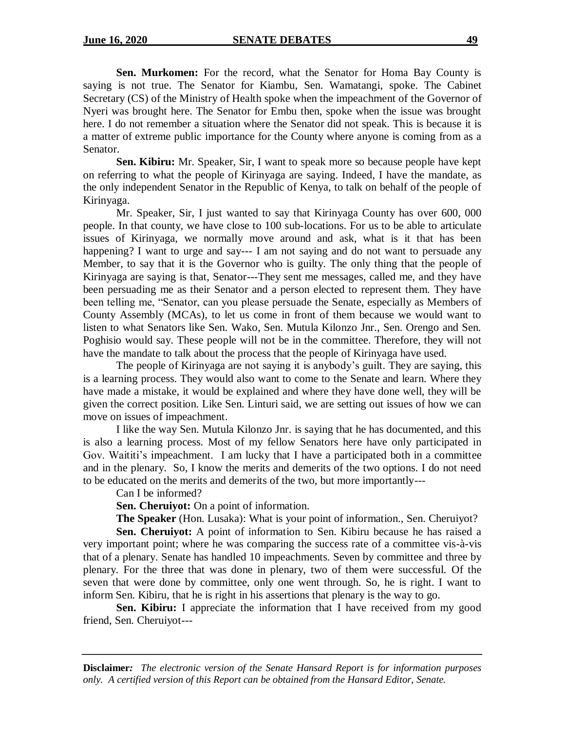**Sen. Murkomen:** For the record, what the Senator for Homa Bay County is saying is not true. The Senator for Kiambu, Sen. Wamatangi, spoke. The Cabinet Secretary (CS) of the Ministry of Health spoke when the impeachment of the Governor of Nyeri was brought here. The Senator for Embu then, spoke when the issue was brought here. I do not remember a situation where the Senator did not speak. This is because it is a matter of extreme public importance for the County where anyone is coming from as a Senator.

**Sen. Kibiru:** Mr. Speaker, Sir, I want to speak more so because people have kept on referring to what the people of Kirinyaga are saying. Indeed, I have the mandate, as the only independent Senator in the Republic of Kenya, to talk on behalf of the people of Kirinyaga.

Mr. Speaker, Sir, I just wanted to say that Kirinyaga County has over 600, 000 people. In that county, we have close to 100 sub-locations. For us to be able to articulate issues of Kirinyaga, we normally move around and ask, what is it that has been happening? I want to urge and say--- I am not saying and do not want to persuade any Member, to say that it is the Governor who is guilty. The only thing that the people of Kirinyaga are saying is that, Senator---They sent me messages, called me, and they have been persuading me as their Senator and a person elected to represent them. They have been telling me, "Senator, can you please persuade the Senate, especially as Members of County Assembly (MCAs), to let us come in front of them because we would want to listen to what Senators like Sen. Wako, Sen. Mutula Kilonzo Jnr., Sen. Orengo and Sen. Poghisio would say. These people will not be in the committee. Therefore, they will not have the mandate to talk about the process that the people of Kirinyaga have used.

The people of Kirinyaga are not saying it is anybody's guilt. They are saying, this is a learning process. They would also want to come to the Senate and learn. Where they have made a mistake, it would be explained and where they have done well, they will be given the correct position. Like Sen. Linturi said, we are setting out issues of how we can move on issues of impeachment.

I like the way Sen. Mutula Kilonzo Jnr. is saying that he has documented, and this is also a learning process. Most of my fellow Senators here have only participated in Gov. Waititi's impeachment. I am lucky that I have a participated both in a committee and in the plenary. So, I know the merits and demerits of the two options. I do not need to be educated on the merits and demerits of the two, but more importantly---

Can I be informed?

**Sen. Cheruiyot:** On a point of information.

**The Speaker** (Hon. Lusaka): What is your point of information., Sen. Cheruiyot?

**Sen. Cheruiyot:** A point of information to Sen. Kibiru because he has raised a very important point; where he was comparing the success rate of a committee vis-à-vis that of a plenary. Senate has handled 10 impeachments. Seven by committee and three by plenary. For the three that was done in plenary, two of them were successful. Of the seven that were done by committee, only one went through. So, he is right. I want to inform Sen. Kibiru, that he is right in his assertions that plenary is the way to go.

**Sen. Kibiru:** I appreciate the information that I have received from my good friend, Sen. Cheruiyot---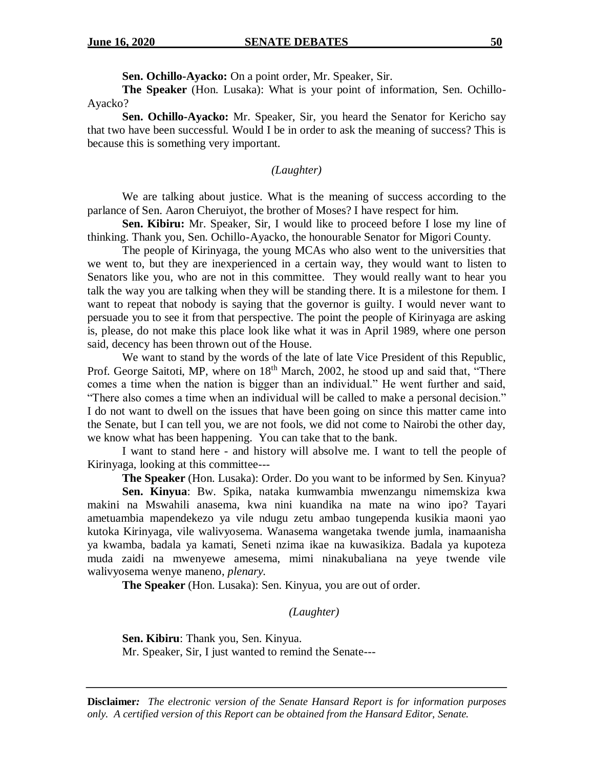**Sen. Ochillo-Ayacko:** On a point order, Mr. Speaker, Sir.

**The Speaker** (Hon. Lusaka): What is your point of information, Sen. Ochillo-Ayacko?

**Sen. Ochillo-Ayacko:** Mr. Speaker, Sir, you heard the Senator for Kericho say that two have been successful. Would I be in order to ask the meaning of success? This is because this is something very important.

*(Laughter)*

We are talking about justice. What is the meaning of success according to the parlance of Sen. Aaron Cheruiyot, the brother of Moses? I have respect for him.

**Sen. Kibiru:** Mr. Speaker, Sir, I would like to proceed before I lose my line of thinking. Thank you, Sen. Ochillo-Ayacko, the honourable Senator for Migori County.

The people of Kirinyaga, the young MCAs who also went to the universities that we went to, but they are inexperienced in a certain way, they would want to listen to Senators like you, who are not in this committee. They would really want to hear you talk the way you are talking when they will be standing there. It is a milestone for them. I want to repeat that nobody is saying that the governor is guilty. I would never want to persuade you to see it from that perspective. The point the people of Kirinyaga are asking is, please, do not make this place look like what it was in April 1989, where one person said, decency has been thrown out of the House.

We want to stand by the words of the late of late Vice President of this Republic, Prof. George Saitoti, MP, where on 18th March, 2002, he stood up and said that, "There comes a time when the nation is bigger than an individual." He went further and said, "There also comes a time when an individual will be called to make a personal decision." I do not want to dwell on the issues that have been going on since this matter came into the Senate, but I can tell you, we are not fools, we did not come to Nairobi the other day, we know what has been happening. You can take that to the bank.

I want to stand here - and history will absolve me. I want to tell the people of Kirinyaga, looking at this committee---

**The Speaker** (Hon. Lusaka): Order. Do you want to be informed by Sen. Kinyua?

**Sen. Kinyua**: Bw. Spika, nataka kumwambia mwenzangu nimemskiza kwa makini na Mswahili anasema, kwa nini kuandika na mate na wino ipo? Tayari ametuambia mapendekezo ya vile ndugu zetu ambao tungependa kusikia maoni yao kutoka Kirinyaga, vile walivyosema. Wanasema wangetaka twende jumla, inamaanisha ya kwamba, badala ya kamati, Seneti nzima ikae na kuwasikiza. Badala ya kupoteza muda zaidi na mwenyewe amesema, mimi ninakubaliana na yeye twende vile walivyosema wenye maneno, *plenary.*

**The Speaker** (Hon. Lusaka): Sen. Kinyua, you are out of order.

*(Laughter)*

**Sen. Kibiru**: Thank you, Sen. Kinyua.

Mr. Speaker, Sir, I just wanted to remind the Senate---

**Disclaimer:** *The electronic version of the Senate Hansard Report is for information purposes only. A certified version of this Report can be obtained from the Hansard Editor, Senate.*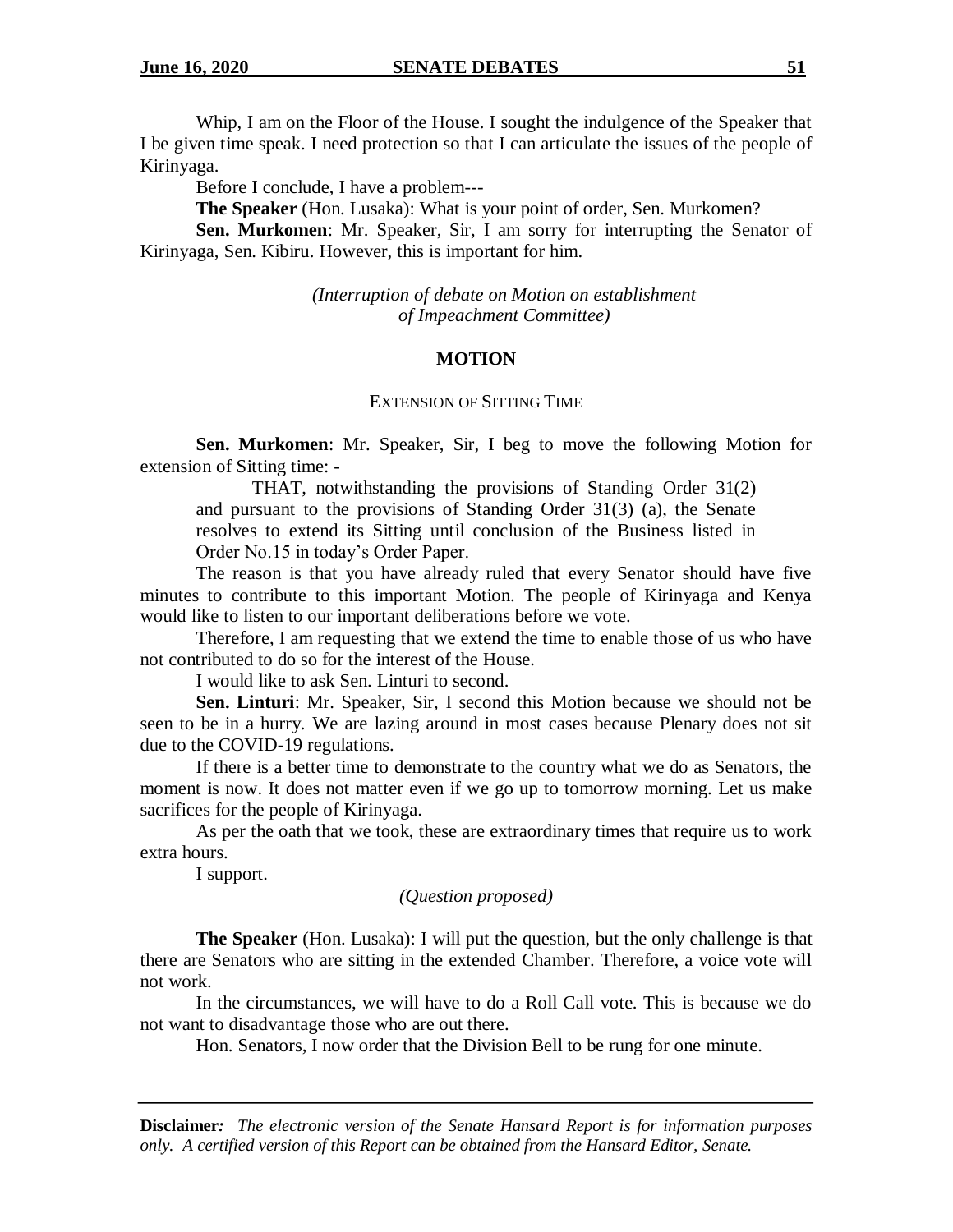Whip, I am on the Floor of the House. I sought the indulgence of the Speaker that I be given time speak. I need protection so that I can articulate the issues of the people of Kirinyaga.

Before I conclude, I have a problem---

**The Speaker** (Hon. Lusaka): What is your point of order, Sen. Murkomen?

**Sen. Murkomen**: Mr. Speaker, Sir, I am sorry for interrupting the Senator of Kirinyaga, Sen. Kibiru. However, this is important for him.

*(Interruption of debate on Motion on establishment of Impeachment Committee)*

## MOTION

### EXTENSION OF SITTING TIME

**Sen. Murkomen**: Mr. Speaker, Sir, I beg to move the following Motion for extension of Sitting time: -

> THAT, notwithstanding the provisions of Standing Order 31(2) and pursuant to the provisions of Standing Order 31(3) (a), the Senate resolves to extend its Sitting until conclusion of the Business listed in Order No.15 in today's Order Paper.

The reason is that you have already ruled that every Senator should have five minutes to contribute to this important Motion. The people of Kirinyaga and Kenya would like to listen to our important deliberations before we vote.

Therefore, I am requesting that we extend the time to enable those of us who have not contributed to do so for the interest of the House.

I would like to ask Sen. Linturi to second.

**Sen. Linturi**: Mr. Speaker, Sir, I second this Motion because we should not be seen to be in a hurry. We are lazing around in most cases because Plenary does not sit due to the COVID-19 regulations.

If there is a better time to demonstrate to the country what we do as Senators, the moment is now. It does not matter even if we go up to tomorrow morning. Let us make sacrifices for the people of Kirinyaga.

As per the oath that we took, these are extraordinary times that require us to work extra hours.

I support.

*(Question proposed)*

**The Speaker** (Hon. Lusaka): I will put the question, but the only challenge is that there are Senators who are sitting in the extended Chamber. Therefore, a voice vote will not work.

In the circumstances, we will have to do a Roll Call vote. This is because we do not want to disadvantage those who are out there.

Hon. Senators, I now order that the Division Bell to be rung for one minute.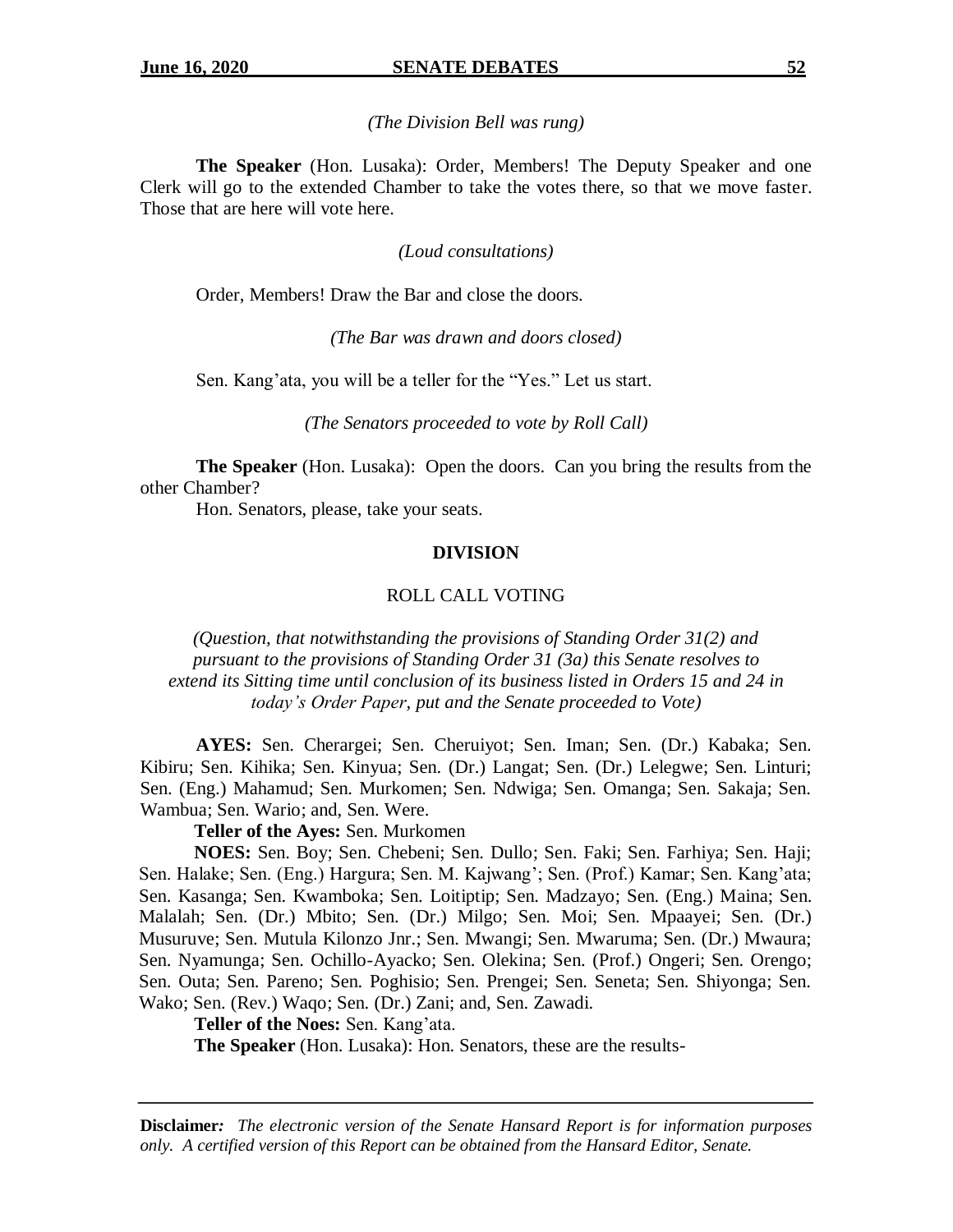*(The Division Bell was rung)*

**The Speaker** (Hon. Lusaka): Order, Members! The Deputy Speaker and one Clerk will go to the extended Chamber to take the votes there, so that we move faster. Those that are here will vote here.

*(Loud consultations)*

Order, Members! Draw the Bar and close the doors.

*(The Bar was drawn and doors closed)*

Sen. Kang'ata, you will be a teller for the "Yes." Let us start.

*(The Senators proceeded to vote by Roll Call)*

**The Speaker** (Hon. Lusaka): Open the doors. Can you bring the results from the other Chamber?

Hon. Senators, please, take your seats.

**DIVISION**

ROLL CALL VOTING

*(Question, that notwithstanding the provisions of Standing Order 31(2) and pursuant to the provisions of Standing Order 31 (3a) this Senate resolves to extend its Sitting time until conclusion of its business listed in Orders 15 and 24 in today's Order Paper, put and the Senate proceeded to Vote)*

**AYES:** Sen. Cherargei; Sen. Cheruiyot; Sen. Iman; Sen. (Dr.) Kabaka; Sen. Kibiru; Sen. Kihika; Sen. Kinyua; Sen. (Dr.) Langat; Sen. (Dr.) Lelegwe; Sen. Linturi; Sen. (Eng.) Mahamud; Sen. Murkomen; Sen. Ndwiga; Sen. Omanga; Sen. Sakaja; Sen. Wambua; Sen. Wario; and, Sen. Were.

**Teller of the Ayes:** Sen. Murkomen

**NOES:** Sen. Boy; Sen. Chebeni; Sen. Dullo; Sen. Faki; Sen. Farhiya; Sen. Haji; Sen. Halake; Sen. (Eng.) Hargura; Sen. M. Kajwang'; Sen. (Prof.) Kamar; Sen. Kang'ata; Sen. Kasanga; Sen. Kwamboka; Sen. Loitiptip; Sen. Madzayo; Sen. (Eng.) Maina; Sen. Malalah; Sen. (Dr.) Mbito; Sen. (Dr.) Milgo; Sen. Moi; Sen. Mpaayei; Sen. (Dr.) Musuruve; Sen. Mutula Kilonzo Jnr.; Sen. Mwangi; Sen. Mwaruma; Sen. (Dr.) Mwaura; Sen. Nyamunga; Sen. Ochillo-Ayacko; Sen. Olekina; Sen. (Prof.) Ongeri; Sen. Orengo; Sen. Outa; Sen. Pareno; Sen. Poghisio; Sen. Prengei; Sen. Seneta; Sen. Shiyonga; Sen. Wako; Sen. (Rev.) Waqo; Sen. (Dr.) Zani; and, Sen. Zawadi.

**Teller of the Noes:** Sen. Kang'ata.

**The Speaker** (Hon. Lusaka): Hon. Senators, these are the results-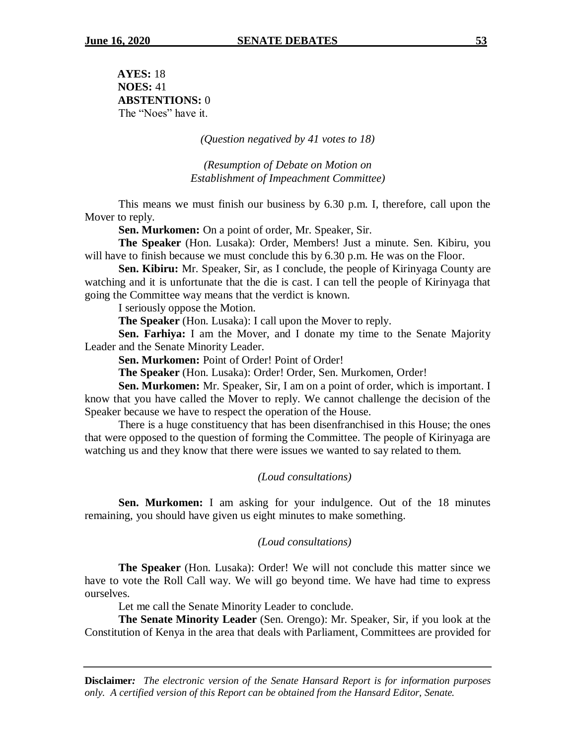**AYES:** 18
**NOES:** 41
**ABSTENTIONS:** 0
The "Noes" have it.

*(Question negatived by 41 votes to 18)*

*(Resumption of Debate on Motion on Establishment of Impeachment Committee)*

This means we must finish our business by 6.30 p.m. I, therefore, call upon the Mover to reply.

**Sen. Murkomen:** On a point of order, Mr. Speaker, Sir.

**The Speaker** (Hon. Lusaka): Order, Members! Just a minute. Sen. Kibiru, you will have to finish because we must conclude this by 6.30 p.m. He was on the Floor.

**Sen. Kibiru:** Mr. Speaker, Sir, as I conclude, the people of Kirinyaga County are watching and it is unfortunate that the die is cast. I can tell the people of Kirinyaga that going the Committee way means that the verdict is known.

I seriously oppose the Motion.

**The Speaker** (Hon. Lusaka): I call upon the Mover to reply.

**Sen. Farhiya:** I am the Mover, and I donate my time to the Senate Majority Leader and the Senate Minority Leader.

**Sen. Murkomen:** Point of Order! Point of Order!

**The Speaker** (Hon. Lusaka): Order! Order, Sen. Murkomen, Order!

**Sen. Murkomen:** Mr. Speaker, Sir, I am on a point of order, which is important. I know that you have called the Mover to reply. We cannot challenge the decision of the Speaker because we have to respect the operation of the House.

There is a huge constituency that has been disenfranchised in this House; the ones that were opposed to the question of forming the Committee. The people of Kirinyaga are watching us and they know that there were issues we wanted to say related to them.

*(Loud consultations)*

**Sen. Murkomen:** I am asking for your indulgence. Out of the 18 minutes remaining, you should have given us eight minutes to make something.

*(Loud consultations)*

**The Speaker** (Hon. Lusaka): Order! We will not conclude this matter since we have to vote the Roll Call way. We will go beyond time. We have had time to express ourselves.

Let me call the Senate Minority Leader to conclude.

**The Senate Minority Leader** (Sen. Orengo): Mr. Speaker, Sir, if you look at the Constitution of Kenya in the area that deals with Parliament, Committees are provided for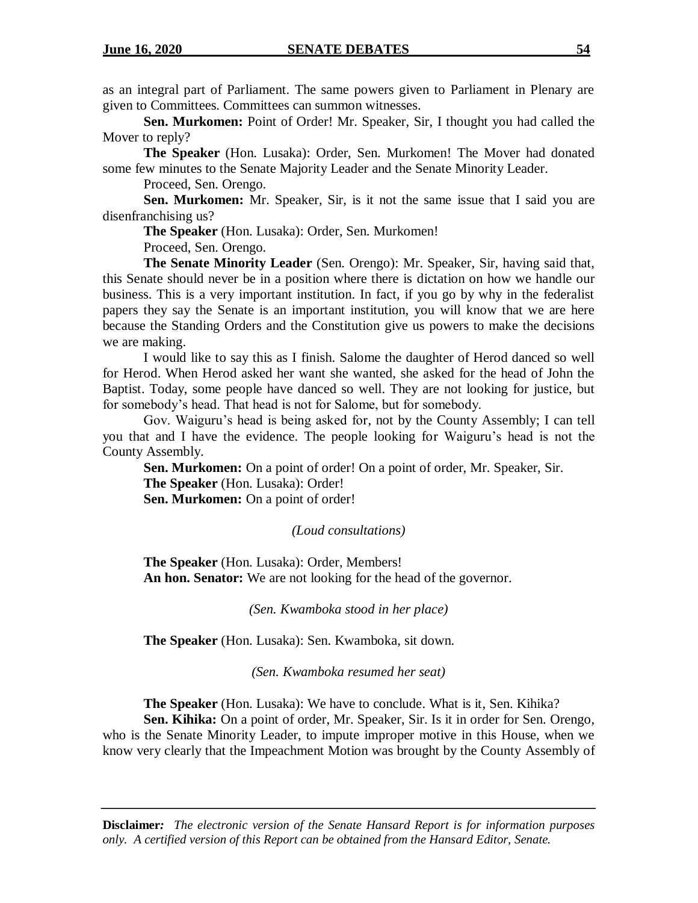as an integral part of Parliament. The same powers given to Parliament in Plenary are given to Committees. Committees can summon witnesses.

**Sen. Murkomen:** Point of Order! Mr. Speaker, Sir, I thought you had called the Mover to reply?

**The Speaker** (Hon. Lusaka): Order, Sen. Murkomen! The Mover had donated some few minutes to the Senate Majority Leader and the Senate Minority Leader.

Proceed, Sen. Orengo.

**Sen. Murkomen:** Mr. Speaker, Sir, is it not the same issue that I said you are disenfranchising us?

**The Speaker** (Hon. Lusaka): Order, Sen. Murkomen!

Proceed, Sen. Orengo.

**The Senate Minority Leader** (Sen. Orengo): Mr. Speaker, Sir, having said that, this Senate should never be in a position where there is dictation on how we handle our business. This is a very important institution. In fact, if you go by why in the federalist papers they say the Senate is an important institution, you will know that we are here because the Standing Orders and the Constitution give us powers to make the decisions we are making.

I would like to say this as I finish. Salome the daughter of Herod danced so well for Herod. When Herod asked her want she wanted, she asked for the head of John the Baptist. Today, some people have danced so well. They are not looking for justice, but for somebody's head. That head is not for Salome, but for somebody.

Gov. Waiguru's head is being asked for, not by the County Assembly; I can tell you that and I have the evidence. The people looking for Waiguru's head is not the County Assembly.

**Sen. Murkomen:** On a point of order! On a point of order, Mr. Speaker, Sir.

**The Speaker** (Hon. Lusaka): Order!

**Sen. Murkomen:** On a point of order!

*(Loud consultations)*

**The Speaker** (Hon. Lusaka): Order, Members!

**An hon. Senator:** We are not looking for the head of the governor.

*(Sen. Kwamboka stood in her place)*

**The Speaker** (Hon. Lusaka): Sen. Kwamboka, sit down.

*(Sen. Kwamboka resumed her seat)*

**The Speaker** (Hon. Lusaka): We have to conclude. What is it, Sen. Kihika?

**Sen. Kihika:** On a point of order, Mr. Speaker, Sir. Is it in order for Sen. Orengo, who is the Senate Minority Leader, to impute improper motive in this House, when we know very clearly that the Impeachment Motion was brought by the County Assembly of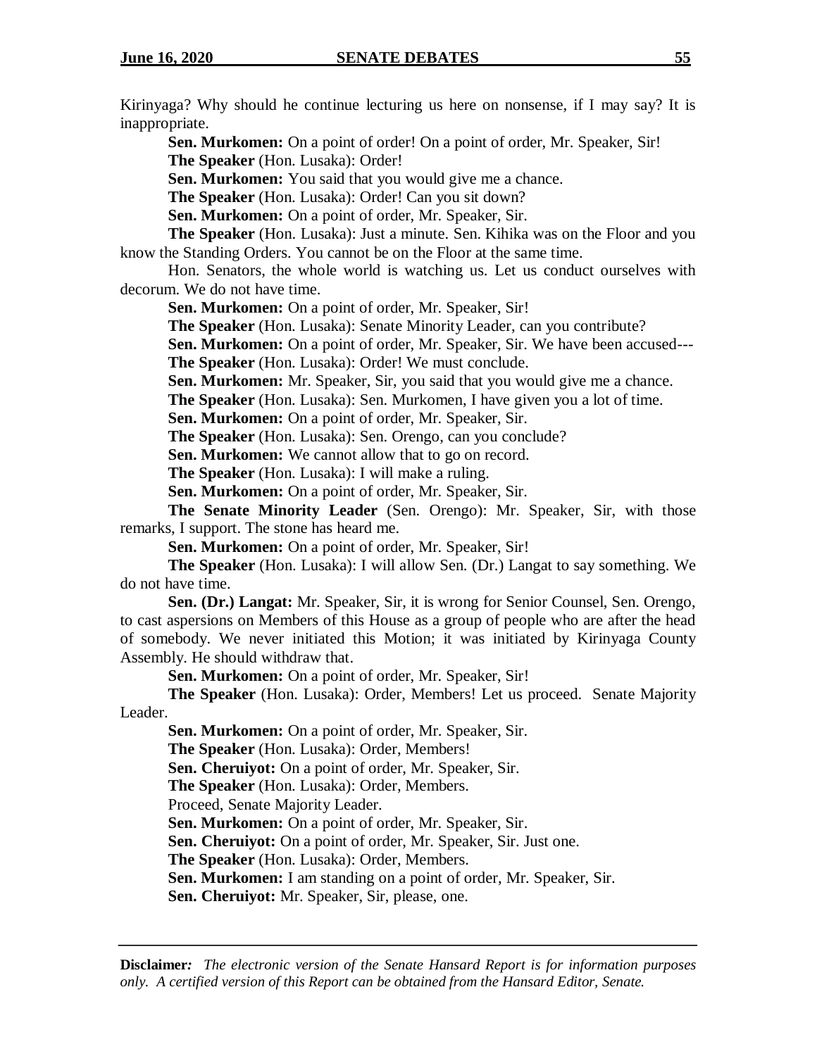Kirinyaga? Why should he continue lecturing us here on nonsense, if I may say? It is inappropriate.

**Sen. Murkomen:** On a point of order! On a point of order, Mr. Speaker, Sir!

**The Speaker** (Hon. Lusaka): Order!

**Sen. Murkomen:** You said that you would give me a chance.

**The Speaker** (Hon. Lusaka): Order! Can you sit down?

**Sen. Murkomen:** On a point of order, Mr. Speaker, Sir.

**The Speaker** (Hon. Lusaka): Just a minute. Sen. Kihika was on the Floor and you know the Standing Orders. You cannot be on the Floor at the same time.

Hon. Senators, the whole world is watching us. Let us conduct ourselves with decorum. We do not have time.

**Sen. Murkomen:** On a point of order, Mr. Speaker, Sir!

**The Speaker** (Hon. Lusaka): Senate Minority Leader, can you contribute?

**Sen. Murkomen:** On a point of order, Mr. Speaker, Sir. We have been accused---

**The Speaker** (Hon. Lusaka): Order! We must conclude.

**Sen. Murkomen:** Mr. Speaker, Sir, you said that you would give me a chance.

**The Speaker** (Hon. Lusaka): Sen. Murkomen, I have given you a lot of time.

**Sen. Murkomen:** On a point of order, Mr. Speaker, Sir.

**The Speaker** (Hon. Lusaka): Sen. Orengo, can you conclude?

**Sen. Murkomen:** We cannot allow that to go on record.

**The Speaker** (Hon. Lusaka): I will make a ruling.

**Sen. Murkomen:** On a point of order, Mr. Speaker, Sir.

**The Senate Minority Leader** (Sen. Orengo): Mr. Speaker, Sir, with those remarks, I support. The stone has heard me.

**Sen. Murkomen:** On a point of order, Mr. Speaker, Sir!

**The Speaker** (Hon. Lusaka): I will allow Sen. (Dr.) Langat to say something. We do not have time.

**Sen. (Dr.) Langat:** Mr. Speaker, Sir, it is wrong for Senior Counsel, Sen. Orengo, to cast aspersions on Members of this House as a group of people who are after the head of somebody. We never initiated this Motion; it was initiated by Kirinyaga County Assembly. He should withdraw that.

**Sen. Murkomen:** On a point of order, Mr. Speaker, Sir!

**The Speaker** (Hon. Lusaka): Order, Members! Let us proceed. Senate Majority Leader.

**Sen. Murkomen:** On a point of order, Mr. Speaker, Sir.

**The Speaker** (Hon. Lusaka): Order, Members!

**Sen. Cheruiyot:** On a point of order, Mr. Speaker, Sir.

**The Speaker** (Hon. Lusaka): Order, Members.

Proceed, Senate Majority Leader.

**Sen. Murkomen:** On a point of order, Mr. Speaker, Sir.

**Sen. Cheruiyot:** On a point of order, Mr. Speaker, Sir. Just one.

**The Speaker** (Hon. Lusaka): Order, Members.

**Sen. Murkomen:** I am standing on a point of order, Mr. Speaker, Sir.

**Sen. Cheruiyot:** Mr. Speaker, Sir, please, one.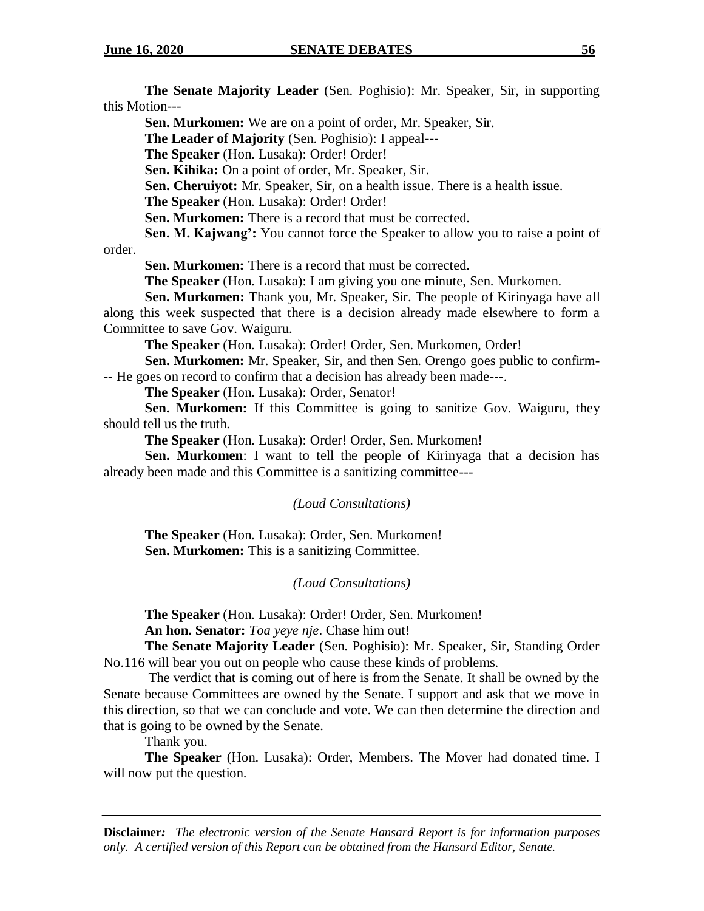**The Senate Majority Leader** (Sen. Poghisio): Mr. Speaker, Sir, in supporting this Motion---

**Sen. Murkomen:** We are on a point of order, Mr. Speaker, Sir.

**The Leader of Majority** (Sen. Poghisio): I appeal---

**The Speaker** (Hon. Lusaka): Order! Order!

**Sen. Kihika:** On a point of order, Mr. Speaker, Sir.

**Sen. Cheruiyot:** Mr. Speaker, Sir, on a health issue. There is a health issue.

**The Speaker** (Hon. Lusaka): Order! Order!

**Sen. Murkomen:** There is a record that must be corrected.

**Sen. M. Kajwang':** You cannot force the Speaker to allow you to raise a point of order.

**Sen. Murkomen:** There is a record that must be corrected.

**The Speaker** (Hon. Lusaka): I am giving you one minute, Sen. Murkomen.

**Sen. Murkomen:** Thank you, Mr. Speaker, Sir. The people of Kirinyaga have all along this week suspected that there is a decision already made elsewhere to form a Committee to save Gov. Waiguru.

**The Speaker** (Hon. Lusaka): Order! Order, Sen. Murkomen, Order!

**Sen. Murkomen:** Mr. Speaker, Sir, and then Sen. Orengo goes public to confirm--- He goes on record to confirm that a decision has already been made---.

**The Speaker** (Hon. Lusaka): Order, Senator!

**Sen. Murkomen:** If this Committee is going to sanitize Gov. Waiguru, they should tell us the truth.

**The Speaker** (Hon. Lusaka): Order! Order, Sen. Murkomen!

**Sen. Murkomen**: I want to tell the people of Kirinyaga that a decision has already been made and this Committee is a sanitizing committee---

*(Loud Consultations)*

**The Speaker** (Hon. Lusaka): Order, Sen. Murkomen!

**Sen. Murkomen:** This is a sanitizing Committee.

*(Loud Consultations)*

**The Speaker** (Hon. Lusaka): Order! Order, Sen. Murkomen!

**An hon. Senator:** *Toa yeye nje*. Chase him out!

**The Senate Majority Leader** (Sen. Poghisio): Mr. Speaker, Sir, Standing Order No.116 will bear you out on people who cause these kinds of problems.

The verdict that is coming out of here is from the Senate. It shall be owned by the Senate because Committees are owned by the Senate. I support and ask that we move in this direction, so that we can conclude and vote. We can then determine the direction and that is going to be owned by the Senate.

Thank you.

**The Speaker** (Hon. Lusaka): Order, Members. The Mover had donated time. I will now put the question.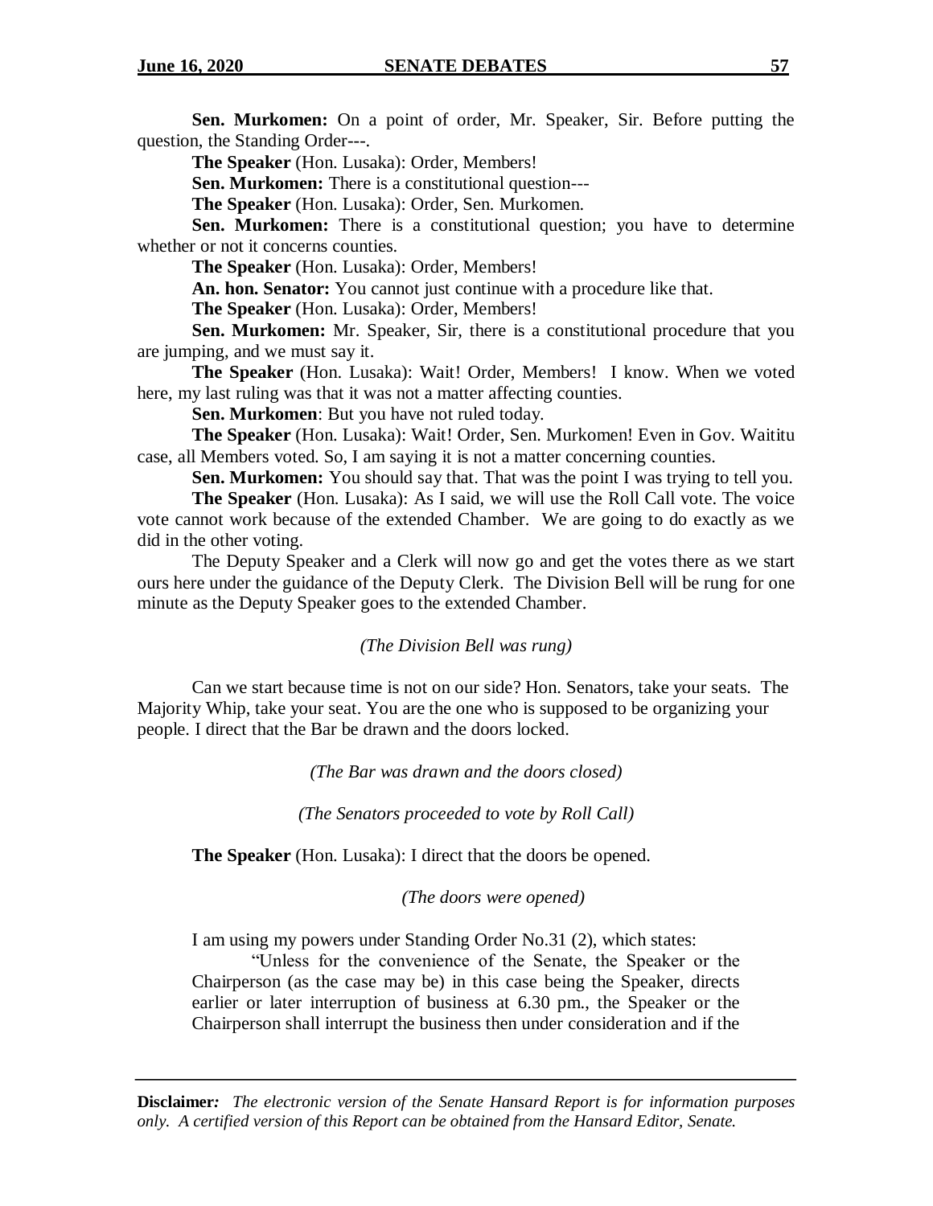**Sen. Murkomen:** On a point of order, Mr. Speaker, Sir. Before putting the question, the Standing Order---.

**The Speaker** (Hon. Lusaka): Order, Members!

**Sen. Murkomen:** There is a constitutional question---

**The Speaker** (Hon. Lusaka): Order, Sen. Murkomen.

**Sen. Murkomen:** There is a constitutional question; you have to determine whether or not it concerns counties.

**The Speaker** (Hon. Lusaka): Order, Members!

**An. hon. Senator:** You cannot just continue with a procedure like that.

**The Speaker** (Hon. Lusaka): Order, Members!

**Sen. Murkomen:** Mr. Speaker, Sir, there is a constitutional procedure that you are jumping, and we must say it.

**The Speaker** (Hon. Lusaka): Wait! Order, Members! I know. When we voted here, my last ruling was that it was not a matter affecting counties.

**Sen. Murkomen**: But you have not ruled today.

**The Speaker** (Hon. Lusaka): Wait! Order, Sen. Murkomen! Even in Gov. Waititu case, all Members voted. So, I am saying it is not a matter concerning counties.

**Sen. Murkomen:** You should say that. That was the point I was trying to tell you.

**The Speaker** (Hon. Lusaka): As I said, we will use the Roll Call vote. The voice vote cannot work because of the extended Chamber. We are going to do exactly as we did in the other voting.

The Deputy Speaker and a Clerk will now go and get the votes there as we start ours here under the guidance of the Deputy Clerk. The Division Bell will be rung for one minute as the Deputy Speaker goes to the extended Chamber.

*(The Division Bell was rung)*

Can we start because time is not on our side? Hon. Senators, take your seats. The Majority Whip, take your seat. You are the one who is supposed to be organizing your people. I direct that the Bar be drawn and the doors locked.

*(The Bar was drawn and the doors closed)*

*(The Senators proceeded to vote by Roll Call)*

**The Speaker** (Hon. Lusaka): I direct that the doors be opened.

*(The doors were opened)*

I am using my powers under Standing Order No.31 (2), which states:

> "Unless for the convenience of the Senate, the Speaker or the Chairperson (as the case may be) in this case being the Speaker, directs earlier or later interruption of business at 6.30 pm., the Speaker or the Chairperson shall interrupt the business then under consideration and if the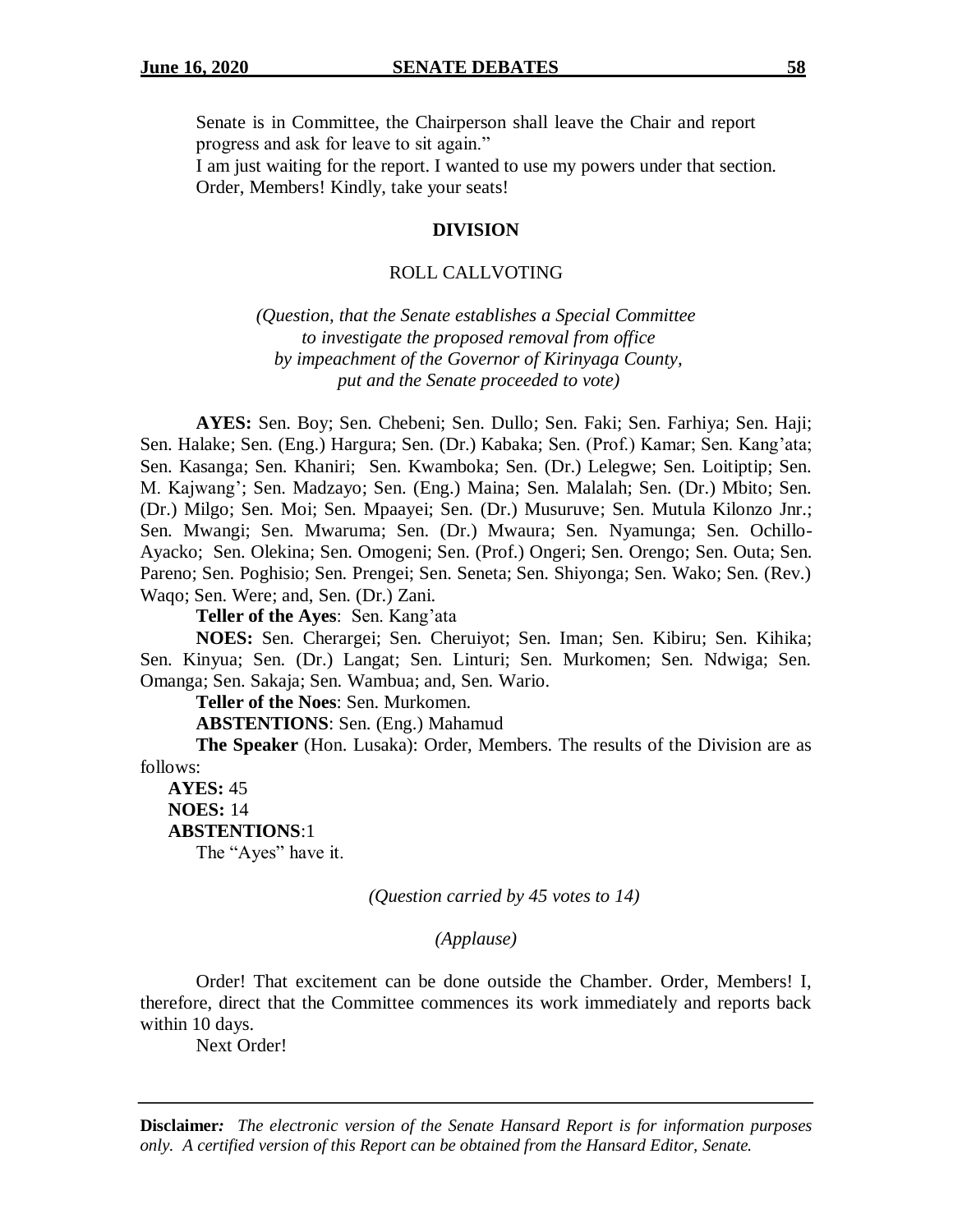Senate is in Committee, the Chairperson shall leave the Chair and report progress and ask for leave to sit again."

I am just waiting for the report. I wanted to use my powers under that section.

Order, Members! Kindly, take your seats!

**DIVISION**

ROLL CALLVOTING

*(Question, that the Senate establishes a Special Committee to investigate the proposed removal from office by impeachment of the Governor of Kirinyaga County, put and the Senate proceeded to vote)*

**AYES:** Sen. Boy; Sen. Chebeni; Sen. Dullo; Sen. Faki; Sen. Farhiya; Sen. Haji; Sen. Halake; Sen. (Eng.) Hargura; Sen. (Dr.) Kabaka; Sen. (Prof.) Kamar; Sen. Kang'ata; Sen. Kasanga; Sen. Khaniri; Sen. Kwamboka; Sen. (Dr.) Lelegwe; Sen. Loitiptip; Sen. M. Kajwang'; Sen. Madzayo; Sen. (Eng.) Maina; Sen. Malalah; Sen. (Dr.) Mbito; Sen. (Dr.) Milgo; Sen. Moi; Sen. Mpaayei; Sen. (Dr.) Musuruve; Sen. Mutula Kilonzo Jnr.; Sen. Mwangi; Sen. Mwaruma; Sen. (Dr.) Mwaura; Sen. Nyamunga; Sen. Ochillo-Ayacko; Sen. Olekina; Sen. Omogeni; Sen. (Prof.) Ongeri; Sen. Orengo; Sen. Outa; Sen. Pareno; Sen. Poghisio; Sen. Prengei; Sen. Seneta; Sen. Shiyonga; Sen. Wako; Sen. (Rev.) Waqo; Sen. Were; and, Sen. (Dr.) Zani.

**Teller of the Ayes**: Sen. Kang'ata

**NOES:** Sen. Cherargei; Sen. Cheruiyot; Sen. Iman; Sen. Kibiru; Sen. Kihika; Sen. Kinyua; Sen. (Dr.) Langat; Sen. Linturi; Sen. Murkomen; Sen. Ndwiga; Sen. Omanga; Sen. Sakaja; Sen. Wambua; and, Sen. Wario.

**Teller of the Noes**: Sen. Murkomen.

**ABSTENTIONS**: Sen. (Eng.) Mahamud

**The Speaker** (Hon. Lusaka): Order, Members. The results of the Division are as follows:

**AYES:** 45
**NOES:** 14
**ABSTENTIONS**:1

The "Ayes" have it.

*(Question carried by 45 votes to 14)*

*(Applause)*

Order! That excitement can be done outside the Chamber. Order, Members! I, therefore, direct that the Committee commences its work immediately and reports back within 10 days.

Next Order!

**Disclaimer:** *The electronic version of the Senate Hansard Report is for information purposes only. A certified version of this Report can be obtained from the Hansard Editor, Senate.*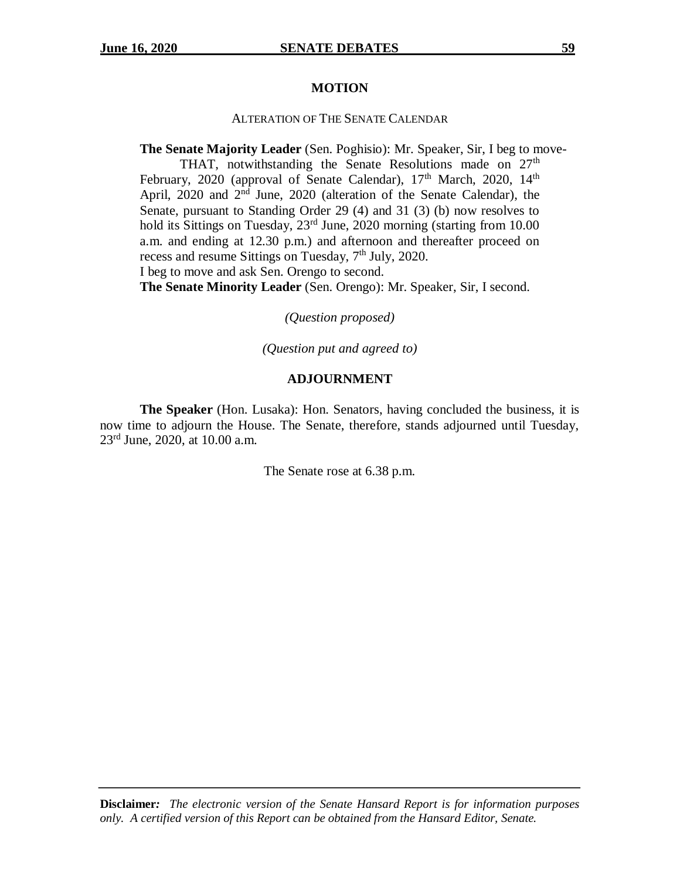## MOTION

### ALTERATION OF THE SENATE CALENDAR

**The Senate Majority Leader** (Sen. Poghisio): Mr. Speaker, Sir, I beg to move-

THAT, notwithstanding the Senate Resolutions made on 27th February, 2020 (approval of Senate Calendar), 17th March, 2020, 14th April, 2020 and 2nd June, 2020 (alteration of the Senate Calendar), the Senate, pursuant to Standing Order 29 (4) and 31 (3) (b) now resolves to hold its Sittings on Tuesday, 23rd June, 2020 morning (starting from 10.00 a.m. and ending at 12.30 p.m.) and afternoon and thereafter proceed on recess and resume Sittings on Tuesday, 7th July, 2020.

I beg to move and ask Sen. Orengo to second.

**The Senate Minority Leader** (Sen. Orengo): Mr. Speaker, Sir, I second.

*(Question proposed)*

*(Question put and agreed to)*

## ADJOURNMENT

**The Speaker** (Hon. Lusaka): Hon. Senators, having concluded the business, it is now time to adjourn the House. The Senate, therefore, stands adjourned until Tuesday, 23rd June, 2020, at 10.00 a.m.

The Senate rose at 6.38 p.m.

**Disclaimer:** *The electronic version of the Senate Hansard Report is for information purposes only. A certified version of this Report can be obtained from the Hansard Editor, Senate.*